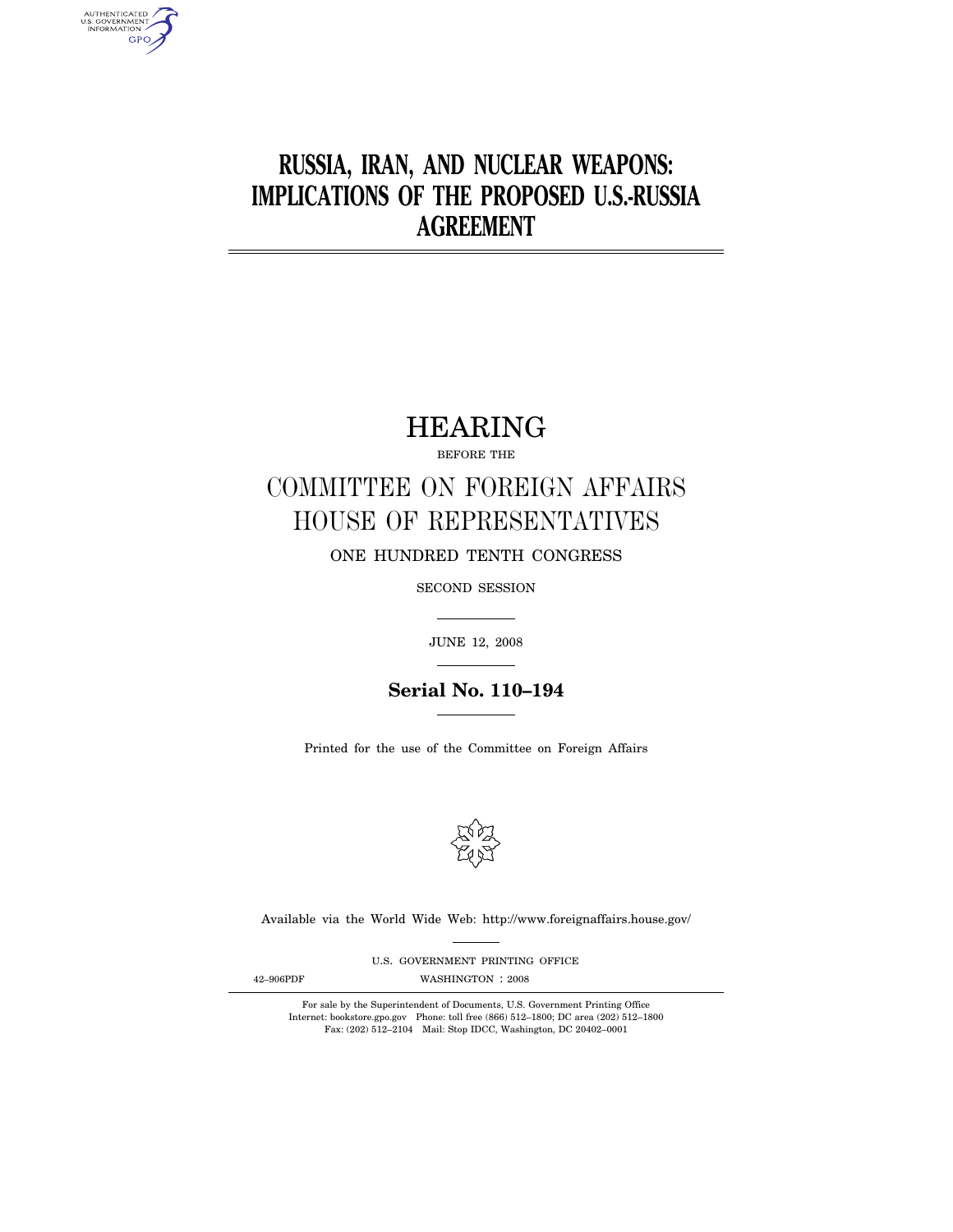# RUSSIA, IRAN, AND NUCLEAR WEAPONS: IMPLICATIONS OF THE PROPOSED U.S.-RUSSIA AGREEMENT

## HEARING

BEFORE THE

## COMMITTEE ON FOREIGN AFFAIRS
## HOUSE OF REPRESENTATIVES

ONE HUNDRED TENTH CONGRESS

SECOND SESSION

JUNE 12, 2008

**Serial No. 110–194**

Printed for the use of the Committee on Foreign Affairs

Available via the World Wide Web: http://www.foreignaffairs.house.gov/

U.S. GOVERNMENT PRINTING OFFICE

42–906PDF WASHINGTON : 2008

For sale by the Superintendent of Documents, U.S. Government Printing Office
Internet: bookstore.gpo.gov Phone: toll free (866) 512–1800; DC area (202) 512–1800
Fax: (202) 512–2104 Mail: Stop IDCC, Washington, DC 20402–0001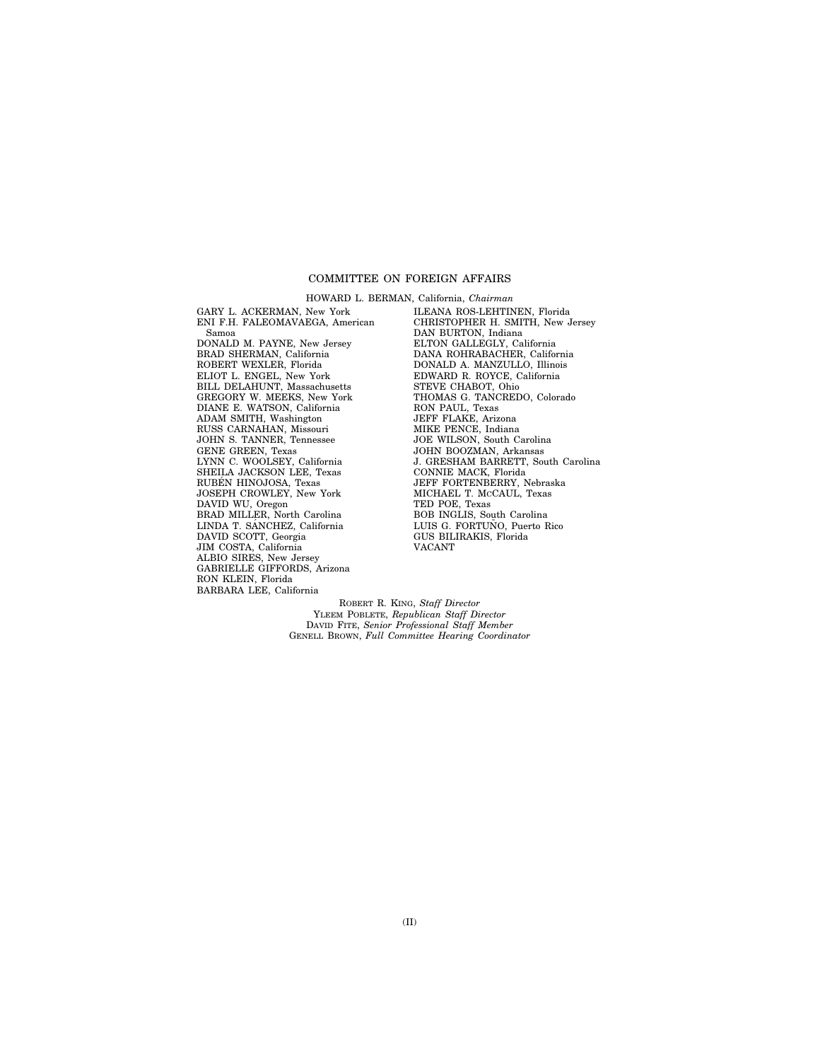## COMMITTEE ON FOREIGN AFFAIRS

HOWARD L. BERMAN, California, *Chairman*

GARY L. ACKERMAN, New York
ENI F.H. FALEOMAVAEGA, American Samoa
DONALD M. PAYNE, New Jersey
BRAD SHERMAN, California
ROBERT WEXLER, Florida
ELIOT L. ENGEL, New York
BILL DELAHUNT, Massachusetts
GREGORY W. MEEKS, New York
DIANE E. WATSON, California
ADAM SMITH, Washington
RUSS CARNAHAN, Missouri
JOHN S. TANNER, Tennessee
GENE GREEN, Texas
LYNN C. WOOLSEY, California
SHEILA JACKSON LEE, Texas
RUBÉN HINOJOSA, Texas
JOSEPH CROWLEY, New York
DAVID WU, Oregon
BRAD MILLER, North Carolina
LINDA T. SÁNCHEZ, California
DAVID SCOTT, Georgia
JIM COSTA, California
ALBIO SIRES, New Jersey
GABRIELLE GIFFORDS, Arizona
RON KLEIN, Florida
BARBARA LEE, California

ILEANA ROS-LEHTINEN, Florida
CHRISTOPHER H. SMITH, New Jersey
DAN BURTON, Indiana
ELTON GALLEGLY, California
DANA ROHRABACHER, California
DONALD A. MANZULLO, Illinois
EDWARD R. ROYCE, California
STEVE CHABOT, Ohio
THOMAS G. TANCREDO, Colorado
RON PAUL, Texas
JEFF FLAKE, Arizona
MIKE PENCE, Indiana
JOE WILSON, South Carolina
JOHN BOOZMAN, Arkansas
J. GRESHAM BARRETT, South Carolina
CONNIE MACK, Florida
JEFF FORTENBERRY, Nebraska
MICHAEL T. MCCAUL, Texas
TED POE, Texas
BOB INGLIS, South Carolina
LUIS G. FORTUÑO, Puerto Rico
GUS BILIRAKIS, Florida
VACANT

ROBERT R. KING, *Staff Director*
YLEEM POBLETE, *Republican Staff Director*
DAVID FITE, *Senior Professional Staff Member*
GENELL BROWN, *Full Committee Hearing Coordinator*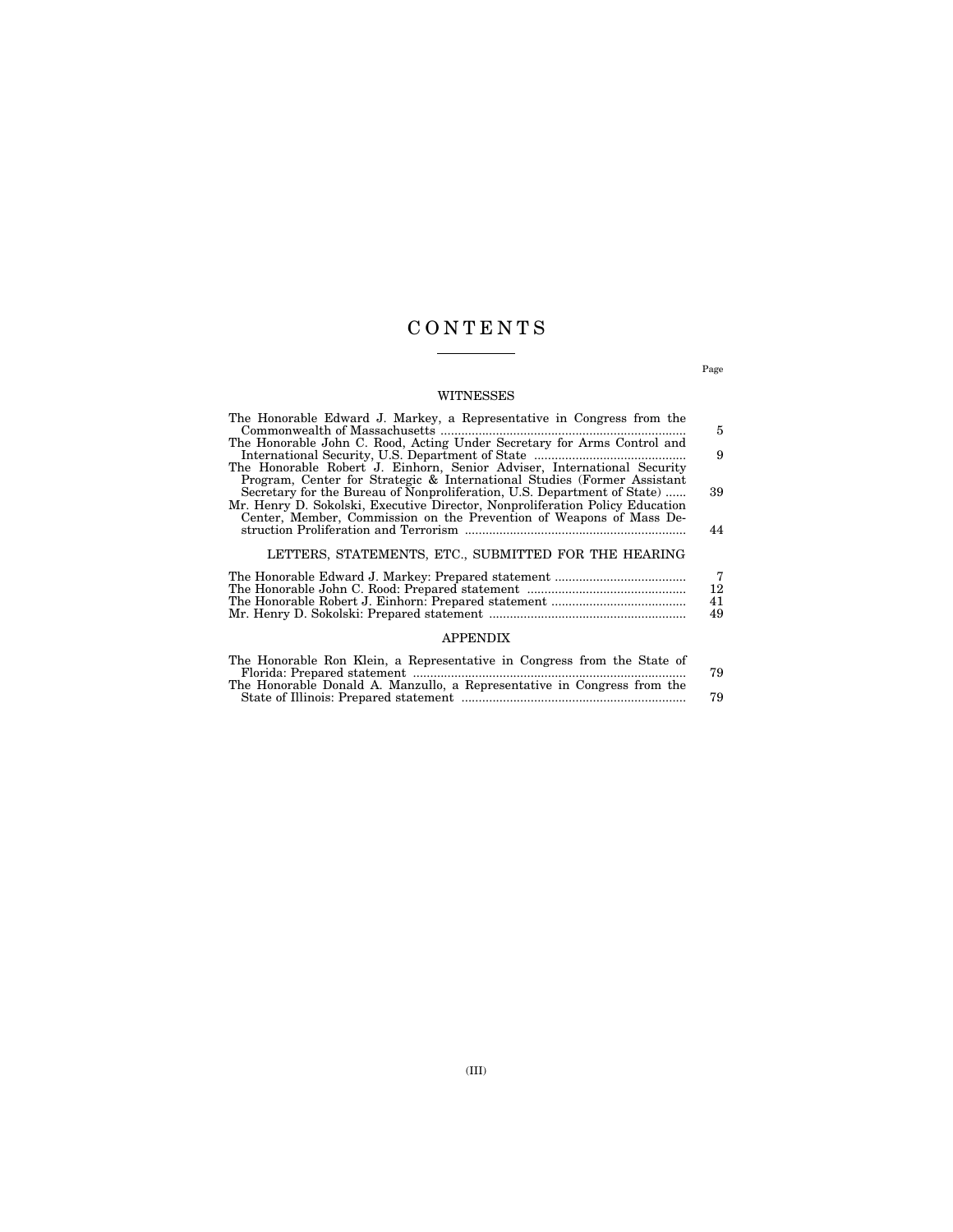# CONTENTS

Page

## WITNESSES

| | |
|---|---|
| The Honorable Edward J. Markey, a Representative in Congress from the Commonwealth of Massachusetts | 5 |
| The Honorable John C. Rood, Acting Under Secretary for Arms Control and International Security, U.S. Department of State | 9 |
| The Honorable Robert J. Einhorn, Senior Adviser, International Security Program, Center for Strategic & International Studies (Former Assistant Secretary for the Bureau of Nonproliferation, U.S. Department of State) | 39 |
| Mr. Henry D. Sokolski, Executive Director, Nonproliferation Policy Education Center, Member, Commission on the Prevention of Weapons of Mass Destruction Proliferation and Terrorism | 44 |

## LETTERS, STATEMENTS, ETC., SUBMITTED FOR THE HEARING

| | |
|---|---|
| The Honorable Edward J. Markey: Prepared statement | 7 |
| The Honorable John C. Rood: Prepared statement | 12 |
| The Honorable Robert J. Einhorn: Prepared statement | 41 |
| Mr. Henry D. Sokolski: Prepared statement | 49 |

## APPENDIX

| | |
|---|---|
| The Honorable Ron Klein, a Representative in Congress from the State of Florida: Prepared statement | 79 |
| The Honorable Donald A. Manzullo, a Representative in Congress from the State of Illinois: Prepared statement | 79 |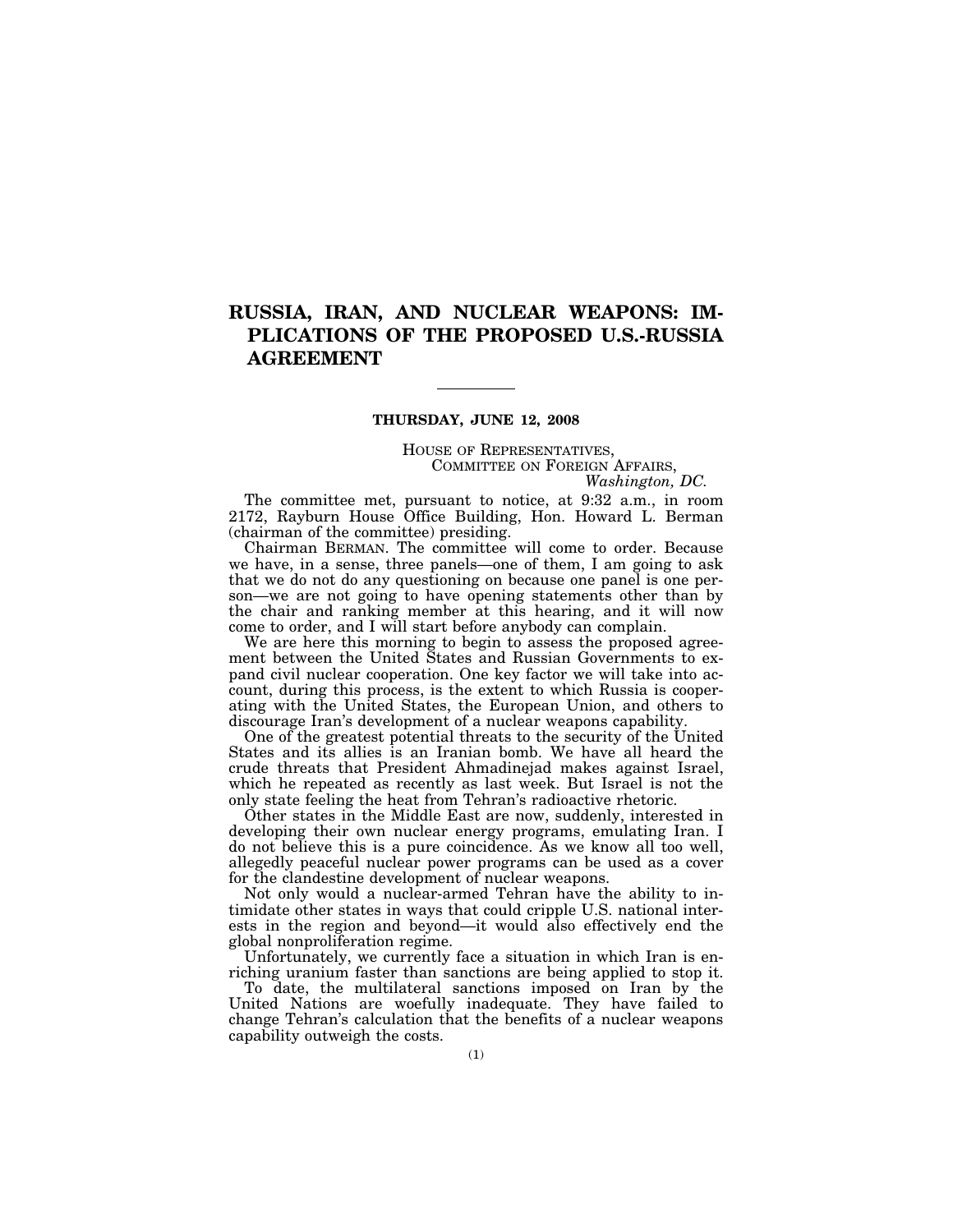# RUSSIA, IRAN, AND NUCLEAR WEAPONS: IMPLICATIONS OF THE PROPOSED U.S.-RUSSIA AGREEMENT

---

**THURSDAY, JUNE 12, 2008**

HOUSE OF REPRESENTATIVES,
COMMITTEE ON FOREIGN AFFAIRS,
*Washington, DC.*

The committee met, pursuant to notice, at 9:32 a.m., in room 2172, Rayburn House Office Building, Hon. Howard L. Berman (chairman of the committee) presiding.

Chairman BERMAN. The committee will come to order. Because we have, in a sense, three panels—one of them, I am going to ask that we do not do any questioning on because one panel is one person—we are not going to have opening statements other than by the chair and ranking member at this hearing, and it will now come to order, and I will start before anybody can complain.

We are here this morning to begin to assess the proposed agreement between the United States and Russian Governments to expand civil nuclear cooperation. One key factor we will take into account, during this process, is the extent to which Russia is cooperating with the United States, the European Union, and others to discourage Iran's development of a nuclear weapons capability.

One of the greatest potential threats to the security of the United States and its allies is an Iranian bomb. We have all heard the crude threats that President Ahmadinejad makes against Israel, which he repeated as recently as last week. But Israel is not the only state feeling the heat from Tehran's radioactive rhetoric.

Other states in the Middle East are now, suddenly, interested in developing their own nuclear energy programs, emulating Iran. I do not believe this is a pure coincidence. As we know all too well, allegedly peaceful nuclear power programs can be used as a cover for the clandestine development of nuclear weapons.

Not only would a nuclear-armed Tehran have the ability to intimidate other states in ways that could cripple U.S. national interests in the region and beyond—it would also effectively end the global nonproliferation regime.

Unfortunately, we currently face a situation in which Iran is enriching uranium faster than sanctions are being applied to stop it.

To date, the multilateral sanctions imposed on Iran by the United Nations are woefully inadequate. They have failed to change Tehran's calculation that the benefits of a nuclear weapons capability outweigh the costs.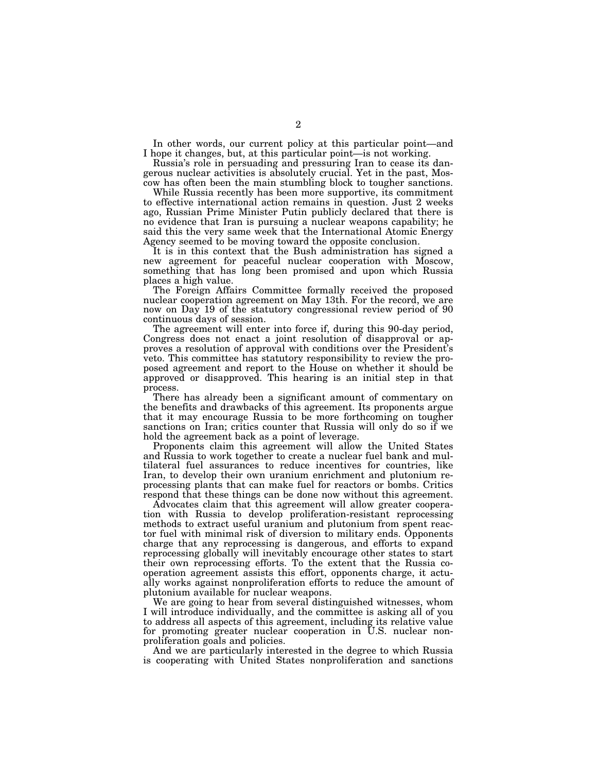In other words, our current policy at this particular point—and I hope it changes, but, at this particular point—is not working.

Russia's role in persuading and pressuring Iran to cease its dangerous nuclear activities is absolutely crucial. Yet in the past, Moscow has often been the main stumbling block to tougher sanctions.

While Russia recently has been more supportive, its commitment to effective international action remains in question. Just 2 weeks ago, Russian Prime Minister Putin publicly declared that there is no evidence that Iran is pursuing a nuclear weapons capability; he said this the very same week that the International Atomic Energy Agency seemed to be moving toward the opposite conclusion.

It is in this context that the Bush administration has signed a new agreement for peaceful nuclear cooperation with Moscow, something that has long been promised and upon which Russia places a high value.

The Foreign Affairs Committee formally received the proposed nuclear cooperation agreement on May 13th. For the record, we are now on Day 19 of the statutory congressional review period of 90 continuous days of session.

The agreement will enter into force if, during this 90-day period, Congress does not enact a joint resolution of disapproval or approves a resolution of approval with conditions over the President's veto. This committee has statutory responsibility to review the proposed agreement and report to the House on whether it should be approved or disapproved. This hearing is an initial step in that process.

There has already been a significant amount of commentary on the benefits and drawbacks of this agreement. Its proponents argue that it may encourage Russia to be more forthcoming on tougher sanctions on Iran; critics counter that Russia will only do so if we hold the agreement back as a point of leverage.

Proponents claim this agreement will allow the United States and Russia to work together to create a nuclear fuel bank and multilateral fuel assurances to reduce incentives for countries, like Iran, to develop their own uranium enrichment and plutonium reprocessing plants that can make fuel for reactors or bombs. Critics respond that these things can be done now without this agreement.

Advocates claim that this agreement will allow greater cooperation with Russia to develop proliferation-resistant reprocessing methods to extract useful uranium and plutonium from spent reactor fuel with minimal risk of diversion to military ends. Opponents charge that any reprocessing is dangerous, and efforts to expand reprocessing globally will inevitably encourage other states to start their own reprocessing efforts. To the extent that the Russia cooperation agreement assists this effort, opponents charge, it actually works against nonproliferation efforts to reduce the amount of plutonium available for nuclear weapons.

We are going to hear from several distinguished witnesses, whom I will introduce individually, and the committee is asking all of you to address all aspects of this agreement, including its relative value for promoting greater nuclear cooperation in U.S. nuclear nonproliferation goals and policies.

And we are particularly interested in the degree to which Russia is cooperating with United States nonproliferation and sanctions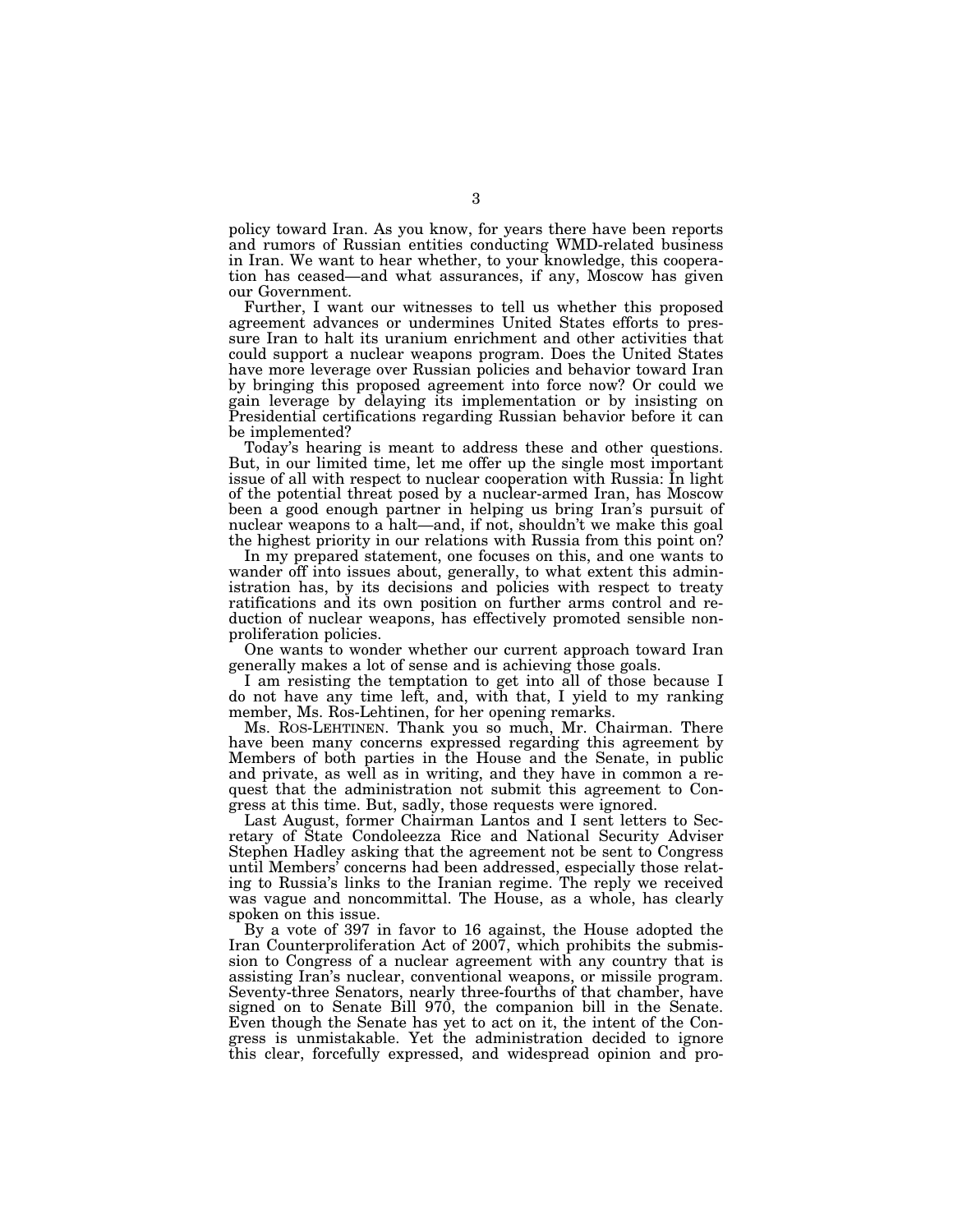policy toward Iran. As you know, for years there have been reports and rumors of Russian entities conducting WMD-related business in Iran. We want to hear whether, to your knowledge, this cooperation has ceased—and what assurances, if any, Moscow has given our Government.

Further, I want our witnesses to tell us whether this proposed agreement advances or undermines United States efforts to pressure Iran to halt its uranium enrichment and other activities that could support a nuclear weapons program. Does the United States have more leverage over Russian policies and behavior toward Iran by bringing this proposed agreement into force now? Or could we gain leverage by delaying its implementation or by insisting on Presidential certifications regarding Russian behavior before it can be implemented?

Today's hearing is meant to address these and other questions. But, in our limited time, let me offer up the single most important issue of all with respect to nuclear cooperation with Russia: In light of the potential threat posed by a nuclear-armed Iran, has Moscow been a good enough partner in helping us bring Iran's pursuit of nuclear weapons to a halt—and, if not, shouldn't we make this goal the highest priority in our relations with Russia from this point on?

In my prepared statement, one focuses on this, and one wants to wander off into issues about, generally, to what extent this administration has, by its decisions and policies with respect to treaty ratifications and its own position on further arms control and reduction of nuclear weapons, has effectively promoted sensible nonproliferation policies.

One wants to wonder whether our current approach toward Iran generally makes a lot of sense and is achieving those goals.

I am resisting the temptation to get into all of those because I do not have any time left, and, with that, I yield to my ranking member, Ms. Ros-Lehtinen, for her opening remarks.

Ms. ROS-LEHTINEN. Thank you so much, Mr. Chairman. There have been many concerns expressed regarding this agreement by Members of both parties in the House and the Senate, in public and private, as well as in writing, and they have in common a request that the administration not submit this agreement to Congress at this time. But, sadly, those requests were ignored.

Last August, former Chairman Lantos and I sent letters to Secretary of State Condoleezza Rice and National Security Adviser Stephen Hadley asking that the agreement not be sent to Congress until Members' concerns had been addressed, especially those relating to Russia's links to the Iranian regime. The reply we received was vague and noncommittal. The House, as a whole, has clearly spoken on this issue.

By a vote of 397 in favor to 16 against, the House adopted the Iran Counterproliferation Act of 2007, which prohibits the submission to Congress of a nuclear agreement with any country that is assisting Iran's nuclear, conventional weapons, or missile program. Seventy-three Senators, nearly three-fourths of that chamber, have signed on to Senate Bill 970, the companion bill in the Senate. Even though the Senate has yet to act on it, the intent of the Congress is unmistakable. Yet the administration decided to ignore this clear, forcefully expressed, and widespread opinion and pro-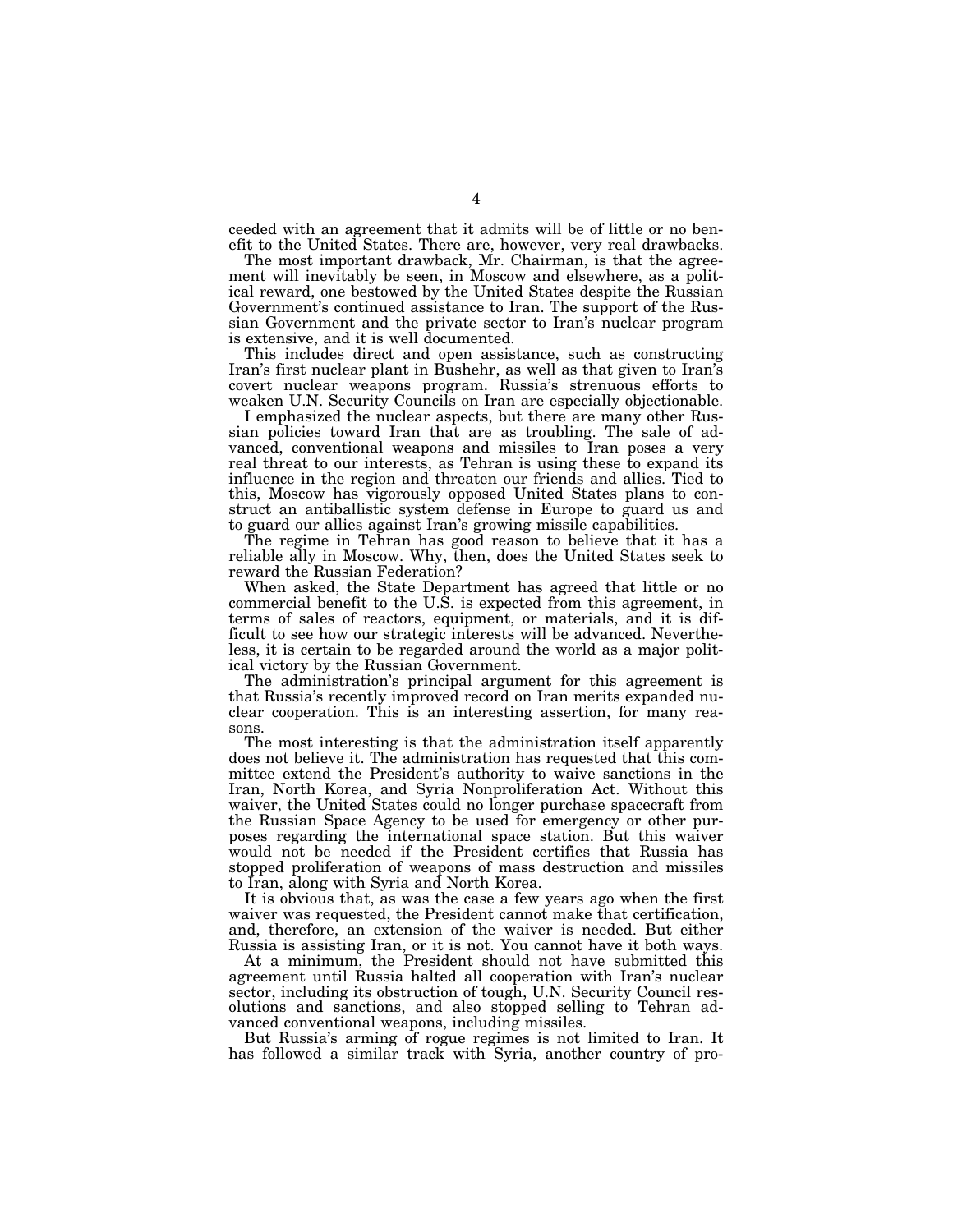ceeded with an agreement that it admits will be of little or no benefit to the United States. There are, however, very real drawbacks.

The most important drawback, Mr. Chairman, is that the agreement will inevitably be seen, in Moscow and elsewhere, as a political reward, one bestowed by the United States despite the Russian Government's continued assistance to Iran. The support of the Russian Government and the private sector to Iran's nuclear program is extensive, and it is well documented.

This includes direct and open assistance, such as constructing Iran's first nuclear plant in Bushehr, as well as that given to Iran's covert nuclear weapons program. Russia's strenuous efforts to weaken U.N. Security Councils on Iran are especially objectionable.

I emphasized the nuclear aspects, but there are many other Russian policies toward Iran that are as troubling. The sale of advanced, conventional weapons and missiles to Iran poses a very real threat to our interests, as Tehran is using these to expand its influence in the region and threaten our friends and allies. Tied to this, Moscow has vigorously opposed United States plans to construct an antiballistic system defense in Europe to guard us and to guard our allies against Iran's growing missile capabilities.

The regime in Tehran has good reason to believe that it has a reliable ally in Moscow. Why, then, does the United States seek to reward the Russian Federation?

When asked, the State Department has agreed that little or no commercial benefit to the U.S. is expected from this agreement, in terms of sales of reactors, equipment, or materials, and it is difficult to see how our strategic interests will be advanced. Nevertheless, it is certain to be regarded around the world as a major political victory by the Russian Government.

The administration's principal argument for this agreement is that Russia's recently improved record on Iran merits expanded nuclear cooperation. This is an interesting assertion, for many reasons.

The most interesting is that the administration itself apparently does not believe it. The administration has requested that this committee extend the President's authority to waive sanctions in the Iran, North Korea, and Syria Nonproliferation Act. Without this waiver, the United States could no longer purchase spacecraft from the Russian Space Agency to be used for emergency or other purposes regarding the international space station. But this waiver would not be needed if the President certifies that Russia has stopped proliferation of weapons of mass destruction and missiles to Iran, along with Syria and North Korea.

It is obvious that, as was the case a few years ago when the first waiver was requested, the President cannot make that certification, and, therefore, an extension of the waiver is needed. But either Russia is assisting Iran, or it is not. You cannot have it both ways.

At a minimum, the President should not have submitted this agreement until Russia halted all cooperation with Iran's nuclear sector, including its obstruction of tough, U.N. Security Council resolutions and sanctions, and also stopped selling to Tehran advanced conventional weapons, including missiles.

But Russia's arming of rogue regimes is not limited to Iran. It has followed a similar track with Syria, another country of pro-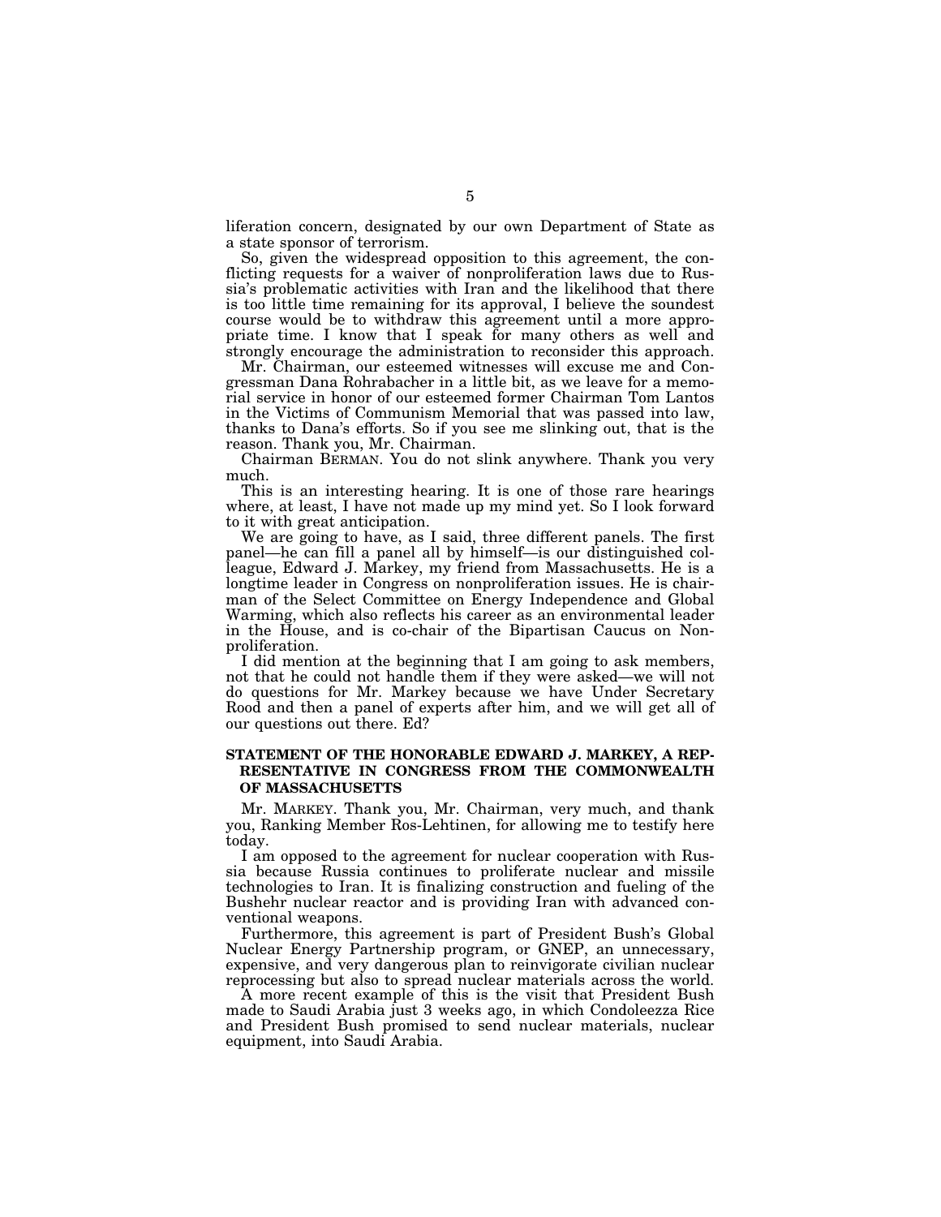liferation concern, designated by our own Department of State as a state sponsor of terrorism.

So, given the widespread opposition to this agreement, the conflicting requests for a waiver of nonproliferation laws due to Russia's problematic activities with Iran and the likelihood that there is too little time remaining for its approval, I believe the soundest course would be to withdraw this agreement until a more appropriate time. I know that I speak for many others as well and strongly encourage the administration to reconsider this approach.

Mr. Chairman, our esteemed witnesses will excuse me and Congressman Dana Rohrabacher in a little bit, as we leave for a memorial service in honor of our esteemed former Chairman Tom Lantos in the Victims of Communism Memorial that was passed into law, thanks to Dana's efforts. So if you see me slinking out, that is the reason. Thank you, Mr. Chairman.

Chairman BERMAN. You do not slink anywhere. Thank you very much.

This is an interesting hearing. It is one of those rare hearings where, at least, I have not made up my mind yet. So I look forward to it with great anticipation.

We are going to have, as I said, three different panels. The first panel—he can fill a panel all by himself—is our distinguished colleague, Edward J. Markey, my friend from Massachusetts. He is a longtime leader in Congress on nonproliferation issues. He is chairman of the Select Committee on Energy Independence and Global Warming, which also reflects his career as an environmental leader in the House, and is co-chair of the Bipartisan Caucus on Nonproliferation.

I did mention at the beginning that I am going to ask members, not that he could not handle them if they were asked—we will not do questions for Mr. Markey because we have Under Secretary Rood and then a panel of experts after him, and we will get all of our questions out there. Ed?

### STATEMENT OF THE HONORABLE EDWARD J. MARKEY, A REPRESENTATIVE IN CONGRESS FROM THE COMMONWEALTH OF MASSACHUSETTS

Mr. MARKEY. Thank you, Mr. Chairman, very much, and thank you, Ranking Member Ros-Lehtinen, for allowing me to testify here today.

I am opposed to the agreement for nuclear cooperation with Russia because Russia continues to proliferate nuclear and missile technologies to Iran. It is finalizing construction and fueling of the Bushehr nuclear reactor and is providing Iran with advanced conventional weapons.

Furthermore, this agreement is part of President Bush's Global Nuclear Energy Partnership program, or GNEP, an unnecessary, expensive, and very dangerous plan to reinvigorate civilian nuclear reprocessing but also to spread nuclear materials across the world.

A more recent example of this is the visit that President Bush made to Saudi Arabia just 3 weeks ago, in which Condoleezza Rice and President Bush promised to send nuclear materials, nuclear equipment, into Saudi Arabia.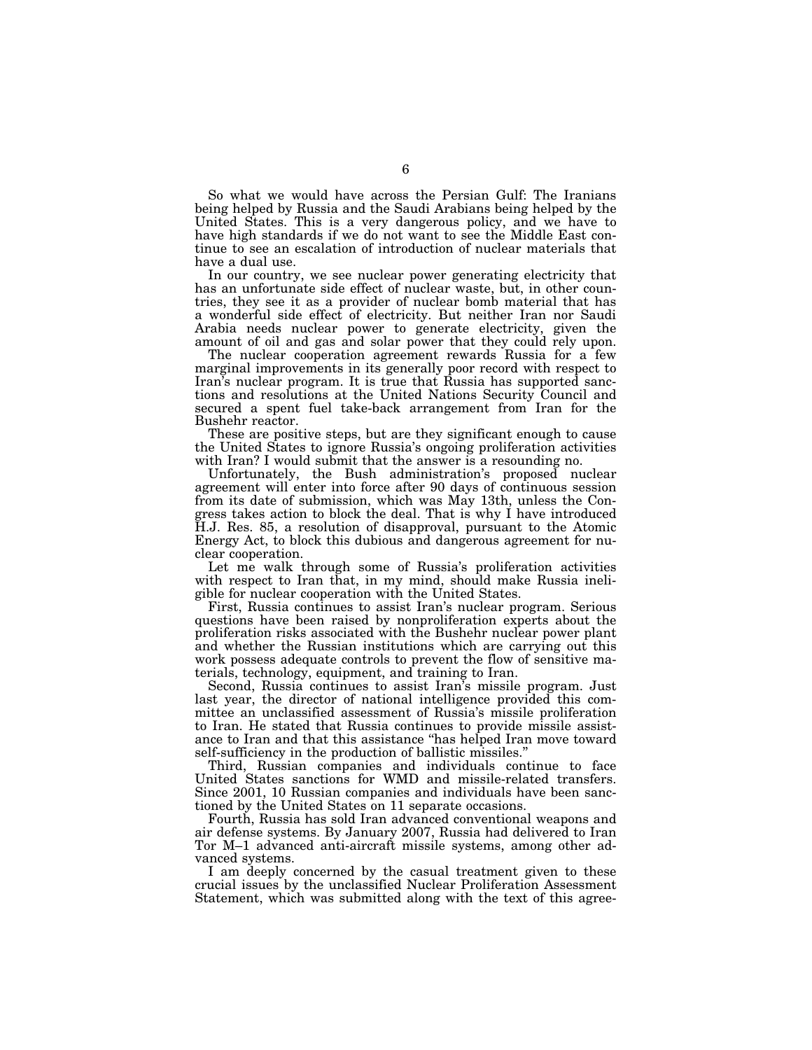So what we would have across the Persian Gulf: The Iranians being helped by Russia and the Saudi Arabians being helped by the United States. This is a very dangerous policy, and we have to have high standards if we do not want to see the Middle East continue to see an escalation of introduction of nuclear materials that have a dual use.

In our country, we see nuclear power generating electricity that has an unfortunate side effect of nuclear waste, but, in other countries, they see it as a provider of nuclear bomb material that has a wonderful side effect of electricity. But neither Iran nor Saudi Arabia needs nuclear power to generate electricity, given the amount of oil and gas and solar power that they could rely upon.

The nuclear cooperation agreement rewards Russia for a few marginal improvements in its generally poor record with respect to Iran's nuclear program. It is true that Russia has supported sanctions and resolutions at the United Nations Security Council and secured a spent fuel take-back arrangement from Iran for the Bushehr reactor.

These are positive steps, but are they significant enough to cause the United States to ignore Russia's ongoing proliferation activities with Iran? I would submit that the answer is a resounding no.

Unfortunately, the Bush administration's proposed nuclear agreement will enter into force after 90 days of continuous session from its date of submission, which was May 13th, unless the Congress takes action to block the deal. That is why I have introduced H.J. Res. 85, a resolution of disapproval, pursuant to the Atomic Energy Act, to block this dubious and dangerous agreement for nuclear cooperation.

Let me walk through some of Russia's proliferation activities with respect to Iran that, in my mind, should make Russia ineligible for nuclear cooperation with the United States.

First, Russia continues to assist Iran's nuclear program. Serious questions have been raised by nonproliferation experts about the proliferation risks associated with the Bushehr nuclear power plant and whether the Russian institutions which are carrying out this work possess adequate controls to prevent the flow of sensitive materials, technology, equipment, and training to Iran.

Second, Russia continues to assist Iran's missile program. Just last year, the director of national intelligence provided this committee an unclassified assessment of Russia's missile proliferation to Iran. He stated that Russia continues to provide missile assistance to Iran and that this assistance "has helped Iran move toward self-sufficiency in the production of ballistic missiles."

Third, Russian companies and individuals continue to face United States sanctions for WMD and missile-related transfers. Since 2001, 10 Russian companies and individuals have been sanctioned by the United States on 11 separate occasions.

Fourth, Russia has sold Iran advanced conventional weapons and air defense systems. By January 2007, Russia had delivered to Iran Tor M–1 advanced anti-aircraft missile systems, among other advanced systems.

I am deeply concerned by the casual treatment given to these crucial issues by the unclassified Nuclear Proliferation Assessment Statement, which was submitted along with the text of this agree-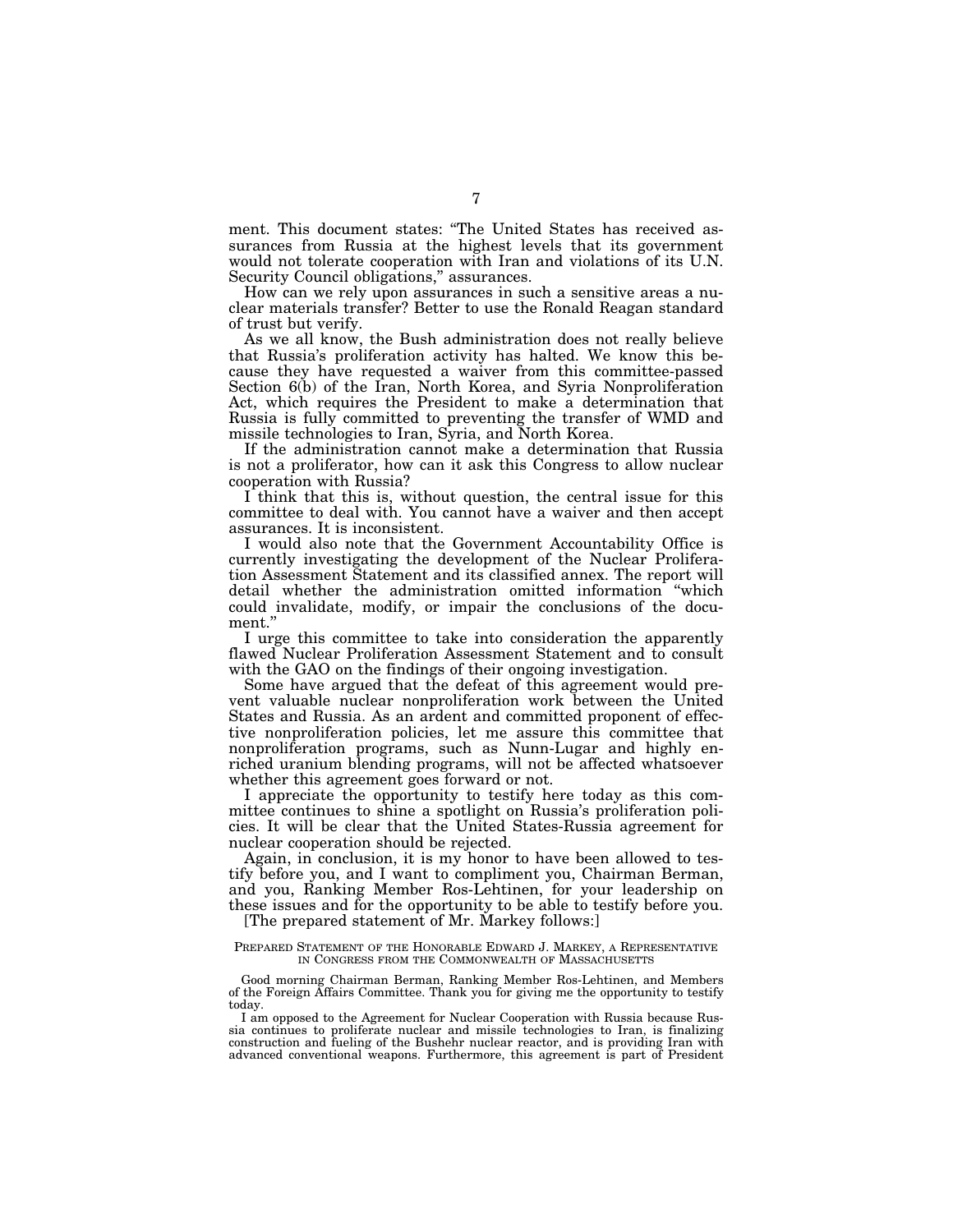ment. This document states: "The United States has received assurances from Russia at the highest levels that its government would not tolerate cooperation with Iran and violations of its U.N. Security Council obligations," assurances.

How can we rely upon assurances in such a sensitive areas a nuclear materials transfer? Better to use the Ronald Reagan standard of trust but verify.

As we all know, the Bush administration does not really believe that Russia's proliferation activity has halted. We know this because they have requested a waiver from this committee-passed Section 6(b) of the Iran, North Korea, and Syria Nonproliferation Act, which requires the President to make a determination that Russia is fully committed to preventing the transfer of WMD and missile technologies to Iran, Syria, and North Korea.

If the administration cannot make a determination that Russia is not a proliferator, how can it ask this Congress to allow nuclear cooperation with Russia?

I think that this is, without question, the central issue for this committee to deal with. You cannot have a waiver and then accept assurances. It is inconsistent.

I would also note that the Government Accountability Office is currently investigating the development of the Nuclear Proliferation Assessment Statement and its classified annex. The report will detail whether the administration omitted information "which could invalidate, modify, or impair the conclusions of the document."

I urge this committee to take into consideration the apparently flawed Nuclear Proliferation Assessment Statement and to consult with the GAO on the findings of their ongoing investigation.

Some have argued that the defeat of this agreement would prevent valuable nuclear nonproliferation work between the United States and Russia. As an ardent and committed proponent of effective nonproliferation policies, let me assure this committee that nonproliferation programs, such as Nunn-Lugar and highly enriched uranium blending programs, will not be affected whatsoever whether this agreement goes forward or not.

I appreciate the opportunity to testify here today as this committee continues to shine a spotlight on Russia's proliferation policies. It will be clear that the United States-Russia agreement for nuclear cooperation should be rejected.

Again, in conclusion, it is my honor to have been allowed to testify before you, and I want to compliment you, Chairman Berman, and you, Ranking Member Ros-Lehtinen, for your leadership on these issues and for the opportunity to be able to testify before you.

[The prepared statement of Mr. Markey follows:]

PREPARED STATEMENT OF THE HONORABLE EDWARD J. MARKEY, A REPRESENTATIVE IN CONGRESS FROM THE COMMONWEALTH OF MASSACHUSETTS

Good morning Chairman Berman, Ranking Member Ros-Lehtinen, and Members of the Foreign Affairs Committee. Thank you for giving me the opportunity to testify today.

I am opposed to the Agreement for Nuclear Cooperation with Russia because Russia continues to proliferate nuclear and missile technologies to Iran, is finalizing construction and fueling of the Bushehr nuclear reactor, and is providing Iran with advanced conventional weapons. Furthermore, this agreement is part of President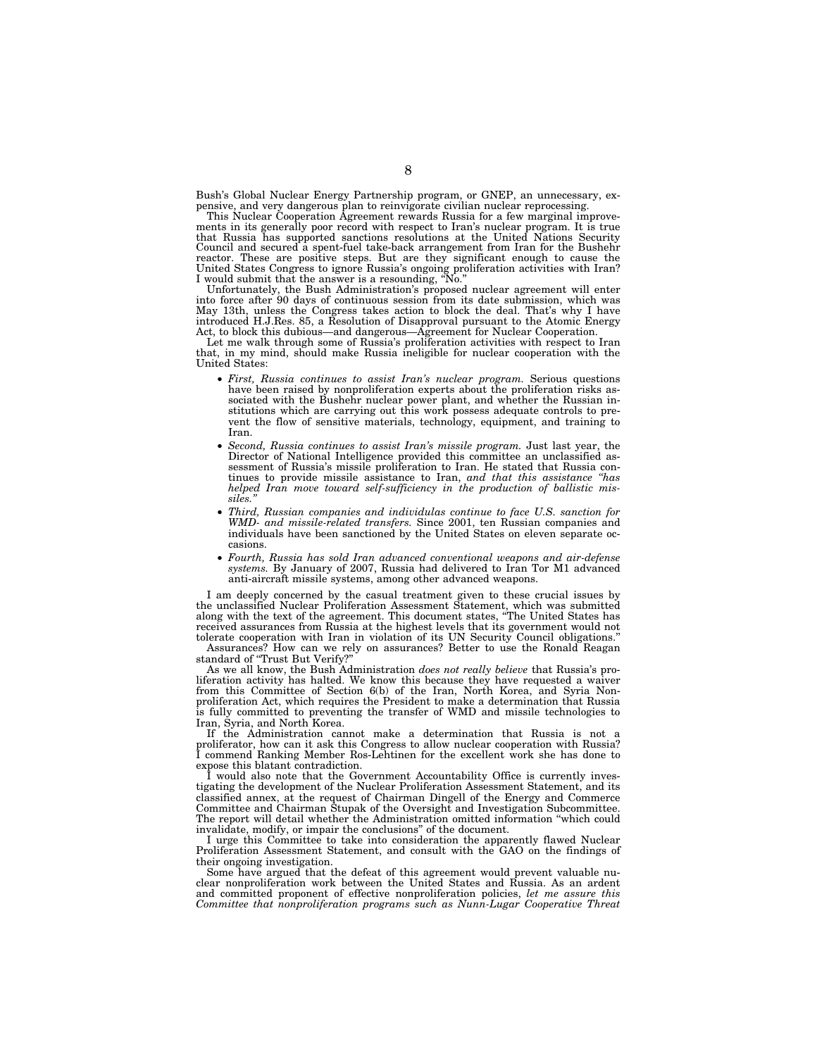Bush's Global Nuclear Energy Partnership program, or GNEP, an unnecessary, expensive, and very dangerous plan to reinvigorate civilian nuclear reprocessing.

This Nuclear Cooperation Agreement rewards Russia for a few marginal improvements in its generally poor record with respect to Iran's nuclear program. It is true that Russia has supported sanctions resolutions at the United Nations Security Council and secured a spent-fuel take-back arrangement from Iran for the Bushehr reactor. These are positive steps. But are they significant enough to cause the United States Congress to ignore Russia's ongoing proliferation activities with Iran? I would submit that the answer is a resounding, "No."

Unfortunately, the Bush Administration's proposed nuclear agreement will enter into force after 90 days of continuous session from its date submission, which was May 13th, unless the Congress takes action to block the deal. That's why I have introduced H.J.Res. 85, a Resolution of Disapproval pursuant to the Atomic Energy Act, to block this dubious—and dangerous—Agreement for Nuclear Cooperation.

Let me walk through some of Russia's proliferation activities with respect to Iran that, in my mind, should make Russia ineligible for nuclear cooperation with the United States:

- *First, Russia continues to assist Iran's nuclear program.* Serious questions have been raised by nonproliferation experts about the proliferation risks associated with the Bushehr nuclear power plant, and whether the Russian institutions which are carrying out this work possess adequate controls to prevent the flow of sensitive materials, technology, equipment, and training to Iran.
- *Second, Russia continues to assist Iran's missile program.* Just last year, the Director of National Intelligence provided this committee an unclassified assessment of Russia's missile proliferation to Iran. He stated that Russia continues to provide missile assistance to Iran, *and that this assistance "has helped Iran move toward self-sufficiency in the production of ballistic missiles."*
- *Third, Russian companies and individulas continue to face U.S. sanction for WMD- and missile-related transfers.* Since 2001, ten Russian companies and individuals have been sanctioned by the United States on eleven separate occasions.
- *Fourth, Russia has sold Iran advanced conventional weapons and air-defense systems.* By January of 2007, Russia had delivered to Iran Tor M1 advanced anti-aircraft missile systems, among other advanced weapons.

I am deeply concerned by the casual treatment given to these crucial issues by the unclassified Nuclear Proliferation Assessment Statement, which was submitted along with the text of the agreement. This document states, "The United States has received assurances from Russia at the highest levels that its government would not tolerate cooperation with Iran in violation of its UN Security Council obligations."

Assurances? How can we rely on assurances? Better to use the Ronald Reagan standard of "Trust But Verify?"

As we all know, the Bush Administration *does not really believe* that Russia's proliferation activity has halted. We know this because they have requested a waiver from this Committee of Section 6(b) of the Iran, North Korea, and Syria Nonproliferation Act, which requires the President to make a determination that Russia is fully committed to preventing the transfer of WMD and missile technologies to Iran, Syria, and North Korea.

If the Administration cannot make a determination that Russia is not a proliferator, how can it ask this Congress to allow nuclear cooperation with Russia? I commend Ranking Member Ros-Lehtinen for the excellent work she has done to expose this blatant contradiction.

I would also note that the Government Accountability Office is currently investigating the development of the Nuclear Proliferation Assessment Statement, and its classified annex, at the request of Chairman Dingell of the Energy and Commerce Committee and Chairman Stupak of the Oversight and Investigation Subcommittee. The report will detail whether the Administration omitted information "which could invalidate, modify, or impair the conclusions" of the document.

I urge this Committee to take into consideration the apparently flawed Nuclear Proliferation Assessment Statement, and consult with the GAO on the findings of their ongoing investigation.

Some have argued that the defeat of this agreement would prevent valuable nuclear nonproliferation work between the United States and Russia. As an ardent and committed proponent of effective nonproliferation policies, *let me assure this Committee that nonproliferation programs such as Nunn-Lugar Cooperative Threat*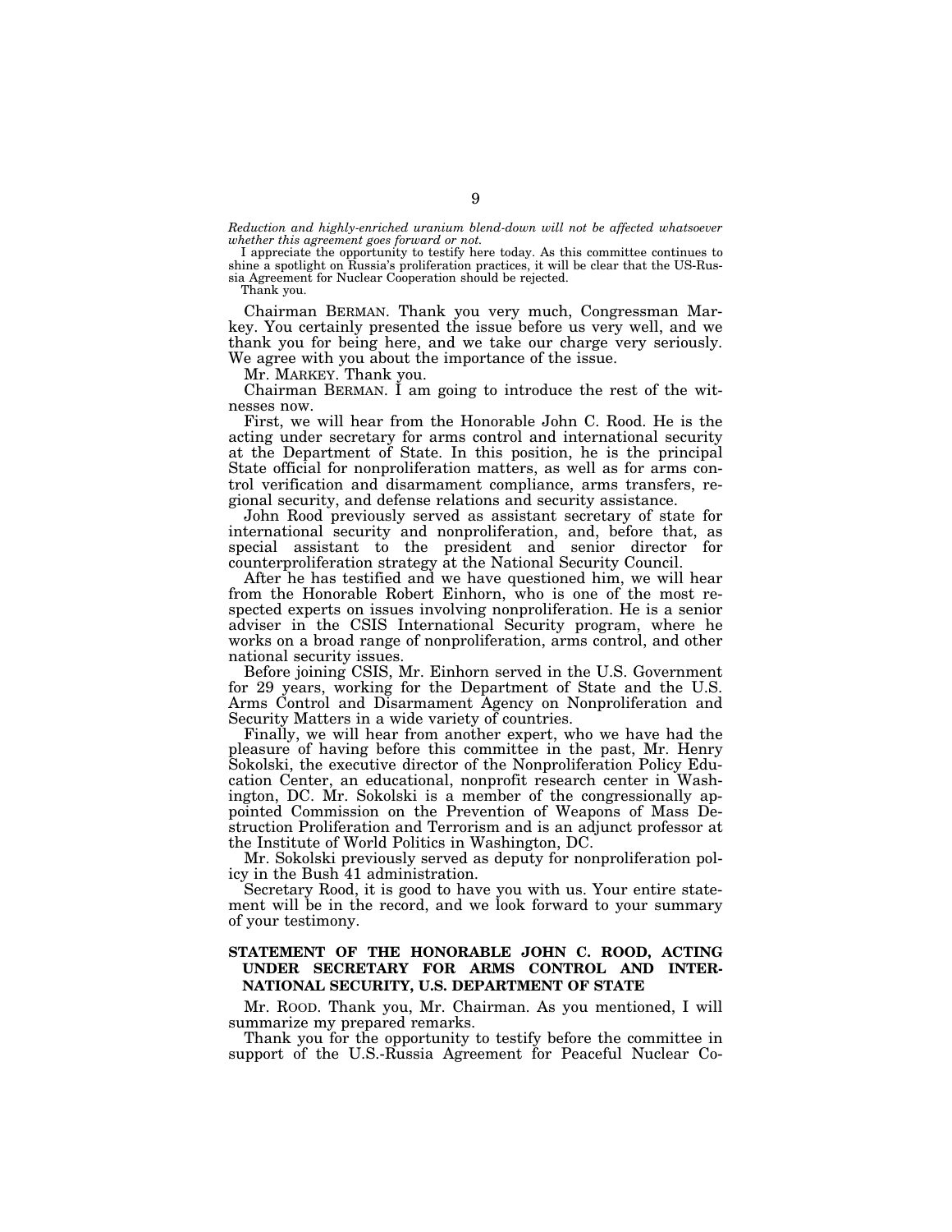*Reduction and highly-enriched uranium blend-down will not be affected whatsoever whether this agreement goes forward or not.*

I appreciate the opportunity to testify here today. As this committee continues to shine a spotlight on Russia's proliferation practices, it will be clear that the US-Russia Agreement for Nuclear Cooperation should be rejected.

Thank you.

Chairman BERMAN. Thank you very much, Congressman Markey. You certainly presented the issue before us very well, and we thank you for being here, and we take our charge very seriously. We agree with you about the importance of the issue.

Mr. MARKEY. Thank you.

Chairman BERMAN. I am going to introduce the rest of the witnesses now.

First, we will hear from the Honorable John C. Rood. He is the acting under secretary for arms control and international security at the Department of State. In this position, he is the principal State official for nonproliferation matters, as well as for arms control verification and disarmament compliance, arms transfers, regional security, and defense relations and security assistance.

John Rood previously served as assistant secretary of state for international security and nonproliferation, and, before that, as special assistant to the president and senior director for counterproliferation strategy at the National Security Council.

After he has testified and we have questioned him, we will hear from the Honorable Robert Einhorn, who is one of the most respected experts on issues involving nonproliferation. He is a senior adviser in the CSIS International Security program, where he works on a broad range of nonproliferation, arms control, and other national security issues.

Before joining CSIS, Mr. Einhorn served in the U.S. Government for 29 years, working for the Department of State and the U.S. Arms Control and Disarmament Agency on Nonproliferation and Security Matters in a wide variety of countries.

Finally, we will hear from another expert, who we have had the pleasure of having before this committee in the past, Mr. Henry Sokolski, the executive director of the Nonproliferation Policy Education Center, an educational, nonprofit research center in Washington, DC. Mr. Sokolski is a member of the congressionally appointed Commission on the Prevention of Weapons of Mass Destruction Proliferation and Terrorism and is an adjunct professor at the Institute of World Politics in Washington, DC.

Mr. Sokolski previously served as deputy for nonproliferation policy in the Bush 41 administration.

Secretary Rood, it is good to have you with us. Your entire statement will be in the record, and we look forward to your summary of your testimony.

## STATEMENT OF THE HONORABLE JOHN C. ROOD, ACTING UNDER SECRETARY FOR ARMS CONTROL AND INTERNATIONAL SECURITY, U.S. DEPARTMENT OF STATE

Mr. ROOD. Thank you, Mr. Chairman. As you mentioned, I will summarize my prepared remarks.

Thank you for the opportunity to testify before the committee in support of the U.S.-Russia Agreement for Peaceful Nuclear Co-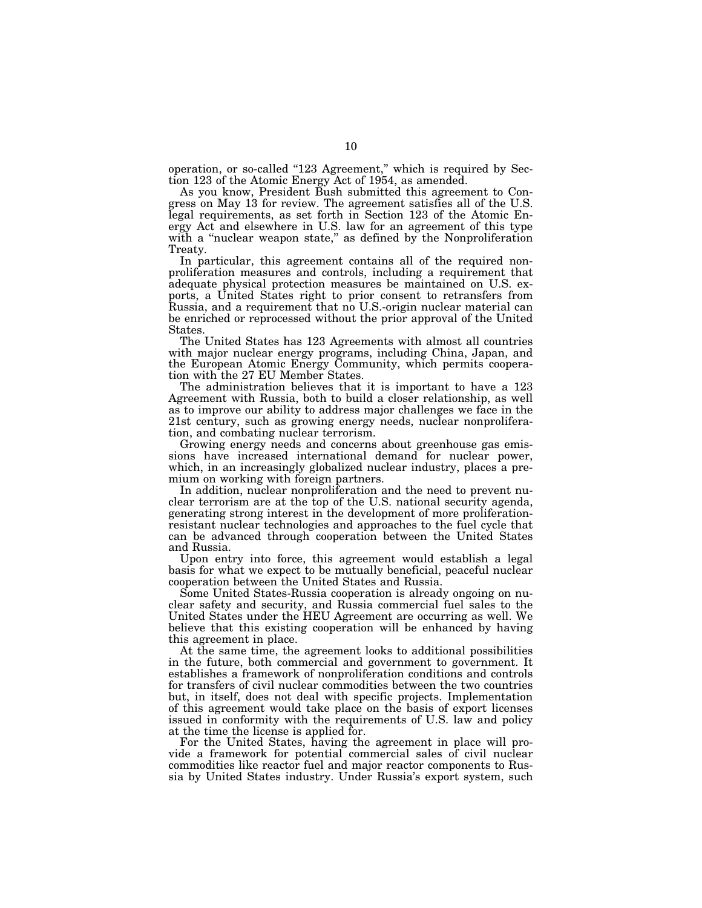operation, or so-called "123 Agreement," which is required by Section 123 of the Atomic Energy Act of 1954, as amended.

As you know, President Bush submitted this agreement to Congress on May 13 for review. The agreement satisfies all of the U.S. legal requirements, as set forth in Section 123 of the Atomic Energy Act and elsewhere in U.S. law for an agreement of this type with a "nuclear weapon state," as defined by the Nonproliferation Treaty.

In particular, this agreement contains all of the required nonproliferation measures and controls, including a requirement that adequate physical protection measures be maintained on U.S. exports, a United States right to prior consent to retransfers from Russia, and a requirement that no U.S.-origin nuclear material can be enriched or reprocessed without the prior approval of the United States.

The United States has 123 Agreements with almost all countries with major nuclear energy programs, including China, Japan, and the European Atomic Energy Community, which permits cooperation with the 27 EU Member States.

The administration believes that it is important to have a 123 Agreement with Russia, both to build a closer relationship, as well as to improve our ability to address major challenges we face in the 21st century, such as growing energy needs, nuclear nonproliferation, and combating nuclear terrorism.

Growing energy needs and concerns about greenhouse gas emissions have increased international demand for nuclear power, which, in an increasingly globalized nuclear industry, places a premium on working with foreign partners.

In addition, nuclear nonproliferation and the need to prevent nuclear terrorism are at the top of the U.S. national security agenda, generating strong interest in the development of more proliferation-resistant nuclear technologies and approaches to the fuel cycle that can be advanced through cooperation between the United States and Russia.

Upon entry into force, this agreement would establish a legal basis for what we expect to be mutually beneficial, peaceful nuclear cooperation between the United States and Russia.

Some United States-Russia cooperation is already ongoing on nuclear safety and security, and Russia commercial fuel sales to the United States under the HEU Agreement are occurring as well. We believe that this existing cooperation will be enhanced by having this agreement in place.

At the same time, the agreement looks to additional possibilities in the future, both commercial and government to government. It establishes a framework of nonproliferation conditions and controls for transfers of civil nuclear commodities between the two countries but, in itself, does not deal with specific projects. Implementation of this agreement would take place on the basis of export licenses issued in conformity with the requirements of U.S. law and policy at the time the license is applied for.

For the United States, having the agreement in place will provide a framework for potential commercial sales of civil nuclear commodities like reactor fuel and major reactor components to Russia by United States industry. Under Russia's export system, such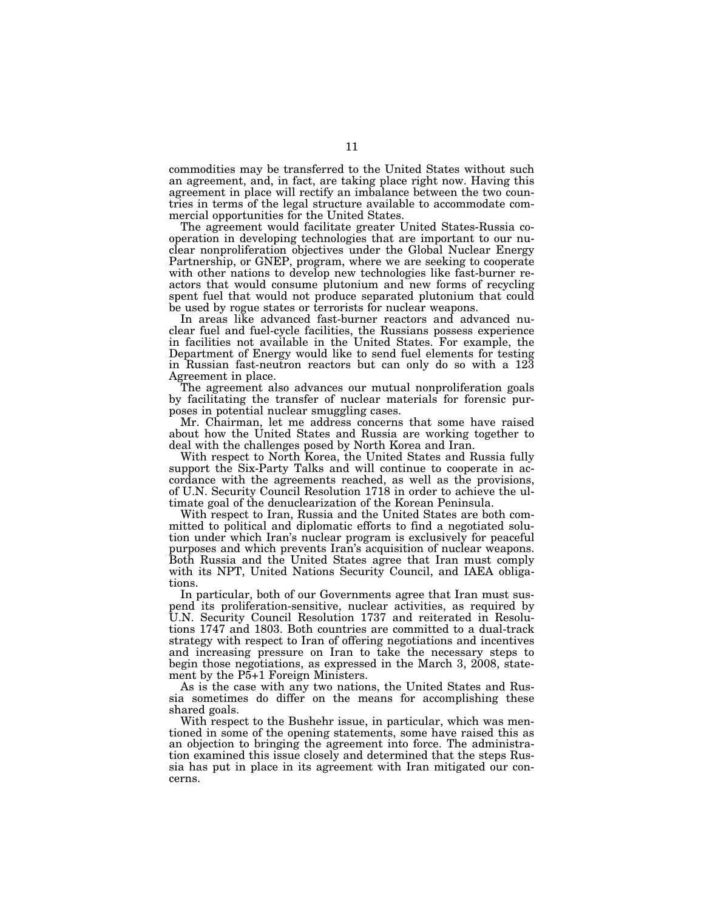commodities may be transferred to the United States without such an agreement, and, in fact, are taking place right now. Having this agreement in place will rectify an imbalance between the two countries in terms of the legal structure available to accommodate commercial opportunities for the United States.

The agreement would facilitate greater United States-Russia cooperation in developing technologies that are important to our nuclear nonproliferation objectives under the Global Nuclear Energy Partnership, or GNEP, program, where we are seeking to cooperate with other nations to develop new technologies like fast-burner reactors that would consume plutonium and new forms of recycling spent fuel that would not produce separated plutonium that could be used by rogue states or terrorists for nuclear weapons.

In areas like advanced fast-burner reactors and advanced nuclear fuel and fuel-cycle facilities, the Russians possess experience in facilities not available in the United States. For example, the Department of Energy would like to send fuel elements for testing in Russian fast-neutron reactors but can only do so with a 123 Agreement in place.

The agreement also advances our mutual nonproliferation goals by facilitating the transfer of nuclear materials for forensic purposes in potential nuclear smuggling cases.

Mr. Chairman, let me address concerns that some have raised about how the United States and Russia are working together to deal with the challenges posed by North Korea and Iran.

With respect to North Korea, the United States and Russia fully support the Six-Party Talks and will continue to cooperate in accordance with the agreements reached, as well as the provisions, of U.N. Security Council Resolution 1718 in order to achieve the ultimate goal of the denuclearization of the Korean Peninsula.

With respect to Iran, Russia and the United States are both committed to political and diplomatic efforts to find a negotiated solution under which Iran's nuclear program is exclusively for peaceful purposes and which prevents Iran's acquisition of nuclear weapons. Both Russia and the United States agree that Iran must comply with its NPT, United Nations Security Council, and IAEA obligations.

In particular, both of our Governments agree that Iran must suspend its proliferation-sensitive, nuclear activities, as required by U.N. Security Council Resolution 1737 and reiterated in Resolutions 1747 and 1803. Both countries are committed to a dual-track strategy with respect to Iran of offering negotiations and incentives and increasing pressure on Iran to take the necessary steps to begin those negotiations, as expressed in the March 3, 2008, statement by the P5+1 Foreign Ministers.

As is the case with any two nations, the United States and Russia sometimes do differ on the means for accomplishing these shared goals.

With respect to the Bushehr issue, in particular, which was mentioned in some of the opening statements, some have raised this as an objection to bringing the agreement into force. The administration examined this issue closely and determined that the steps Russia has put in place in its agreement with Iran mitigated our concerns.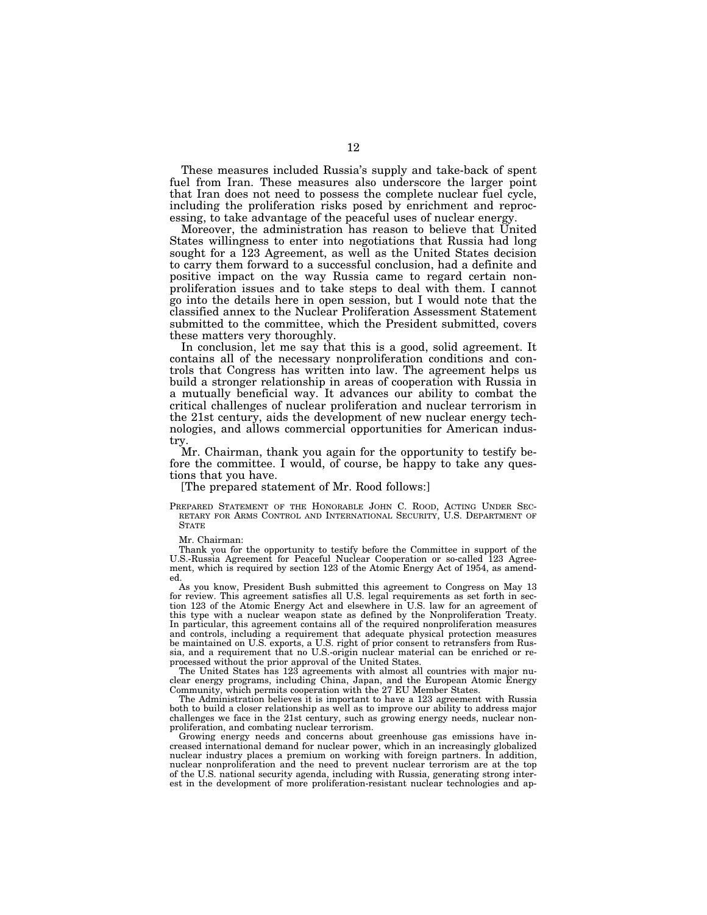These measures included Russia's supply and take-back of spent fuel from Iran. These measures also underscore the larger point that Iran does not need to possess the complete nuclear fuel cycle, including the proliferation risks posed by enrichment and reprocessing, to take advantage of the peaceful uses of nuclear energy.

Moreover, the administration has reason to believe that United States willingness to enter into negotiations that Russia had long sought for a 123 Agreement, as well as the United States decision to carry them forward to a successful conclusion, had a definite and positive impact on the way Russia came to regard certain nonproliferation issues and to take steps to deal with them. I cannot go into the details here in open session, but I would note that the classified annex to the Nuclear Proliferation Assessment Statement submitted to the committee, which the President submitted, covers these matters very thoroughly.

In conclusion, let me say that this is a good, solid agreement. It contains all of the necessary nonproliferation conditions and controls that Congress has written into law. The agreement helps us build a stronger relationship in areas of cooperation with Russia in a mutually beneficial way. It advances our ability to combat the critical challenges of nuclear proliferation and nuclear terrorism in the 21st century, aids the development of new nuclear energy technologies, and allows commercial opportunities for American industry.

Mr. Chairman, thank you again for the opportunity to testify before the committee. I would, of course, be happy to take any questions that you have.

[The prepared statement of Mr. Rood follows:]

PREPARED STATEMENT OF THE HONORABLE JOHN C. ROOD, ACTING UNDER SECRETARY FOR ARMS CONTROL AND INTERNATIONAL SECURITY, U.S. DEPARTMENT OF STATE

Mr. Chairman:

Thank you for the opportunity to testify before the Committee in support of the U.S.-Russia Agreement for Peaceful Nuclear Cooperation or so-called 123 Agreement, which is required by section 123 of the Atomic Energy Act of 1954, as amended.

As you know, President Bush submitted this agreement to Congress on May 13 for review. This agreement satisfies all U.S. legal requirements as set forth in section 123 of the Atomic Energy Act and elsewhere in U.S. law for an agreement of this type with a nuclear weapon state as defined by the Nonproliferation Treaty. In particular, this agreement contains all of the required nonproliferation measures and controls, including a requirement that adequate physical protection measures be maintained on U.S. exports, a U.S. right of prior consent to retransfers from Russia, and a requirement that no U.S.-origin nuclear material can be enriched or reprocessed without the prior approval of the United States.

The United States has 123 agreements with almost all countries with major nuclear energy programs, including China, Japan, and the European Atomic Energy Community, which permits cooperation with the 27 EU Member States.

The Administration believes it is important to have a 123 agreement with Russia both to build a closer relationship as well as to improve our ability to address major challenges we face in the 21st century, such as growing energy needs, nuclear nonproliferation, and combating nuclear terrorism.

Growing energy needs and concerns about greenhouse gas emissions have increased international demand for nuclear power, which in an increasingly globalized nuclear industry places a premium on working with foreign partners. In addition, nuclear nonproliferation and the need to prevent nuclear terrorism are at the top of the U.S. national security agenda, including with Russia, generating strong interest in the development of more proliferation-resistant nuclear technologies and ap-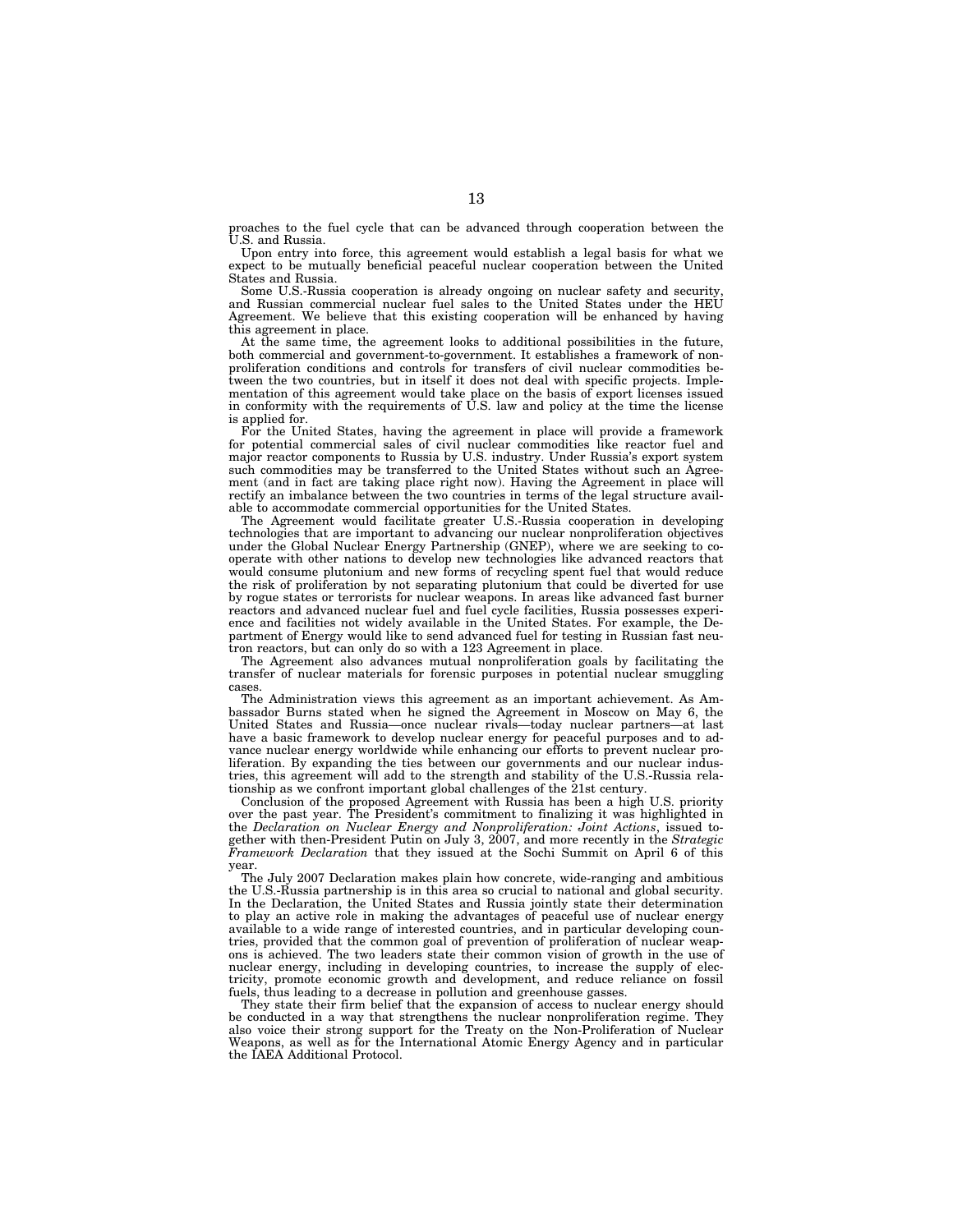proaches to the fuel cycle that can be advanced through cooperation between the U.S. and Russia.

Upon entry into force, this agreement would establish a legal basis for what we expect to be mutually beneficial peaceful nuclear cooperation between the United States and Russia.

Some U.S.-Russia cooperation is already ongoing on nuclear safety and security, and Russian commercial nuclear fuel sales to the United States under the HEU Agreement. We believe that this existing cooperation will be enhanced by having this agreement in place.

At the same time, the agreement looks to additional possibilities in the future, both commercial and government-to-government. It establishes a framework of nonproliferation conditions and controls for transfers of civil nuclear commodities between the two countries, but in itself it does not deal with specific projects. Implementation of this agreement would take place on the basis of export licenses issued in conformity with the requirements of U.S. law and policy at the time the license is applied for.

For the United States, having the agreement in place will provide a framework for potential commercial sales of civil nuclear commodities like reactor fuel and major reactor components to Russia by U.S. industry. Under Russia's export system such commodities may be transferred to the United States without such an Agreement (and in fact are taking place right now). Having the Agreement in place will rectify an imbalance between the two countries in terms of the legal structure available to accommodate commercial opportunities for the United States.

The Agreement would facilitate greater U.S.-Russia cooperation in developing technologies that are important to advancing our nuclear nonproliferation objectives under the Global Nuclear Energy Partnership (GNEP), where we are seeking to cooperate with other nations to develop new technologies like advanced reactors that would consume plutonium and new forms of recycling spent fuel that would reduce the risk of proliferation by not separating plutonium that could be diverted for use by rogue states or terrorists for nuclear weapons. In areas like advanced fast burner reactors and advanced nuclear fuel and fuel cycle facilities, Russia possesses experience and facilities not widely available in the United States. For example, the Department of Energy would like to send advanced fuel for testing in Russian fast neutron reactors, but can only do so with a 123 Agreement in place.

The Agreement also advances mutual nonproliferation goals by facilitating the transfer of nuclear materials for forensic purposes in potential nuclear smuggling cases.

The Administration views this agreement as an important achievement. As Ambassador Burns stated when he signed the Agreement in Moscow on May 6, the United States and Russia—once nuclear rivals—today nuclear partners—at last have a basic framework to develop nuclear energy for peaceful purposes and to advance nuclear energy worldwide while enhancing our efforts to prevent nuclear proliferation. By expanding the ties between our governments and our nuclear industries, this agreement will add to the strength and stability of the U.S.-Russia relationship as we confront important global challenges of the 21st century.

Conclusion of the proposed Agreement with Russia has been a high U.S. priority over the past year. The President's commitment to finalizing it was highlighted in the *Declaration on Nuclear Energy and Nonproliferation: Joint Actions*, issued together with then-President Putin on July 3, 2007, and more recently in the *Strategic Framework Declaration* that they issued at the Sochi Summit on April 6 of this year.

The July 2007 Declaration makes plain how concrete, wide-ranging and ambitious the U.S.-Russia partnership is in this area so crucial to national and global security. In the Declaration, the United States and Russia jointly state their determination to play an active role in making the advantages of peaceful use of nuclear energy available to a wide range of interested countries, and in particular developing countries, provided that the common goal of prevention of proliferation of nuclear weapons is achieved. The two leaders state their common vision of growth in the use of nuclear energy, including in developing countries, to increase the supply of electricity, promote economic growth and development, and reduce reliance on fossil fuels, thus leading to a decrease in pollution and greenhouse gasses.

They state their firm belief that the expansion of access to nuclear energy should be conducted in a way that strengthens the nuclear nonproliferation regime. They also voice their strong support for the Treaty on the Non-Proliferation of Nuclear Weapons, as well as for the International Atomic Energy Agency and in particular the IAEA Additional Protocol.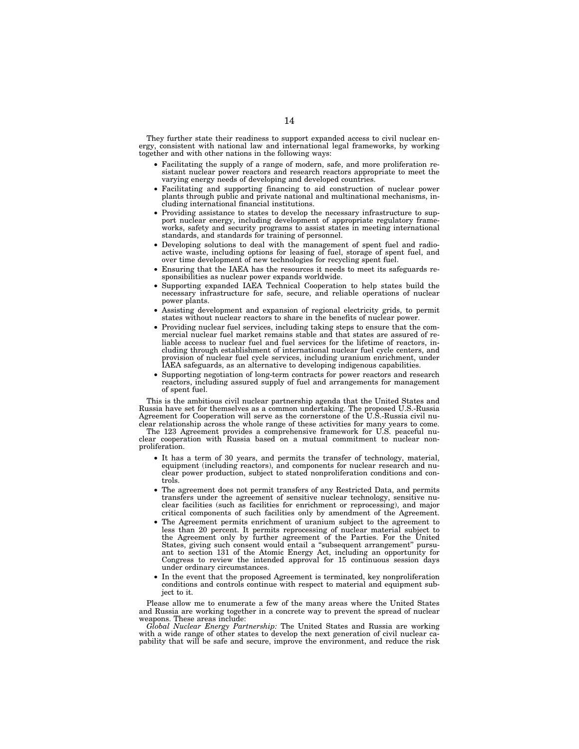They further state their readiness to support expanded access to civil nuclear energy, consistent with national law and international legal frameworks, by working together and with other nations in the following ways:

- Facilitating the supply of a range of modern, safe, and more proliferation resistant nuclear power reactors and research reactors appropriate to meet the varying energy needs of developing and developed countries.
- Facilitating and supporting financing to aid construction of nuclear power plants through public and private national and multinational mechanisms, including international financial institutions.
- Providing assistance to states to develop the necessary infrastructure to support nuclear energy, including development of appropriate regulatory frameworks, safety and security programs to assist states in meeting international standards, and standards for training of personnel.
- Developing solutions to deal with the management of spent fuel and radioactive waste, including options for leasing of fuel, storage of spent fuel, and over time development of new technologies for recycling spent fuel.
- Ensuring that the IAEA has the resources it needs to meet its safeguards responsibilities as nuclear power expands worldwide.
- Supporting expanded IAEA Technical Cooperation to help states build the necessary infrastructure for safe, secure, and reliable operations of nuclear power plants.
- Assisting development and expansion of regional electricity grids, to permit states without nuclear reactors to share in the benefits of nuclear power.
- Providing nuclear fuel services, including taking steps to ensure that the commercial nuclear fuel market remains stable and that states are assured of reliable access to nuclear fuel and fuel services for the lifetime of reactors, including through establishment of international nuclear fuel cycle centers, and provision of nuclear fuel cycle services, including uranium enrichment, under IAEA safeguards, as an alternative to developing indigenous capabilities.
- Supporting negotiation of long-term contracts for power reactors and research reactors, including assured supply of fuel and arrangements for management of spent fuel.

This is the ambitious civil nuclear partnership agenda that the United States and Russia have set for themselves as a common undertaking. The proposed U.S.-Russia Agreement for Cooperation will serve as the cornerstone of the U.S.-Russia civil nuclear relationship across the whole range of these activities for many years to come.

The 123 Agreement provides a comprehensive framework for U.S. peaceful nuclear cooperation with Russia based on a mutual commitment to nuclear nonproliferation.

- It has a term of 30 years, and permits the transfer of technology, material, equipment (including reactors), and components for nuclear research and nuclear power production, subject to stated nonproliferation conditions and controls.
- The agreement does not permit transfers of any Restricted Data, and permits transfers under the agreement of sensitive nuclear technology, sensitive nuclear facilities (such as facilities for enrichment or reprocessing), and major critical components of such facilities only by amendment of the Agreement.
- The Agreement permits enrichment of uranium subject to the agreement to less than 20 percent. It permits reprocessing of nuclear material subject to the Agreement only by further agreement of the Parties. For the United States, giving such consent would entail a "subsequent arrangement" pursuant to section 131 of the Atomic Energy Act, including an opportunity for Congress to review the intended approval for 15 continuous session days under ordinary circumstances.
- In the event that the proposed Agreement is terminated, key nonproliferation conditions and controls continue with respect to material and equipment subject to it.

Please allow me to enumerate a few of the many areas where the United States and Russia are working together in a concrete way to prevent the spread of nuclear weapons. These areas include:

*Global Nuclear Energy Partnership:* The United States and Russia are working with a wide range of other states to develop the next generation of civil nuclear capability that will be safe and secure, improve the environment, and reduce the risk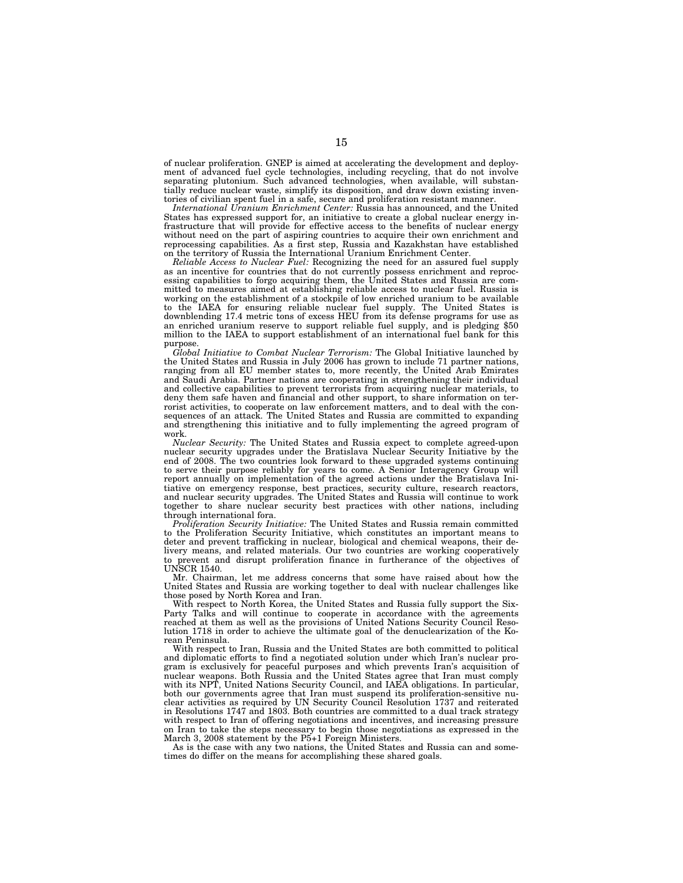of nuclear proliferation. GNEP is aimed at accelerating the development and deployment of advanced fuel cycle technologies, including recycling, that do not involve separating plutonium. Such advanced technologies, when available, will substantially reduce nuclear waste, simplify its disposition, and draw down existing inventories of civilian spent fuel in a safe, secure and proliferation resistant manner.

*International Uranium Enrichment Center:* Russia has announced, and the United States has expressed support for, an initiative to create a global nuclear energy infrastructure that will provide for effective access to the benefits of nuclear energy without need on the part of aspiring countries to acquire their own enrichment and reprocessing capabilities. As a first step, Russia and Kazakhstan have established on the territory of Russia the International Uranium Enrichment Center.

*Reliable Access to Nuclear Fuel:* Recognizing the need for an assured fuel supply as an incentive for countries that do not currently possess enrichment and reprocessing capabilities to forgo acquiring them, the United States and Russia are committed to measures aimed at establishing reliable access to nuclear fuel. Russia is working on the establishment of a stockpile of low enriched uranium to be available to the IAEA for ensuring reliable nuclear fuel supply. The United States is downblending 17.4 metric tons of excess HEU from its defense programs for use as an enriched uranium reserve to support reliable fuel supply, and is pledging $50 million to the IAEA to support establishment of an international fuel bank for this purpose.

*Global Initiative to Combat Nuclear Terrorism:* The Global Initiative launched by the United States and Russia in July 2006 has grown to include 71 partner nations, ranging from all EU member states to, more recently, the United Arab Emirates and Saudi Arabia. Partner nations are cooperating in strengthening their individual and collective capabilities to prevent terrorists from acquiring nuclear materials, to deny them safe haven and financial and other support, to share information on terrorist activities, to cooperate on law enforcement matters, and to deal with the consequences of an attack. The United States and Russia are committed to expanding and strengthening this initiative and to fully implementing the agreed program of work.

*Nuclear Security:* The United States and Russia expect to complete agreed-upon nuclear security upgrades under the Bratislava Nuclear Security Initiative by the end of 2008. The two countries look forward to these upgraded systems continuing to serve their purpose reliably for years to come. A Senior Interagency Group will report annually on implementation of the agreed actions under the Bratislava Initiative on emergency response, best practices, security culture, research reactors, and nuclear security upgrades. The United States and Russia will continue to work together to share nuclear security best practices with other nations, including through international fora.

*Proliferation Security Initiative:* The United States and Russia remain committed to the Proliferation Security Initiative, which constitutes an important means to deter and prevent trafficking in nuclear, biological and chemical weapons, their delivery means, and related materials. Our two countries are working cooperatively to prevent and disrupt proliferation finance in furtherance of the objectives of UNSCR 1540.

Mr. Chairman, let me address concerns that some have raised about how the United States and Russia are working together to deal with nuclear challenges like those posed by North Korea and Iran.

With respect to North Korea, the United States and Russia fully support the Six-Party Talks and will continue to cooperate in accordance with the agreements reached at them as well as the provisions of United Nations Security Council Resolution 1718 in order to achieve the ultimate goal of the denuclearization of the Korean Peninsula.

With respect to Iran, Russia and the United States are both committed to political and diplomatic efforts to find a negotiated solution under which Iran's nuclear program is exclusively for peaceful purposes and which prevents Iran's acquisition of nuclear weapons. Both Russia and the United States agree that Iran must comply with its NPT, United Nations Security Council, and IAEA obligations. In particular, both our governments agree that Iran must suspend its proliferation-sensitive nuclear activities as required by UN Security Council Resolution 1737 and reiterated in Resolutions 1747 and 1803. Both countries are committed to a dual track strategy with respect to Iran of offering negotiations and incentives, and increasing pressure on Iran to take the steps necessary to begin those negotiations as expressed in the March 3, 2008 statement by the P5+1 Foreign Ministers.

As is the case with any two nations, the United States and Russia can and sometimes do differ on the means for accomplishing these shared goals.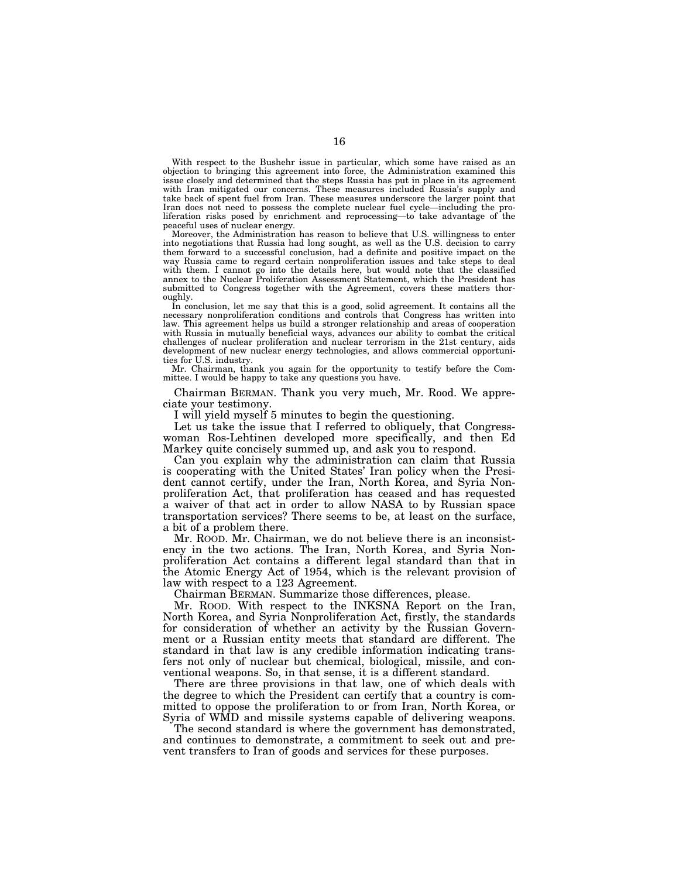With respect to the Bushehr issue in particular, which some have raised as an objection to bringing this agreement into force, the Administration examined this issue closely and determined that the steps Russia has put in place in its agreement with Iran mitigated our concerns. These measures included Russia's supply and take back of spent fuel from Iran. These measures underscore the larger point that Iran does not need to possess the complete nuclear fuel cycle—including the proliferation risks posed by enrichment and reprocessing—to take advantage of the peaceful uses of nuclear energy.

Moreover, the Administration has reason to believe that U.S. willingness to enter into negotiations that Russia had long sought, as well as the U.S. decision to carry them forward to a successful conclusion, had a definite and positive impact on the way Russia came to regard certain nonproliferation issues and take steps to deal with them. I cannot go into the details here, but would note that the classified annex to the Nuclear Proliferation Assessment Statement, which the President has submitted to Congress together with the Agreement, covers these matters thoroughly.

In conclusion, let me say that this is a good, solid agreement. It contains all the necessary nonproliferation conditions and controls that Congress has written into law. This agreement helps us build a stronger relationship and areas of cooperation with Russia in mutually beneficial ways, advances our ability to combat the critical challenges of nuclear proliferation and nuclear terrorism in the 21st century, aids development of new nuclear energy technologies, and allows commercial opportunities for U.S. industry.

Mr. Chairman, thank you again for the opportunity to testify before the Committee. I would be happy to take any questions you have.

Chairman BERMAN. Thank you very much, Mr. Rood. We appreciate your testimony.

I will yield myself 5 minutes to begin the questioning.

Let us take the issue that I referred to obliquely, that Congresswoman Ros-Lehtinen developed more specifically, and then Ed Markey quite concisely summed up, and ask you to respond.

Can you explain why the administration can claim that Russia is cooperating with the United States' Iran policy when the President cannot certify, under the Iran, North Korea, and Syria Nonproliferation Act, that proliferation has ceased and has requested a waiver of that act in order to allow NASA to by Russian space transportation services? There seems to be, at least on the surface, a bit of a problem there.

Mr. ROOD. Mr. Chairman, we do not believe there is an inconsistency in the two actions. The Iran, North Korea, and Syria Nonproliferation Act contains a different legal standard than that in the Atomic Energy Act of 1954, which is the relevant provision of law with respect to a 123 Agreement.

Chairman BERMAN. Summarize those differences, please.

Mr. ROOD. With respect to the INKSNA Report on the Iran, North Korea, and Syria Nonproliferation Act, firstly, the standards for consideration of whether an activity by the Russian Government or a Russian entity meets that standard are different. The standard in that law is any credible information indicating transfers not only of nuclear but chemical, biological, missile, and conventional weapons. So, in that sense, it is a different standard.

There are three provisions in that law, one of which deals with the degree to which the President can certify that a country is committed to oppose the proliferation to or from Iran, North Korea, or Syria of WMD and missile systems capable of delivering weapons.

The second standard is where the government has demonstrated, and continues to demonstrate, a commitment to seek out and prevent transfers to Iran of goods and services for these purposes.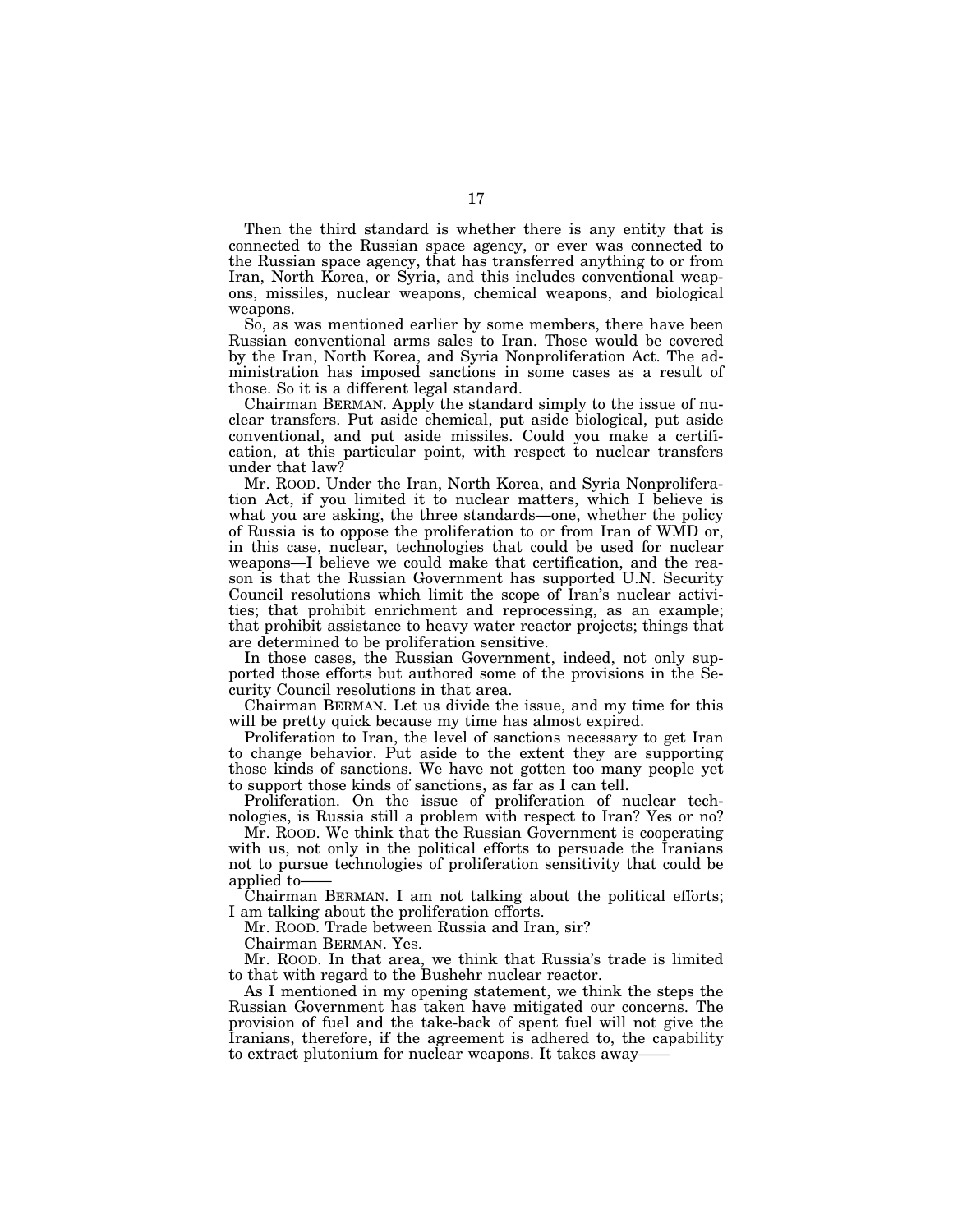Then the third standard is whether there is any entity that is connected to the Russian space agency, or ever was connected to the Russian space agency, that has transferred anything to or from Iran, North Korea, or Syria, and this includes conventional weapons, missiles, nuclear weapons, chemical weapons, and biological weapons.

So, as was mentioned earlier by some members, there have been Russian conventional arms sales to Iran. Those would be covered by the Iran, North Korea, and Syria Nonproliferation Act. The administration has imposed sanctions in some cases as a result of those. So it is a different legal standard.

Chairman BERMAN. Apply the standard simply to the issue of nuclear transfers. Put aside chemical, put aside biological, put aside conventional, and put aside missiles. Could you make a certification, at this particular point, with respect to nuclear transfers under that law?

Mr. ROOD. Under the Iran, North Korea, and Syria Nonproliferation Act, if you limited it to nuclear matters, which I believe is what you are asking, the three standards—one, whether the policy of Russia is to oppose the proliferation to or from Iran of WMD or, in this case, nuclear, technologies that could be used for nuclear weapons—I believe we could make that certification, and the reason is that the Russian Government has supported U.N. Security Council resolutions which limit the scope of Iran's nuclear activities; that prohibit enrichment and reprocessing, as an example; that prohibit assistance to heavy water reactor projects; things that are determined to be proliferation sensitive.

In those cases, the Russian Government, indeed, not only supported those efforts but authored some of the provisions in the Security Council resolutions in that area.

Chairman BERMAN. Let us divide the issue, and my time for this will be pretty quick because my time has almost expired.

Proliferation to Iran, the level of sanctions necessary to get Iran to change behavior. Put aside to the extent they are supporting those kinds of sanctions. We have not gotten too many people yet to support those kinds of sanctions, as far as I can tell.

Proliferation. On the issue of proliferation of nuclear technologies, is Russia still a problem with respect to Iran? Yes or no?

Mr. ROOD. We think that the Russian Government is cooperating with us, not only in the political efforts to persuade the Iranians not to pursue technologies of proliferation sensitivity that could be applied to——

Chairman BERMAN. I am not talking about the political efforts; I am talking about the proliferation efforts.

Mr. ROOD. Trade between Russia and Iran, sir?

Chairman BERMAN. Yes.

Mr. ROOD. In that area, we think that Russia's trade is limited to that with regard to the Bushehr nuclear reactor.

As I mentioned in my opening statement, we think the steps the Russian Government has taken have mitigated our concerns. The provision of fuel and the take-back of spent fuel will not give the Iranians, therefore, if the agreement is adhered to, the capability to extract plutonium for nuclear weapons. It takes away——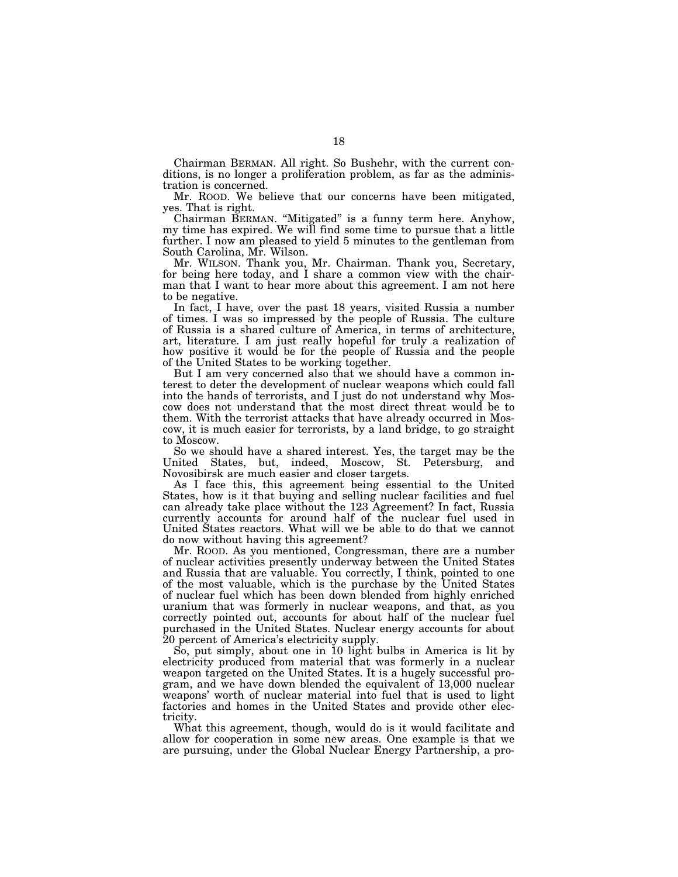Chairman BERMAN. All right. So Bushehr, with the current conditions, is no longer a proliferation problem, as far as the administration is concerned.

Mr. ROOD. We believe that our concerns have been mitigated, yes. That is right.

Chairman BERMAN. "Mitigated" is a funny term here. Anyhow, my time has expired. We will find some time to pursue that a little further. I now am pleased to yield 5 minutes to the gentleman from South Carolina, Mr. Wilson.

Mr. WILSON. Thank you, Mr. Chairman. Thank you, Secretary, for being here today, and I share a common view with the chairman that I want to hear more about this agreement. I am not here to be negative.

In fact, I have, over the past 18 years, visited Russia a number of times. I was so impressed by the people of Russia. The culture of Russia is a shared culture of America, in terms of architecture, art, literature. I am just really hopeful for truly a realization of how positive it would be for the people of Russia and the people of the United States to be working together.

But I am very concerned also that we should have a common interest to deter the development of nuclear weapons which could fall into the hands of terrorists, and I just do not understand why Moscow does not understand that the most direct threat would be to them. With the terrorist attacks that have already occurred in Moscow, it is much easier for terrorists, by a land bridge, to go straight to Moscow.

So we should have a shared interest. Yes, the target may be the United States, but, indeed, Moscow, St. Petersburg, and Novosibirsk are much easier and closer targets.

As I face this, this agreement being essential to the United States, how is it that buying and selling nuclear facilities and fuel can already take place without the 123 Agreement? In fact, Russia currently accounts for around half of the nuclear fuel used in United States reactors. What will we be able to do that we cannot do now without having this agreement?

Mr. ROOD. As you mentioned, Congressman, there are a number of nuclear activities presently underway between the United States and Russia that are valuable. You correctly, I think, pointed to one of the most valuable, which is the purchase by the United States of nuclear fuel which has been down blended from highly enriched uranium that was formerly in nuclear weapons, and that, as you correctly pointed out, accounts for about half of the nuclear fuel purchased in the United States. Nuclear energy accounts for about 20 percent of America's electricity supply.

So, put simply, about one in 10 light bulbs in America is lit by electricity produced from material that was formerly in a nuclear weapon targeted on the United States. It is a hugely successful program, and we have down blended the equivalent of 13,000 nuclear weapons' worth of nuclear material into fuel that is used to light factories and homes in the United States and provide other electricity.

What this agreement, though, would do is it would facilitate and allow for cooperation in some new areas. One example is that we are pursuing, under the Global Nuclear Energy Partnership, a pro-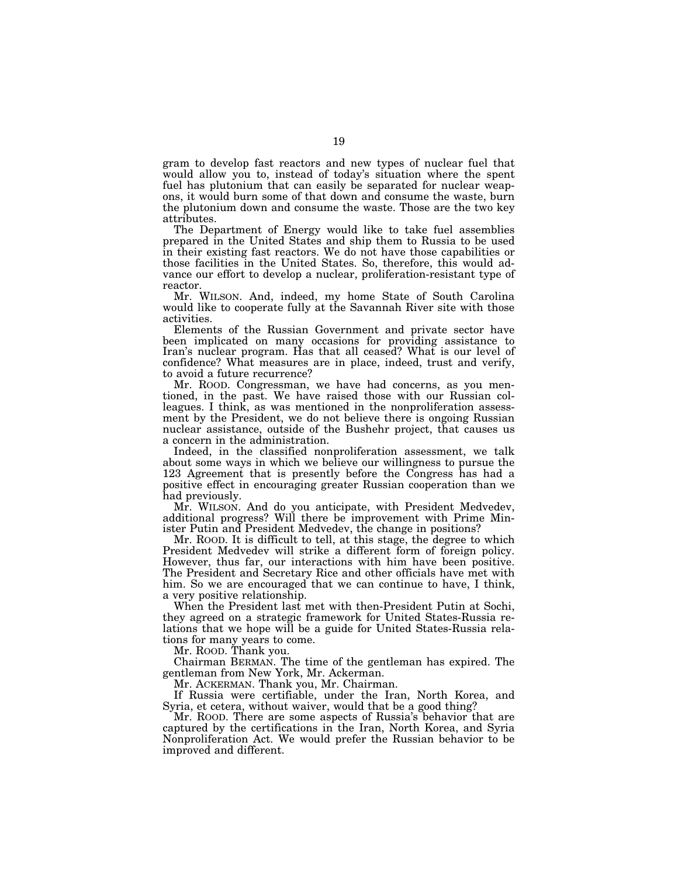gram to develop fast reactors and new types of nuclear fuel that would allow you to, instead of today's situation where the spent fuel has plutonium that can easily be separated for nuclear weapons, it would burn some of that down and consume the waste, burn the plutonium down and consume the waste. Those are the two key attributes.

The Department of Energy would like to take fuel assemblies prepared in the United States and ship them to Russia to be used in their existing fast reactors. We do not have those capabilities or those facilities in the United States. So, therefore, this would advance our effort to develop a nuclear, proliferation-resistant type of reactor.

Mr. WILSON. And, indeed, my home State of South Carolina would like to cooperate fully at the Savannah River site with those activities.

Elements of the Russian Government and private sector have been implicated on many occasions for providing assistance to Iran's nuclear program. Has that all ceased? What is our level of confidence? What measures are in place, indeed, trust and verify, to avoid a future recurrence?

Mr. ROOD. Congressman, we have had concerns, as you mentioned, in the past. We have raised those with our Russian colleagues. I think, as was mentioned in the nonproliferation assessment by the President, we do not believe there is ongoing Russian nuclear assistance, outside of the Bushehr project, that causes us a concern in the administration.

Indeed, in the classified nonproliferation assessment, we talk about some ways in which we believe our willingness to pursue the 123 Agreement that is presently before the Congress has had a positive effect in encouraging greater Russian cooperation than we had previously.

Mr. WILSON. And do you anticipate, with President Medvedev, additional progress? Will there be improvement with Prime Minister Putin and President Medvedev, the change in positions?

Mr. ROOD. It is difficult to tell, at this stage, the degree to which President Medvedev will strike a different form of foreign policy. However, thus far, our interactions with him have been positive. The President and Secretary Rice and other officials have met with him. So we are encouraged that we can continue to have, I think, a very positive relationship.

When the President last met with then-President Putin at Sochi, they agreed on a strategic framework for United States-Russia relations that we hope will be a guide for United States-Russia relations for many years to come.

Mr. ROOD. Thank you.

Chairman BERMAN. The time of the gentleman has expired. The gentleman from New York, Mr. Ackerman.

Mr. ACKERMAN. Thank you, Mr. Chairman.

If Russia were certifiable, under the Iran, North Korea, and Syria, et cetera, without waiver, would that be a good thing?

Mr. ROOD. There are some aspects of Russia's behavior that are captured by the certifications in the Iran, North Korea, and Syria Nonproliferation Act. We would prefer the Russian behavior to be improved and different.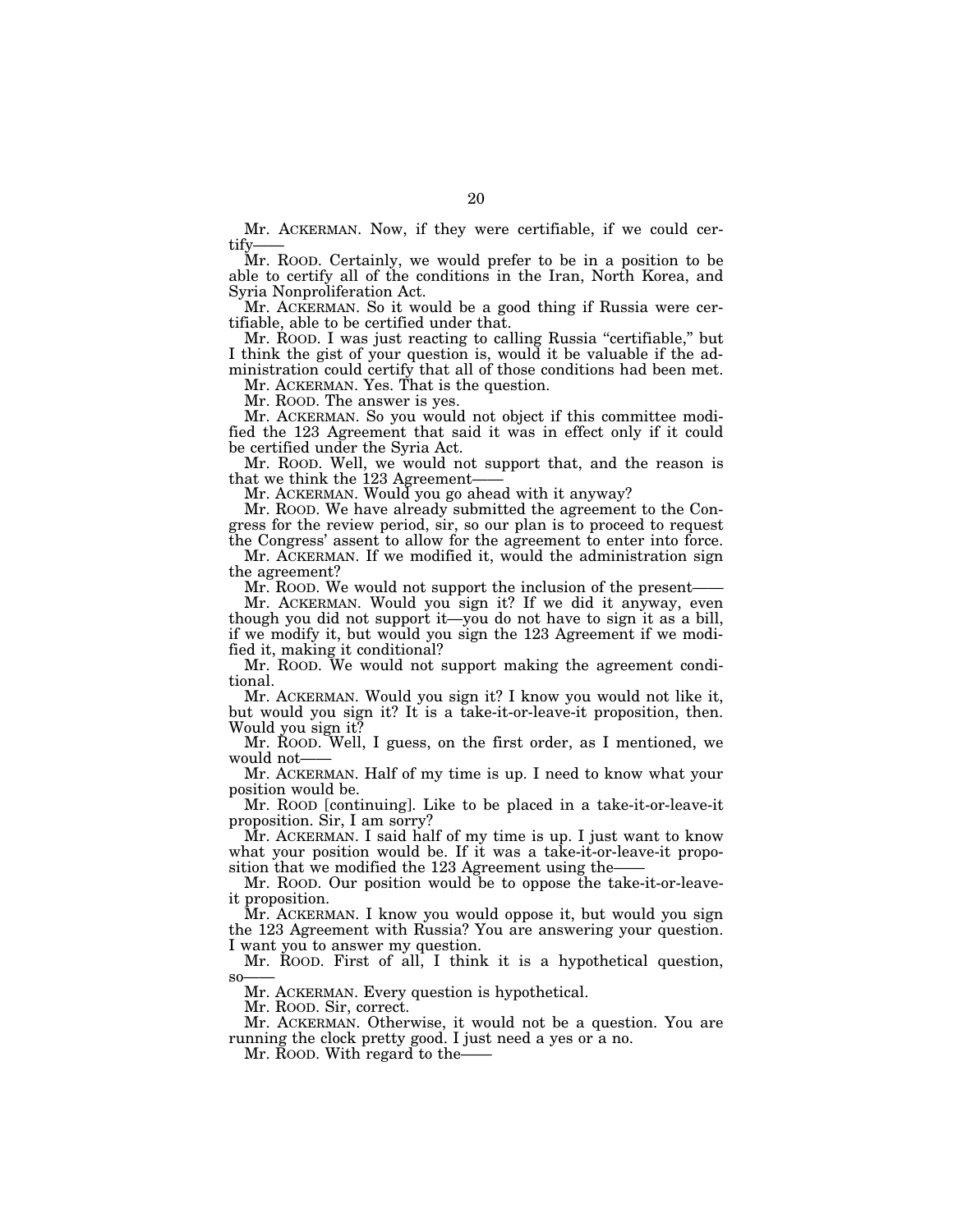Mr. ACKERMAN. Now, if they were certifiable, if we could certify——

Mr. ROOD. Certainly, we would prefer to be in a position to be able to certify all of the conditions in the Iran, North Korea, and Syria Nonproliferation Act.

Mr. ACKERMAN. So it would be a good thing if Russia were certifiable, able to be certified under that.

Mr. ROOD. I was just reacting to calling Russia "certifiable," but I think the gist of your question is, would it be valuable if the administration could certify that all of those conditions had been met.

Mr. ACKERMAN. Yes. That is the question.

Mr. ROOD. The answer is yes.

Mr. ACKERMAN. So you would not object if this committee modified the 123 Agreement that said it was in effect only if it could be certified under the Syria Act.

Mr. ROOD. Well, we would not support that, and the reason is that we think the 123 Agreement——

Mr. ACKERMAN. Would you go ahead with it anyway?

Mr. ROOD. We have already submitted the agreement to the Congress for the review period, sir, so our plan is to proceed to request the Congress' assent to allow for the agreement to enter into force.

Mr. ACKERMAN. If we modified it, would the administration sign the agreement?

Mr. ROOD. We would not support the inclusion of the present——

Mr. ACKERMAN. Would you sign it? If we did it anyway, even though you did not support it—you do not have to sign it as a bill, if we modify it, but would you sign the 123 Agreement if we modified it, making it conditional?

Mr. ROOD. We would not support making the agreement conditional.

Mr. ACKERMAN. Would you sign it? I know you would not like it, but would you sign it? It is a take-it-or-leave-it proposition, then. Would you sign it?

Mr. ROOD. Well, I guess, on the first order, as I mentioned, we would not——

Mr. ACKERMAN. Half of my time is up. I need to know what your position would be.

Mr. ROOD [continuing]. Like to be placed in a take-it-or-leave-it proposition. Sir, I am sorry?

Mr. ACKERMAN. I said half of my time is up. I just want to know what your position would be. If it was a take-it-or-leave-it proposition that we modified the 123 Agreement using the——

Mr. ROOD. Our position would be to oppose the take-it-or-leave-it proposition.

Mr. ACKERMAN. I know you would oppose it, but would you sign the 123 Agreement with Russia? You are answering your question. I want you to answer my question.

Mr. ROOD. First of all, I think it is a hypothetical question, so——

Mr. ACKERMAN. Every question is hypothetical.

Mr. ROOD. Sir, correct.

Mr. ACKERMAN. Otherwise, it would not be a question. You are running the clock pretty good. I just need a yes or a no.

Mr. ROOD. With regard to the——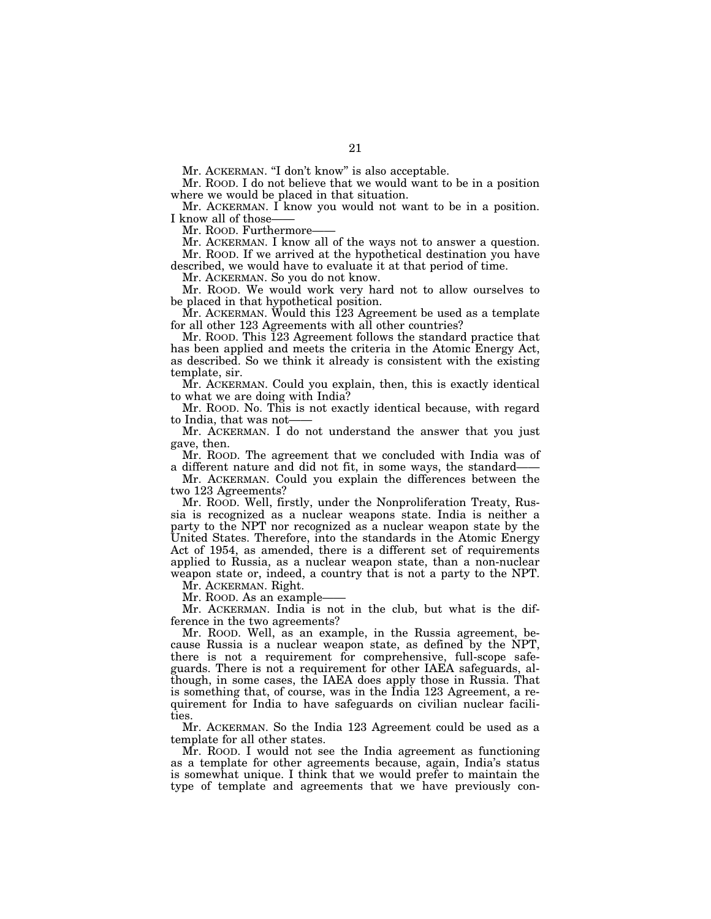Mr. ACKERMAN. "I don't know" is also acceptable.

Mr. ROOD. I do not believe that we would want to be in a position where we would be placed in that situation.

Mr. ACKERMAN. I know you would not want to be in a position. I know all of those——

Mr. ROOD. Furthermore——

Mr. ACKERMAN. I know all of the ways not to answer a question.

Mr. ROOD. If we arrived at the hypothetical destination you have described, we would have to evaluate it at that period of time.

Mr. ACKERMAN. So you do not know.

Mr. ROOD. We would work very hard not to allow ourselves to be placed in that hypothetical position.

Mr. ACKERMAN. Would this 123 Agreement be used as a template for all other 123 Agreements with all other countries?

Mr. ROOD. This 123 Agreement follows the standard practice that has been applied and meets the criteria in the Atomic Energy Act, as described. So we think it already is consistent with the existing template, sir.

Mr. ACKERMAN. Could you explain, then, this is exactly identical to what we are doing with India?

Mr. ROOD. No. This is not exactly identical because, with regard to India, that was not——

Mr. ACKERMAN. I do not understand the answer that you just gave, then.

Mr. ROOD. The agreement that we concluded with India was of a different nature and did not fit, in some ways, the standard——

Mr. ACKERMAN. Could you explain the differences between the two 123 Agreements?

Mr. ROOD. Well, firstly, under the Nonproliferation Treaty, Russia is recognized as a nuclear weapons state. India is neither a party to the NPT nor recognized as a nuclear weapon state by the United States. Therefore, into the standards in the Atomic Energy Act of 1954, as amended, there is a different set of requirements applied to Russia, as a nuclear weapon state, than a non-nuclear weapon state or, indeed, a country that is not a party to the NPT.

Mr. ACKERMAN. Right.

Mr. ROOD. As an example——

Mr. ACKERMAN. India is not in the club, but what is the difference in the two agreements?

Mr. ROOD. Well, as an example, in the Russia agreement, because Russia is a nuclear weapon state, as defined by the NPT, there is not a requirement for comprehensive, full-scope safeguards. There is not a requirement for other IAEA safeguards, although, in some cases, the IAEA does apply those in Russia. That is something that, of course, was in the India 123 Agreement, a requirement for India to have safeguards on civilian nuclear facilities.

Mr. ACKERMAN. So the India 123 Agreement could be used as a template for all other states.

Mr. ROOD. I would not see the India agreement as functioning as a template for other agreements because, again, India's status is somewhat unique. I think that we would prefer to maintain the type of template and agreements that we have previously con-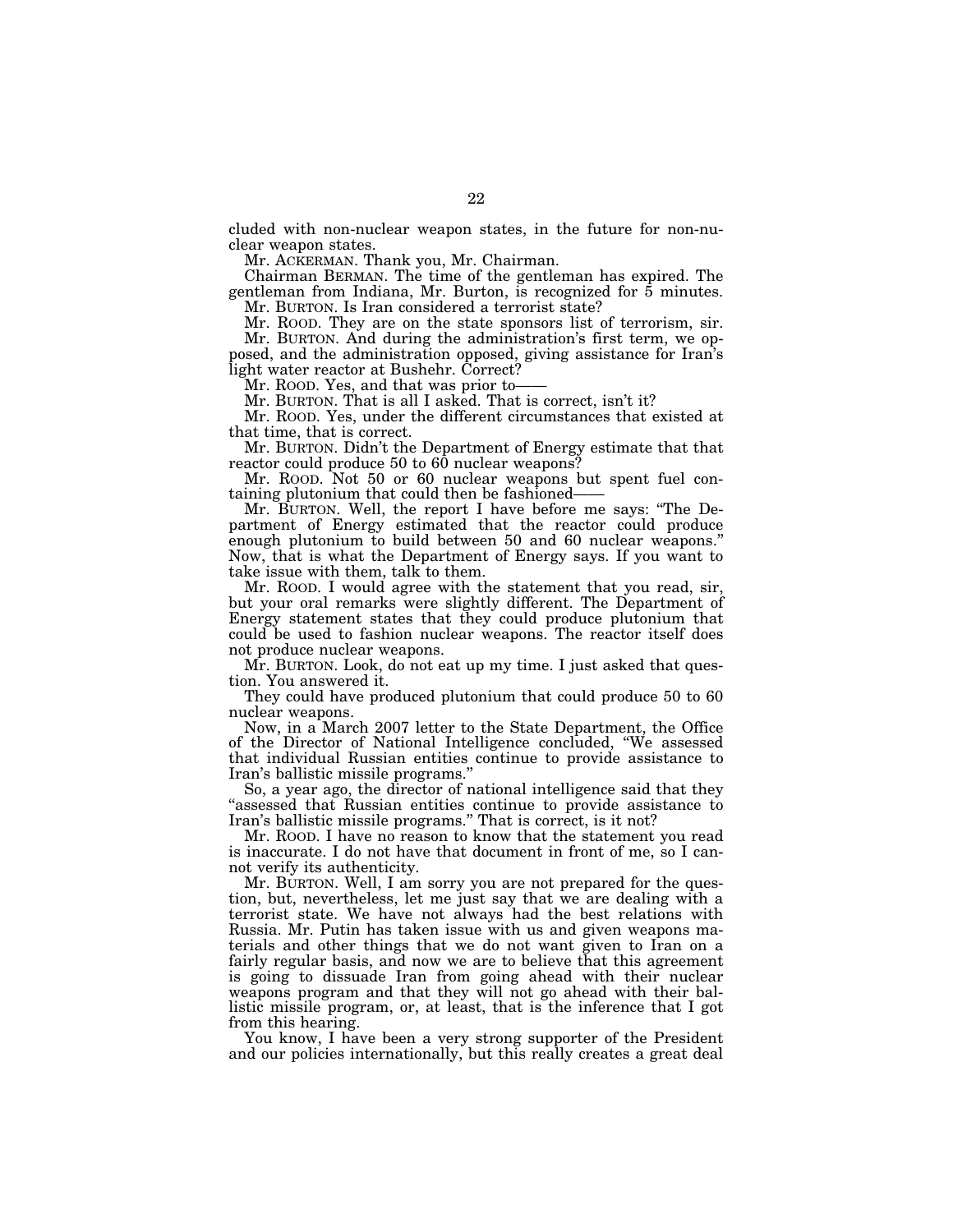cluded with non-nuclear weapon states, in the future for non-nuclear weapon states.

Mr. ACKERMAN. Thank you, Mr. Chairman.

Chairman BERMAN. The time of the gentleman has expired. The gentleman from Indiana, Mr. Burton, is recognized for 5 minutes.

Mr. BURTON. Is Iran considered a terrorist state?

Mr. ROOD. They are on the state sponsors list of terrorism, sir.

Mr. BURTON. And during the administration's first term, we opposed, and the administration opposed, giving assistance for Iran's light water reactor at Bushehr. Correct?

Mr. ROOD. Yes, and that was prior to——

Mr. BURTON. That is all I asked. That is correct, isn't it?

Mr. ROOD. Yes, under the different circumstances that existed at that time, that is correct.

Mr. BURTON. Didn't the Department of Energy estimate that that reactor could produce 50 to 60 nuclear weapons?

Mr. ROOD. Not 50 or 60 nuclear weapons but spent fuel containing plutonium that could then be fashioned——

Mr. BURTON. Well, the report I have before me says: "The Department of Energy estimated that the reactor could produce enough plutonium to build between 50 and 60 nuclear weapons." Now, that is what the Department of Energy says. If you want to take issue with them, talk to them.

Mr. ROOD. I would agree with the statement that you read, sir, but your oral remarks were slightly different. The Department of Energy statement states that they could produce plutonium that could be used to fashion nuclear weapons. The reactor itself does not produce nuclear weapons.

Mr. BURTON. Look, do not eat up my time. I just asked that question. You answered it.

They could have produced plutonium that could produce 50 to 60 nuclear weapons.

Now, in a March 2007 letter to the State Department, the Office of the Director of National Intelligence concluded, "We assessed that individual Russian entities continue to provide assistance to Iran's ballistic missile programs."

So, a year ago, the director of national intelligence said that they "assessed that Russian entities continue to provide assistance to Iran's ballistic missile programs." That is correct, is it not?

Mr. ROOD. I have no reason to know that the statement you read is inaccurate. I do not have that document in front of me, so I cannot verify its authenticity.

Mr. BURTON. Well, I am sorry you are not prepared for the question, but, nevertheless, let me just say that we are dealing with a terrorist state. We have not always had the best relations with Russia. Mr. Putin has taken issue with us and given weapons materials and other things that we do not want given to Iran on a fairly regular basis, and now we are to believe that this agreement is going to dissuade Iran from going ahead with their nuclear weapons program and that they will not go ahead with their ballistic missile program, or, at least, that is the inference that I got from this hearing.

You know, I have been a very strong supporter of the President and our policies internationally, but this really creates a great deal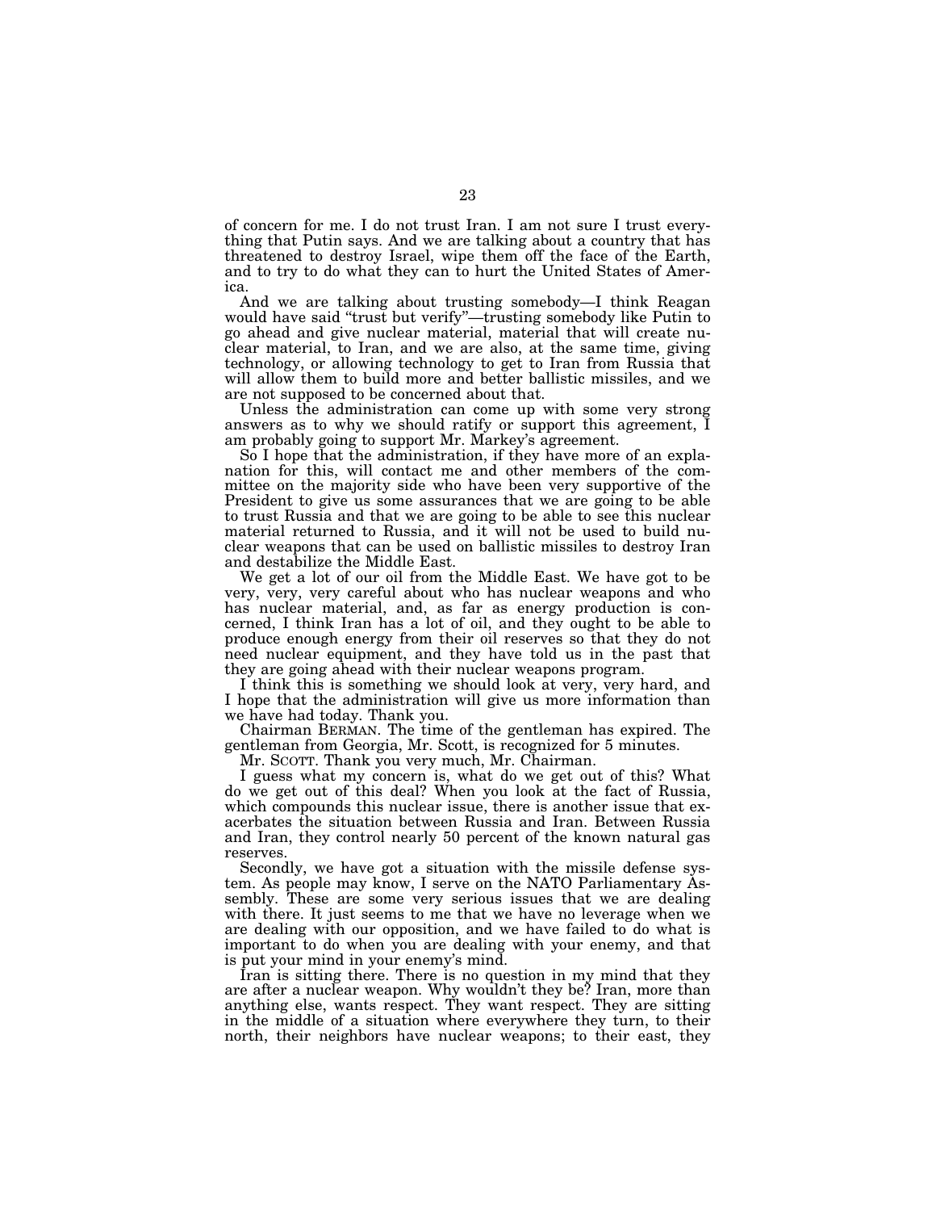of concern for me. I do not trust Iran. I am not sure I trust everything that Putin says. And we are talking about a country that has threatened to destroy Israel, wipe them off the face of the Earth, and to try to do what they can to hurt the United States of America.

And we are talking about trusting somebody—I think Reagan would have said "trust but verify"—trusting somebody like Putin to go ahead and give nuclear material, material that will create nuclear material, to Iran, and we are also, at the same time, giving technology, or allowing technology to get to Iran from Russia that will allow them to build more and better ballistic missiles, and we are not supposed to be concerned about that.

Unless the administration can come up with some very strong answers as to why we should ratify or support this agreement, I am probably going to support Mr. Markey's agreement.

So I hope that the administration, if they have more of an explanation for this, will contact me and other members of the committee on the majority side who have been very supportive of the President to give us some assurances that we are going to be able to trust Russia and that we are going to be able to see this nuclear material returned to Russia, and it will not be used to build nuclear weapons that can be used on ballistic missiles to destroy Iran and destabilize the Middle East.

We get a lot of our oil from the Middle East. We have got to be very, very, very careful about who has nuclear weapons and who has nuclear material, and, as far as energy production is concerned, I think Iran has a lot of oil, and they ought to be able to produce enough energy from their oil reserves so that they do not need nuclear equipment, and they have told us in the past that they are going ahead with their nuclear weapons program.

I think this is something we should look at very, very hard, and I hope that the administration will give us more information than we have had today. Thank you.

Chairman BERMAN. The time of the gentleman has expired. The gentleman from Georgia, Mr. Scott, is recognized for 5 minutes.

Mr. SCOTT. Thank you very much, Mr. Chairman.

I guess what my concern is, what do we get out of this? What do we get out of this deal? When you look at the fact of Russia, which compounds this nuclear issue, there is another issue that exacerbates the situation between Russia and Iran. Between Russia and Iran, they control nearly 50 percent of the known natural gas reserves.

Secondly, we have got a situation with the missile defense system. As people may know, I serve on the NATO Parliamentary Assembly. These are some very serious issues that we are dealing with there. It just seems to me that we have no leverage when we are dealing with our opposition, and we have failed to do what is important to do when you are dealing with your enemy, and that is put your mind in your enemy's mind.

Iran is sitting there. There is no question in my mind that they are after a nuclear weapon. Why wouldn't they be? Iran, more than anything else, wants respect. They want respect. They are sitting in the middle of a situation where everywhere they turn, to their north, their neighbors have nuclear weapons; to their east, they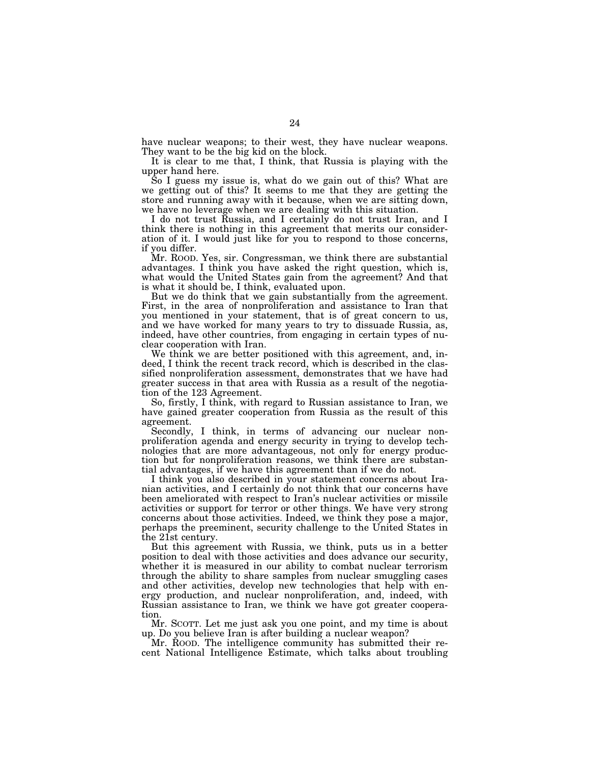have nuclear weapons; to their west, they have nuclear weapons. They want to be the big kid on the block.

It is clear to me that, I think, that Russia is playing with the upper hand here.

So I guess my issue is, what do we gain out of this? What are we getting out of this? It seems to me that they are getting the store and running away with it because, when we are sitting down, we have no leverage when we are dealing with this situation.

I do not trust Russia, and I certainly do not trust Iran, and I think there is nothing in this agreement that merits our consideration of it. I would just like for you to respond to those concerns, if you differ.

Mr. ROOD. Yes, sir. Congressman, we think there are substantial advantages. I think you have asked the right question, which is, what would the United States gain from the agreement? And that is what it should be, I think, evaluated upon.

But we do think that we gain substantially from the agreement. First, in the area of nonproliferation and assistance to Iran that you mentioned in your statement, that is of great concern to us, and we have worked for many years to try to dissuade Russia, as, indeed, have other countries, from engaging in certain types of nuclear cooperation with Iran.

We think we are better positioned with this agreement, and, indeed, I think the recent track record, which is described in the classified nonproliferation assessment, demonstrates that we have had greater success in that area with Russia as a result of the negotiation of the 123 Agreement.

So, firstly, I think, with regard to Russian assistance to Iran, we have gained greater cooperation from Russia as the result of this agreement.

Secondly, I think, in terms of advancing our nuclear nonproliferation agenda and energy security in trying to develop technologies that are more advantageous, not only for energy production but for nonproliferation reasons, we think there are substantial advantages, if we have this agreement than if we do not.

I think you also described in your statement concerns about Iranian activities, and I certainly do not think that our concerns have been ameliorated with respect to Iran's nuclear activities or missile activities or support for terror or other things. We have very strong concerns about those activities. Indeed, we think they pose a major, perhaps the preeminent, security challenge to the United States in the 21st century.

But this agreement with Russia, we think, puts us in a better position to deal with those activities and does advance our security, whether it is measured in our ability to combat nuclear terrorism through the ability to share samples from nuclear smuggling cases and other activities, develop new technologies that help with energy production, and nuclear nonproliferation, and, indeed, with Russian assistance to Iran, we think we have got greater cooperation.

Mr. SCOTT. Let me just ask you one point, and my time is about up. Do you believe Iran is after building a nuclear weapon?

Mr. ROOD. The intelligence community has submitted their recent National Intelligence Estimate, which talks about troubling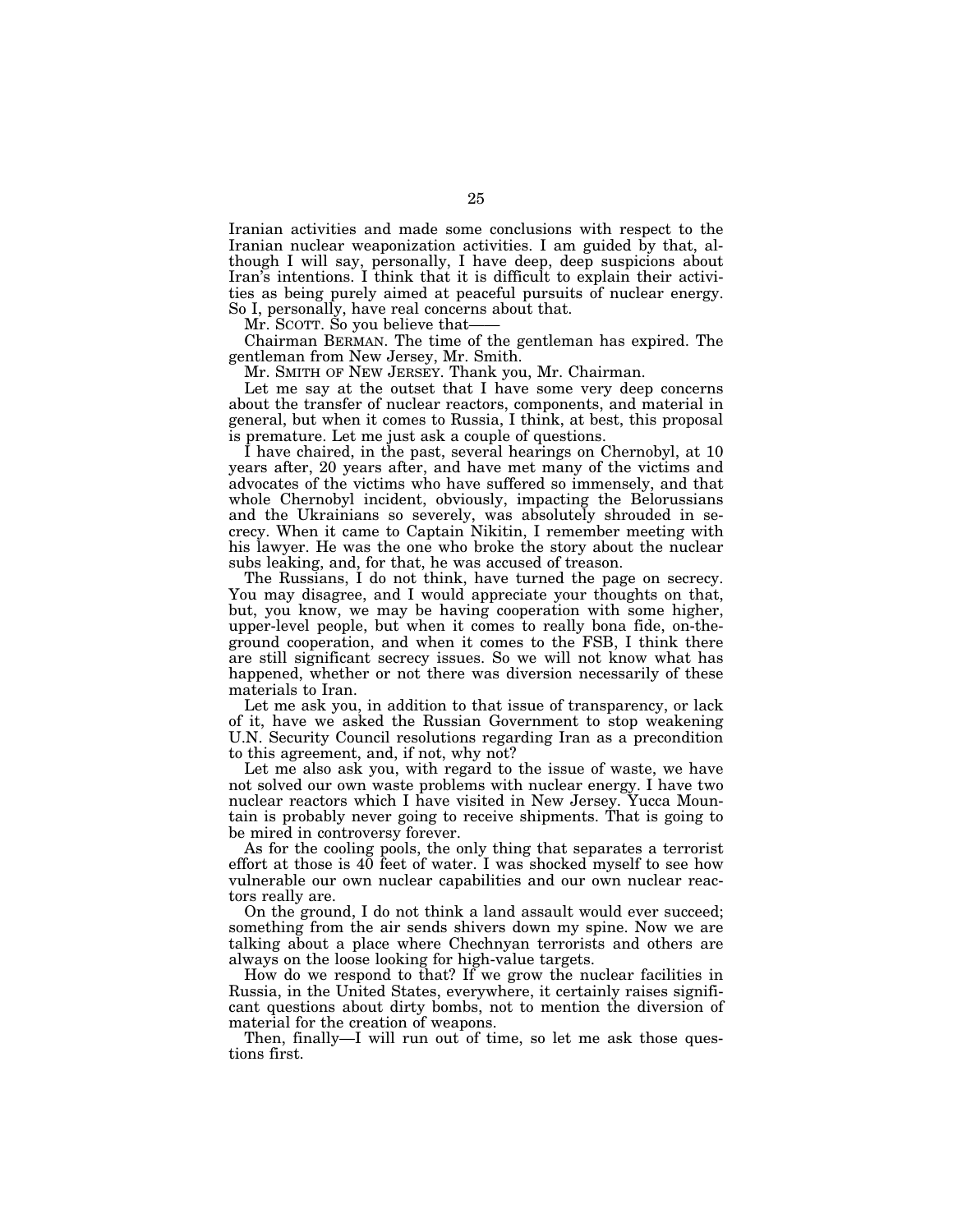Iranian activities and made some conclusions with respect to the Iranian nuclear weaponization activities. I am guided by that, although I will say, personally, I have deep, deep suspicions about Iran's intentions. I think that it is difficult to explain their activities as being purely aimed at peaceful pursuits of nuclear energy. So I, personally, have real concerns about that.

Mr. SCOTT. So you believe that——

Chairman BERMAN. The time of the gentleman has expired. The gentleman from New Jersey, Mr. Smith.

Mr. SMITH OF NEW JERSEY. Thank you, Mr. Chairman.

Let me say at the outset that I have some very deep concerns about the transfer of nuclear reactors, components, and material in general, but when it comes to Russia, I think, at best, this proposal is premature. Let me just ask a couple of questions.

I have chaired, in the past, several hearings on Chernobyl, at 10 years after, 20 years after, and have met many of the victims and advocates of the victims who have suffered so immensely, and that whole Chernobyl incident, obviously, impacting the Belorussians and the Ukrainians so severely, was absolutely shrouded in secrecy. When it came to Captain Nikitin, I remember meeting with his lawyer. He was the one who broke the story about the nuclear subs leaking, and, for that, he was accused of treason.

The Russians, I do not think, have turned the page on secrecy. You may disagree, and I would appreciate your thoughts on that, but, you know, we may be having cooperation with some higher, upper-level people, but when it comes to really bona fide, on-the-ground cooperation, and when it comes to the FSB, I think there are still significant secrecy issues. So we will not know what has happened, whether or not there was diversion necessarily of these materials to Iran.

Let me ask you, in addition to that issue of transparency, or lack of it, have we asked the Russian Government to stop weakening U.N. Security Council resolutions regarding Iran as a precondition to this agreement, and, if not, why not?

Let me also ask you, with regard to the issue of waste, we have not solved our own waste problems with nuclear energy. I have two nuclear reactors which I have visited in New Jersey. Yucca Mountain is probably never going to receive shipments. That is going to be mired in controversy forever.

As for the cooling pools, the only thing that separates a terrorist effort at those is 40 feet of water. I was shocked myself to see how vulnerable our own nuclear capabilities and our own nuclear reactors really are.

On the ground, I do not think a land assault would ever succeed; something from the air sends shivers down my spine. Now we are talking about a place where Chechnyan terrorists and others are always on the loose looking for high-value targets.

How do we respond to that? If we grow the nuclear facilities in Russia, in the United States, everywhere, it certainly raises significant questions about dirty bombs, not to mention the diversion of material for the creation of weapons.

Then, finally—I will run out of time, so let me ask those questions first.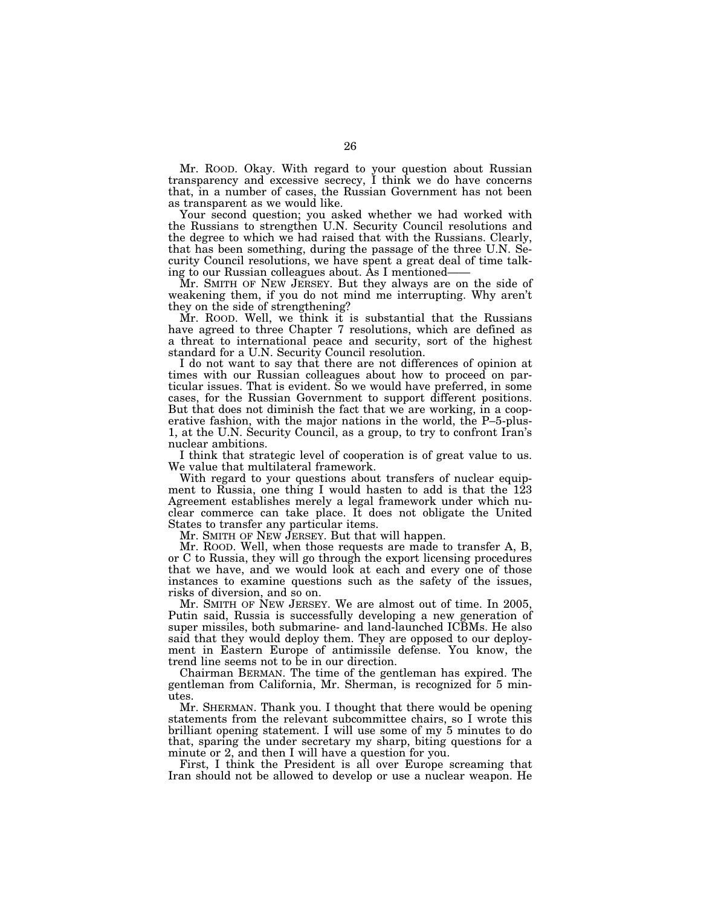Mr. ROOD. Okay. With regard to your question about Russian transparency and excessive secrecy, I think we do have concerns that, in a number of cases, the Russian Government has not been as transparent as we would like.

Your second question; you asked whether we had worked with the Russians to strengthen U.N. Security Council resolutions and the degree to which we had raised that with the Russians. Clearly, that has been something, during the passage of the three U.N. Security Council resolutions, we have spent a great deal of time talking to our Russian colleagues about. As I mentioned——

Mr. SMITH OF NEW JERSEY. But they always are on the side of weakening them, if you do not mind me interrupting. Why aren't they on the side of strengthening?

Mr. ROOD. Well, we think it is substantial that the Russians have agreed to three Chapter 7 resolutions, which are defined as a threat to international peace and security, sort of the highest standard for a U.N. Security Council resolution.

I do not want to say that there are not differences of opinion at times with our Russian colleagues about how to proceed on particular issues. That is evident. So we would have preferred, in some cases, for the Russian Government to support different positions. But that does not diminish the fact that we are working, in a cooperative fashion, with the major nations in the world, the P–5-plus-1, at the U.N. Security Council, as a group, to try to confront Iran's nuclear ambitions.

I think that strategic level of cooperation is of great value to us. We value that multilateral framework.

With regard to your questions about transfers of nuclear equipment to Russia, one thing I would hasten to add is that the 123 Agreement establishes merely a legal framework under which nuclear commerce can take place. It does not obligate the United States to transfer any particular items.

Mr. SMITH OF NEW JERSEY. But that will happen.

Mr. ROOD. Well, when those requests are made to transfer A, B, or C to Russia, they will go through the export licensing procedures that we have, and we would look at each and every one of those instances to examine questions such as the safety of the issues, risks of diversion, and so on.

Mr. SMITH OF NEW JERSEY. We are almost out of time. In 2005, Putin said, Russia is successfully developing a new generation of super missiles, both submarine- and land-launched ICBMs. He also said that they would deploy them. They are opposed to our deployment in Eastern Europe of antimissile defense. You know, the trend line seems not to be in our direction.

Chairman BERMAN. The time of the gentleman has expired. The gentleman from California, Mr. Sherman, is recognized for 5 minutes.

Mr. SHERMAN. Thank you. I thought that there would be opening statements from the relevant subcommittee chairs, so I wrote this brilliant opening statement. I will use some of my 5 minutes to do that, sparing the under secretary my sharp, biting questions for a minute or 2, and then I will have a question for you.

First, I think the President is all over Europe screaming that Iran should not be allowed to develop or use a nuclear weapon. He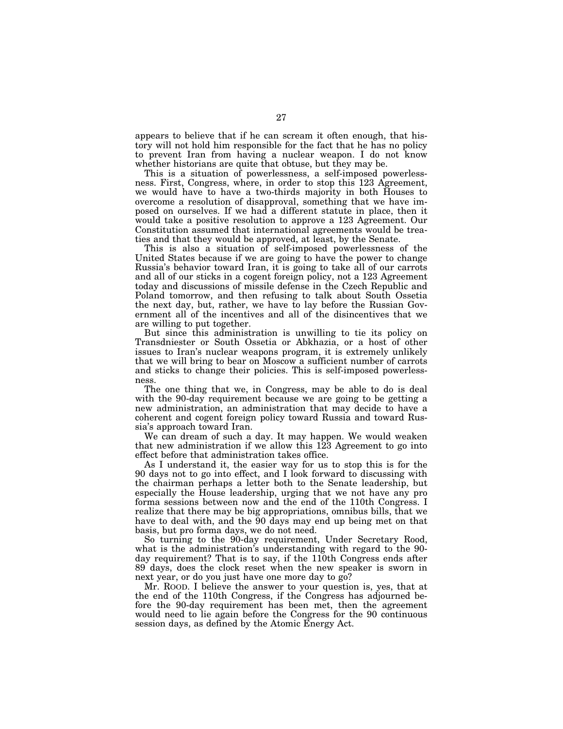appears to believe that if he can scream it often enough, that history will not hold him responsible for the fact that he has no policy to prevent Iran from having a nuclear weapon. I do not know whether historians are quite that obtuse, but they may be.

This is a situation of powerlessness, a self-imposed powerlessness. First, Congress, where, in order to stop this 123 Agreement, we would have to have a two-thirds majority in both Houses to overcome a resolution of disapproval, something that we have imposed on ourselves. If we had a different statute in place, then it would take a positive resolution to approve a 123 Agreement. Our Constitution assumed that international agreements would be treaties and that they would be approved, at least, by the Senate.

This is also a situation of self-imposed powerlessness of the United States because if we are going to have the power to change Russia's behavior toward Iran, it is going to take all of our carrots and all of our sticks in a cogent foreign policy, not a 123 Agreement today and discussions of missile defense in the Czech Republic and Poland tomorrow, and then refusing to talk about South Ossetia the next day, but, rather, we have to lay before the Russian Government all of the incentives and all of the disincentives that we are willing to put together.

But since this administration is unwilling to tie its policy on Transdniester or South Ossetia or Abkhazia, or a host of other issues to Iran's nuclear weapons program, it is extremely unlikely that we will bring to bear on Moscow a sufficient number of carrots and sticks to change their policies. This is self-imposed powerlessness.

The one thing that we, in Congress, may be able to do is deal with the 90-day requirement because we are going to be getting a new administration, an administration that may decide to have a coherent and cogent foreign policy toward Russia and toward Russia's approach toward Iran.

We can dream of such a day. It may happen. We would weaken that new administration if we allow this 123 Agreement to go into effect before that administration takes office.

As I understand it, the easier way for us to stop this is for the 90 days not to go into effect, and I look forward to discussing with the chairman perhaps a letter both to the Senate leadership, but especially the House leadership, urging that we not have any pro forma sessions between now and the end of the 110th Congress. I realize that there may be big appropriations, omnibus bills, that we have to deal with, and the 90 days may end up being met on that basis, but pro forma days, we do not need.

So turning to the 90-day requirement, Under Secretary Rood, what is the administration's understanding with regard to the 90-day requirement? That is to say, if the 110th Congress ends after 89 days, does the clock reset when the new speaker is sworn in next year, or do you just have one more day to go?

Mr. ROOD. I believe the answer to your question is, yes, that at the end of the 110th Congress, if the Congress has adjourned before the 90-day requirement has been met, then the agreement would need to lie again before the Congress for the 90 continuous session days, as defined by the Atomic Energy Act.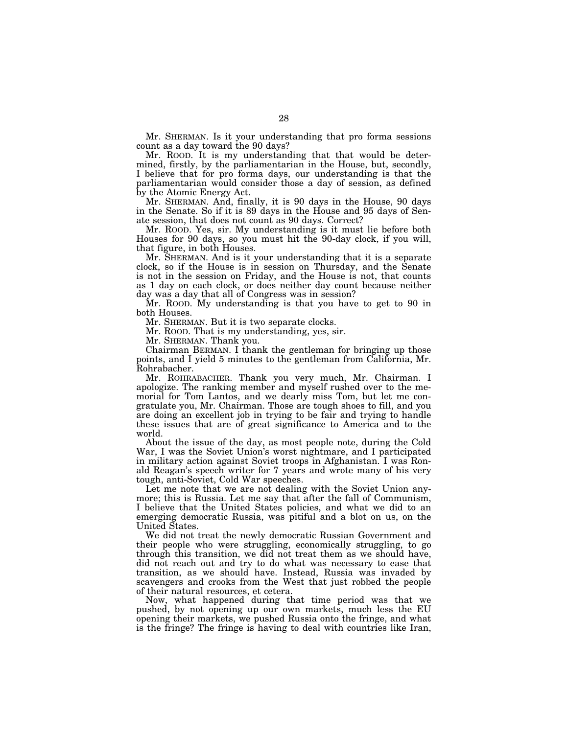Mr. SHERMAN. Is it your understanding that pro forma sessions count as a day toward the 90 days?

Mr. ROOD. It is my understanding that that would be determined, firstly, by the parliamentarian in the House, but, secondly, I believe that for pro forma days, our understanding is that the parliamentarian would consider those a day of session, as defined by the Atomic Energy Act.

Mr. SHERMAN. And, finally, it is 90 days in the House, 90 days in the Senate. So if it is 89 days in the House and 95 days of Senate session, that does not count as 90 days. Correct?

Mr. ROOD. Yes, sir. My understanding is it must lie before both Houses for 90 days, so you must hit the 90-day clock, if you will, that figure, in both Houses.

Mr. SHERMAN. And is it your understanding that it is a separate clock, so if the House is in session on Thursday, and the Senate is not in the session on Friday, and the House is not, that counts as 1 day on each clock, or does neither day count because neither day was a day that all of Congress was in session?

Mr. ROOD. My understanding is that you have to get to 90 in both Houses.

Mr. SHERMAN. But it is two separate clocks.

Mr. ROOD. That is my understanding, yes, sir.

Mr. SHERMAN. Thank you.

Chairman BERMAN. I thank the gentleman for bringing up those points, and I yield 5 minutes to the gentleman from California, Mr. Rohrabacher.

Mr. ROHRABACHER. Thank you very much, Mr. Chairman. I apologize. The ranking member and myself rushed over to the memorial for Tom Lantos, and we dearly miss Tom, but let me congratulate you, Mr. Chairman. Those are tough shoes to fill, and you are doing an excellent job in trying to be fair and trying to handle these issues that are of great significance to America and to the world.

About the issue of the day, as most people note, during the Cold War, I was the Soviet Union's worst nightmare, and I participated in military action against Soviet troops in Afghanistan. I was Ronald Reagan's speech writer for 7 years and wrote many of his very tough, anti-Soviet, Cold War speeches.

Let me note that we are not dealing with the Soviet Union anymore; this is Russia. Let me say that after the fall of Communism, I believe that the United States policies, and what we did to an emerging democratic Russia, was pitiful and a blot on us, on the United States.

We did not treat the newly democratic Russian Government and their people who were struggling, economically struggling, to go through this transition, we did not treat them as we should have, did not reach out and try to do what was necessary to ease that transition, as we should have. Instead, Russia was invaded by scavengers and crooks from the West that just robbed the people of their natural resources, et cetera.

Now, what happened during that time period was that we pushed, by not opening up our own markets, much less the EU opening their markets, we pushed Russia onto the fringe, and what is the fringe? The fringe is having to deal with countries like Iran,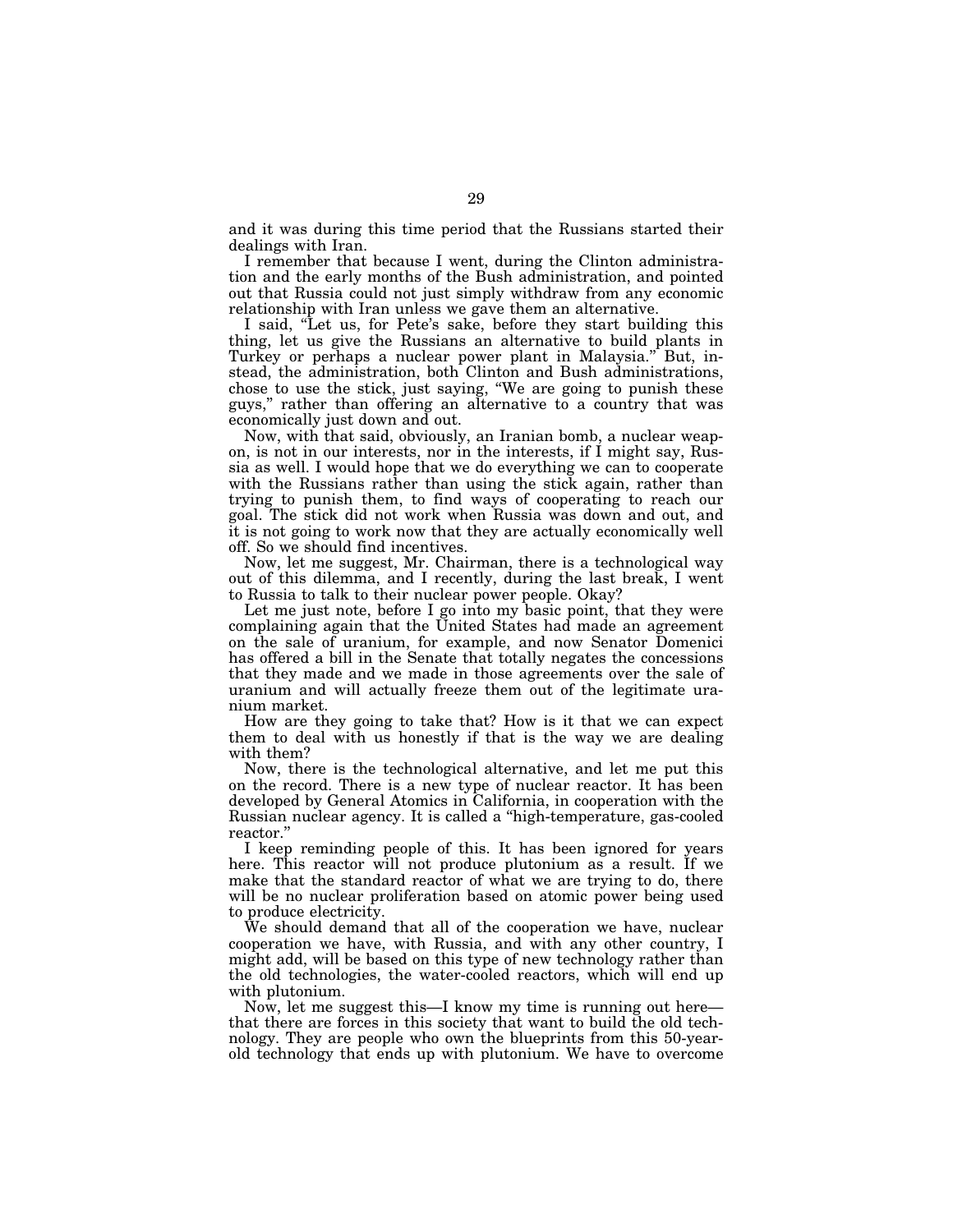and it was during this time period that the Russians started their dealings with Iran.

I remember that because I went, during the Clinton administration and the early months of the Bush administration, and pointed out that Russia could not just simply withdraw from any economic relationship with Iran unless we gave them an alternative.

I said, "Let us, for Pete's sake, before they start building this thing, let us give the Russians an alternative to build plants in Turkey or perhaps a nuclear power plant in Malaysia." But, instead, the administration, both Clinton and Bush administrations, chose to use the stick, just saying, "We are going to punish these guys," rather than offering an alternative to a country that was economically just down and out.

Now, with that said, obviously, an Iranian bomb, a nuclear weapon, is not in our interests, nor in the interests, if I might say, Russia as well. I would hope that we do everything we can to cooperate with the Russians rather than using the stick again, rather than trying to punish them, to find ways of cooperating to reach our goal. The stick did not work when Russia was down and out, and it is not going to work now that they are actually economically well off. So we should find incentives.

Now, let me suggest, Mr. Chairman, there is a technological way out of this dilemma, and I recently, during the last break, I went to Russia to talk to their nuclear power people. Okay?

Let me just note, before I go into my basic point, that they were complaining again that the United States had made an agreement on the sale of uranium, for example, and now Senator Domenici has offered a bill in the Senate that totally negates the concessions that they made and we made in those agreements over the sale of uranium and will actually freeze them out of the legitimate uranium market.

How are they going to take that? How is it that we can expect them to deal with us honestly if that is the way we are dealing with them?

Now, there is the technological alternative, and let me put this on the record. There is a new type of nuclear reactor. It has been developed by General Atomics in California, in cooperation with the Russian nuclear agency. It is called a "high-temperature, gas-cooled reactor."

I keep reminding people of this. It has been ignored for years here. This reactor will not produce plutonium as a result. If we make that the standard reactor of what we are trying to do, there will be no nuclear proliferation based on atomic power being used to produce electricity.

We should demand that all of the cooperation we have, nuclear cooperation we have, with Russia, and with any other country, I might add, will be based on this type of new technology rather than the old technologies, the water-cooled reactors, which will end up with plutonium.

Now, let me suggest this—I know my time is running out here—that there are forces in this society that want to build the old technology. They are people who own the blueprints from this 50-year-old technology that ends up with plutonium. We have to overcome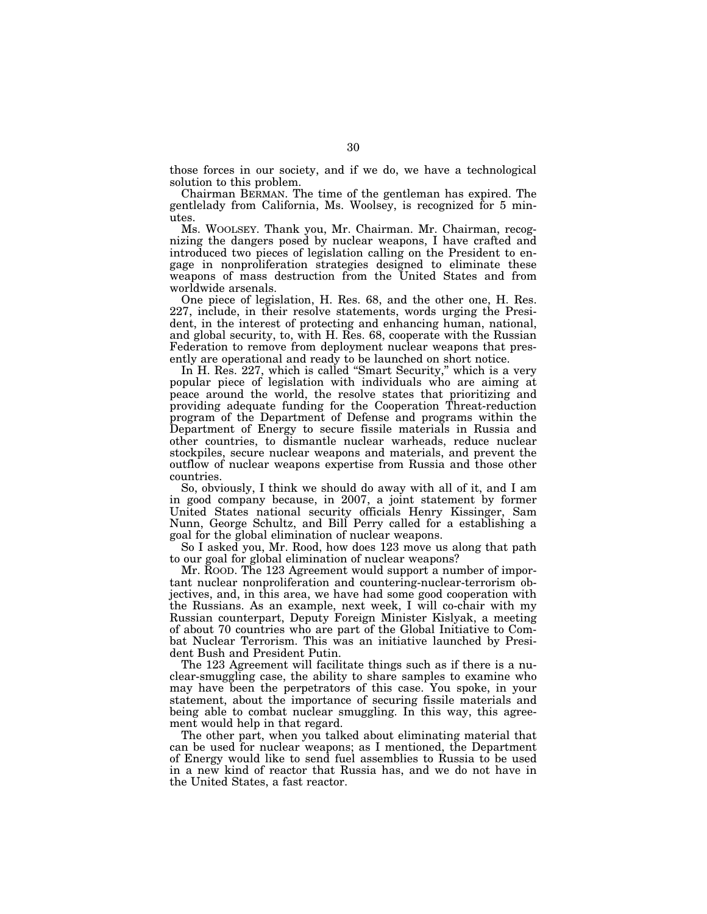those forces in our society, and if we do, we have a technological solution to this problem.

Chairman BERMAN. The time of the gentleman has expired. The gentlelady from California, Ms. Woolsey, is recognized for 5 minutes.

Ms. WOOLSEY. Thank you, Mr. Chairman. Mr. Chairman, recognizing the dangers posed by nuclear weapons, I have crafted and introduced two pieces of legislation calling on the President to engage in nonproliferation strategies designed to eliminate these weapons of mass destruction from the United States and from worldwide arsenals.

One piece of legislation, H. Res. 68, and the other one, H. Res. 227, include, in their resolve statements, words urging the President, in the interest of protecting and enhancing human, national, and global security, to, with H. Res. 68, cooperate with the Russian Federation to remove from deployment nuclear weapons that presently are operational and ready to be launched on short notice.

In H. Res. 227, which is called "Smart Security," which is a very popular piece of legislation with individuals who are aiming at peace around the world, the resolve states that prioritizing and providing adequate funding for the Cooperation Threat-reduction program of the Department of Defense and programs within the Department of Energy to secure fissile materials in Russia and other countries, to dismantle nuclear warheads, reduce nuclear stockpiles, secure nuclear weapons and materials, and prevent the outflow of nuclear weapons expertise from Russia and those other countries.

So, obviously, I think we should do away with all of it, and I am in good company because, in 2007, a joint statement by former United States national security officials Henry Kissinger, Sam Nunn, George Schultz, and Bill Perry called for a establishing a goal for the global elimination of nuclear weapons.

So I asked you, Mr. Rood, how does 123 move us along that path to our goal for global elimination of nuclear weapons?

Mr. ROOD. The 123 Agreement would support a number of important nuclear nonproliferation and countering-nuclear-terrorism objectives, and, in this area, we have had some good cooperation with the Russians. As an example, next week, I will co-chair with my Russian counterpart, Deputy Foreign Minister Kislyak, a meeting of about 70 countries who are part of the Global Initiative to Combat Nuclear Terrorism. This was an initiative launched by President Bush and President Putin.

The 123 Agreement will facilitate things such as if there is a nuclear-smuggling case, the ability to share samples to examine who may have been the perpetrators of this case. You spoke, in your statement, about the importance of securing fissile materials and being able to combat nuclear smuggling. In this way, this agreement would help in that regard.

The other part, when you talked about eliminating material that can be used for nuclear weapons; as I mentioned, the Department of Energy would like to send fuel assemblies to Russia to be used in a new kind of reactor that Russia has, and we do not have in the United States, a fast reactor.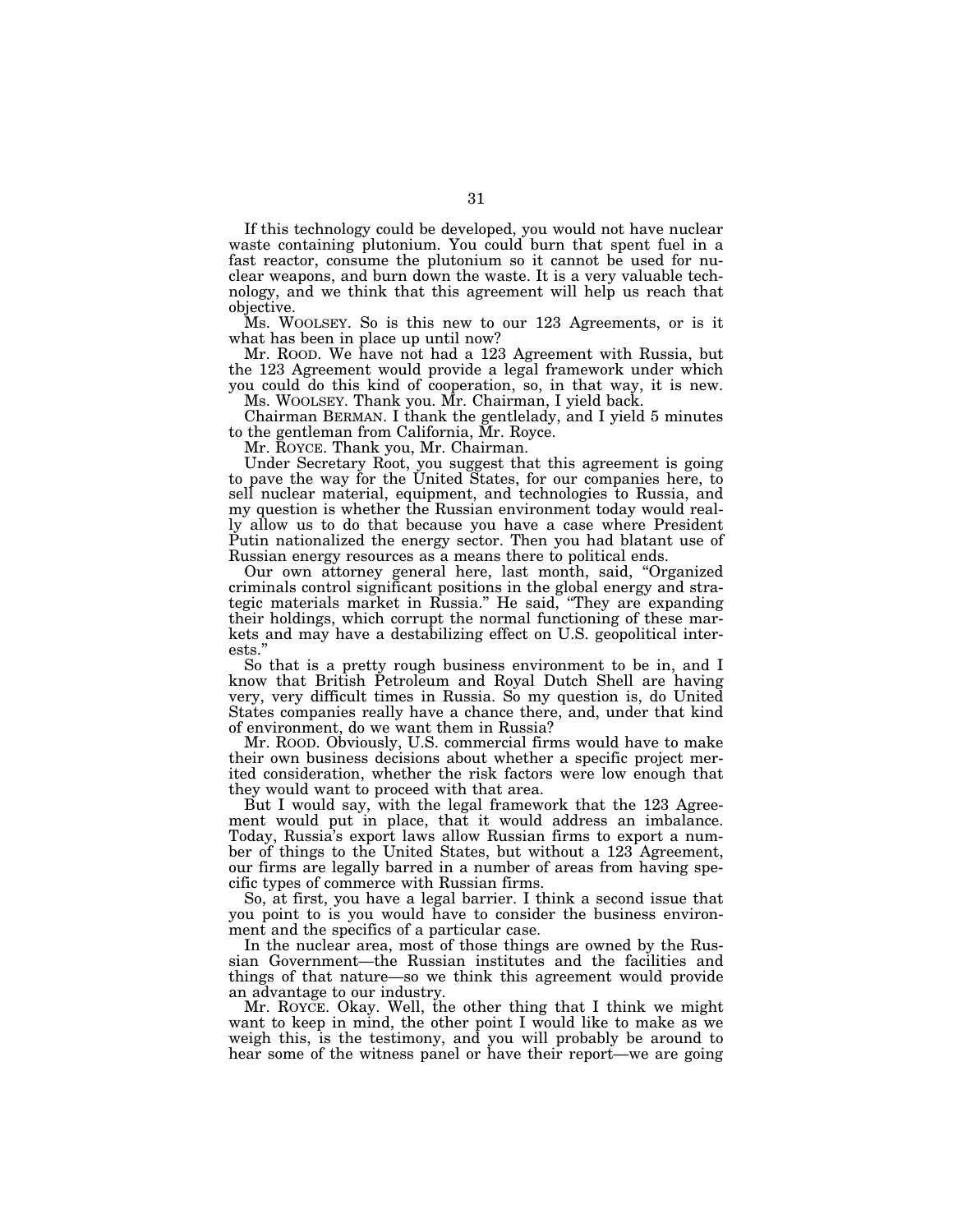If this technology could be developed, you would not have nuclear waste containing plutonium. You could burn that spent fuel in a fast reactor, consume the plutonium so it cannot be used for nuclear weapons, and burn down the waste. It is a very valuable technology, and we think that this agreement will help us reach that objective.

Ms. WOOLSEY. So is this new to our 123 Agreements, or is it what has been in place up until now?

Mr. ROOD. We have not had a 123 Agreement with Russia, but the 123 Agreement would provide a legal framework under which you could do this kind of cooperation, so, in that way, it is new.

Ms. WOOLSEY. Thank you. Mr. Chairman, I yield back.

Chairman BERMAN. I thank the gentlelady, and I yield 5 minutes to the gentleman from California, Mr. Royce.

Mr. ROYCE. Thank you, Mr. Chairman.

Under Secretary Root, you suggest that this agreement is going to pave the way for the United States, for our companies here, to sell nuclear material, equipment, and technologies to Russia, and my question is whether the Russian environment today would really allow us to do that because you have a case where President Putin nationalized the energy sector. Then you had blatant use of Russian energy resources as a means there to political ends.

Our own attorney general here, last month, said, "Organized criminals control significant positions in the global energy and strategic materials market in Russia." He said, "They are expanding their holdings, which corrupt the normal functioning of these markets and may have a destabilizing effect on U.S. geopolitical interests."

So that is a pretty rough business environment to be in, and I know that British Petroleum and Royal Dutch Shell are having very, very difficult times in Russia. So my question is, do United States companies really have a chance there, and, under that kind of environment, do we want them in Russia?

Mr. ROOD. Obviously, U.S. commercial firms would have to make their own business decisions about whether a specific project merited consideration, whether the risk factors were low enough that they would want to proceed with that area.

But I would say, with the legal framework that the 123 Agreement would put in place, that it would address an imbalance. Today, Russia's export laws allow Russian firms to export a number of things to the United States, but without a 123 Agreement, our firms are legally barred in a number of areas from having specific types of commerce with Russian firms.

So, at first, you have a legal barrier. I think a second issue that you point to is you would have to consider the business environment and the specifics of a particular case.

In the nuclear area, most of those things are owned by the Russian Government—the Russian institutes and the facilities and things of that nature—so we think this agreement would provide an advantage to our industry.

Mr. ROYCE. Okay. Well, the other thing that I think we might want to keep in mind, the other point I would like to make as we weigh this, is the testimony, and you will probably be around to hear some of the witness panel or have their report—we are going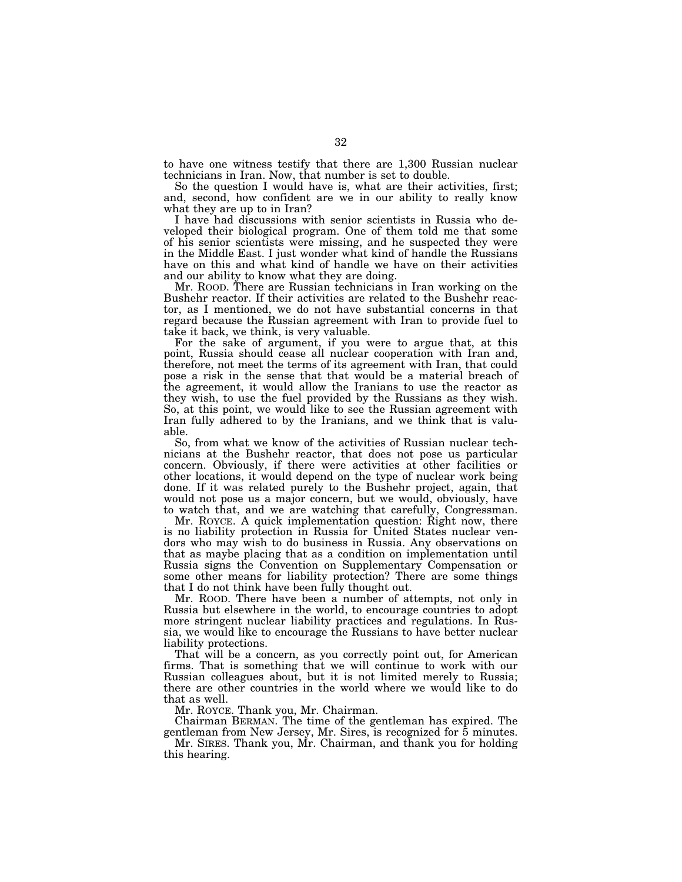to have one witness testify that there are 1,300 Russian nuclear technicians in Iran. Now, that number is set to double.

So the question I would have is, what are their activities, first; and, second, how confident are we in our ability to really know what they are up to in Iran?

I have had discussions with senior scientists in Russia who developed their biological program. One of them told me that some of his senior scientists were missing, and he suspected they were in the Middle East. I just wonder what kind of handle the Russians have on this and what kind of handle we have on their activities and our ability to know what they are doing.

Mr. ROOD. There are Russian technicians in Iran working on the Bushehr reactor. If their activities are related to the Bushehr reactor, as I mentioned, we do not have substantial concerns in that regard because the Russian agreement with Iran to provide fuel to take it back, we think, is very valuable.

For the sake of argument, if you were to argue that, at this point, Russia should cease all nuclear cooperation with Iran and, therefore, not meet the terms of its agreement with Iran, that could pose a risk in the sense that that would be a material breach of the agreement, it would allow the Iranians to use the reactor as they wish, to use the fuel provided by the Russians as they wish. So, at this point, we would like to see the Russian agreement with Iran fully adhered to by the Iranians, and we think that is valuable.

So, from what we know of the activities of Russian nuclear technicians at the Bushehr reactor, that does not pose us particular concern. Obviously, if there were activities at other facilities or other locations, it would depend on the type of nuclear work being done. If it was related purely to the Bushehr project, again, that would not pose us a major concern, but we would, obviously, have to watch that, and we are watching that carefully, Congressman.

Mr. ROYCE. A quick implementation question: Right now, there is no liability protection in Russia for United States nuclear vendors who may wish to do business in Russia. Any observations on that as maybe placing that as a condition on implementation until Russia signs the Convention on Supplementary Compensation or some other means for liability protection? There are some things that I do not think have been fully thought out.

Mr. ROOD. There have been a number of attempts, not only in Russia but elsewhere in the world, to encourage countries to adopt more stringent nuclear liability practices and regulations. In Russia, we would like to encourage the Russians to have better nuclear liability protections.

That will be a concern, as you correctly point out, for American firms. That is something that we will continue to work with our Russian colleagues about, but it is not limited merely to Russia; there are other countries in the world where we would like to do that as well.

Mr. ROYCE. Thank you, Mr. Chairman.

Chairman BERMAN. The time of the gentleman has expired. The gentleman from New Jersey, Mr. Sires, is recognized for 5 minutes.

Mr. SIRES. Thank you, Mr. Chairman, and thank you for holding this hearing.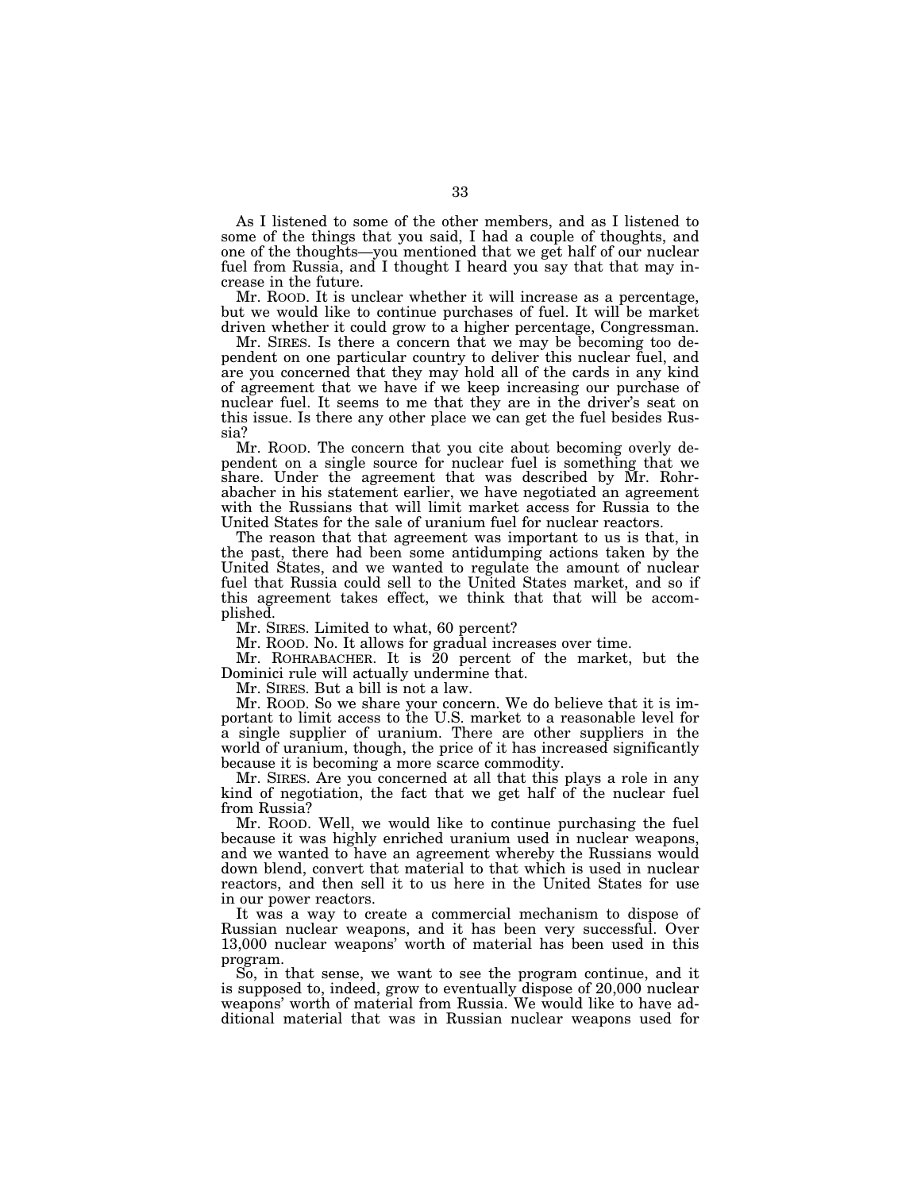As I listened to some of the other members, and as I listened to some of the things that you said, I had a couple of thoughts, and one of the thoughts—you mentioned that we get half of our nuclear fuel from Russia, and I thought I heard you say that that may increase in the future.

Mr. ROOD. It is unclear whether it will increase as a percentage, but we would like to continue purchases of fuel. It will be market driven whether it could grow to a higher percentage, Congressman.

Mr. SIRES. Is there a concern that we may be becoming too dependent on one particular country to deliver this nuclear fuel, and are you concerned that they may hold all of the cards in any kind of agreement that we have if we keep increasing our purchase of nuclear fuel. It seems to me that they are in the driver's seat on this issue. Is there any other place we can get the fuel besides Russia?

Mr. ROOD. The concern that you cite about becoming overly dependent on a single source for nuclear fuel is something that we share. Under the agreement that was described by Mr. Rohrabacher in his statement earlier, we have negotiated an agreement with the Russians that will limit market access for Russia to the United States for the sale of uranium fuel for nuclear reactors.

The reason that that agreement was important to us is that, in the past, there had been some antidumping actions taken by the United States, and we wanted to regulate the amount of nuclear fuel that Russia could sell to the United States market, and so if this agreement takes effect, we think that that will be accomplished.

Mr. SIRES. Limited to what, 60 percent?

Mr. ROOD. No. It allows for gradual increases over time.

Mr. ROHRABACHER. It is 20 percent of the market, but the Dominici rule will actually undermine that.

Mr. SIRES. But a bill is not a law.

Mr. ROOD. So we share your concern. We do believe that it is important to limit access to the U.S. market to a reasonable level for a single supplier of uranium. There are other suppliers in the world of uranium, though, the price of it has increased significantly because it is becoming a more scarce commodity.

Mr. SIRES. Are you concerned at all that this plays a role in any kind of negotiation, the fact that we get half of the nuclear fuel from Russia?

Mr. ROOD. Well, we would like to continue purchasing the fuel because it was highly enriched uranium used in nuclear weapons, and we wanted to have an agreement whereby the Russians would down blend, convert that material to that which is used in nuclear reactors, and then sell it to us here in the United States for use in our power reactors.

It was a way to create a commercial mechanism to dispose of Russian nuclear weapons, and it has been very successful. Over 13,000 nuclear weapons' worth of material has been used in this program.

So, in that sense, we want to see the program continue, and it is supposed to, indeed, grow to eventually dispose of 20,000 nuclear weapons' worth of material from Russia. We would like to have additional material that was in Russian nuclear weapons used for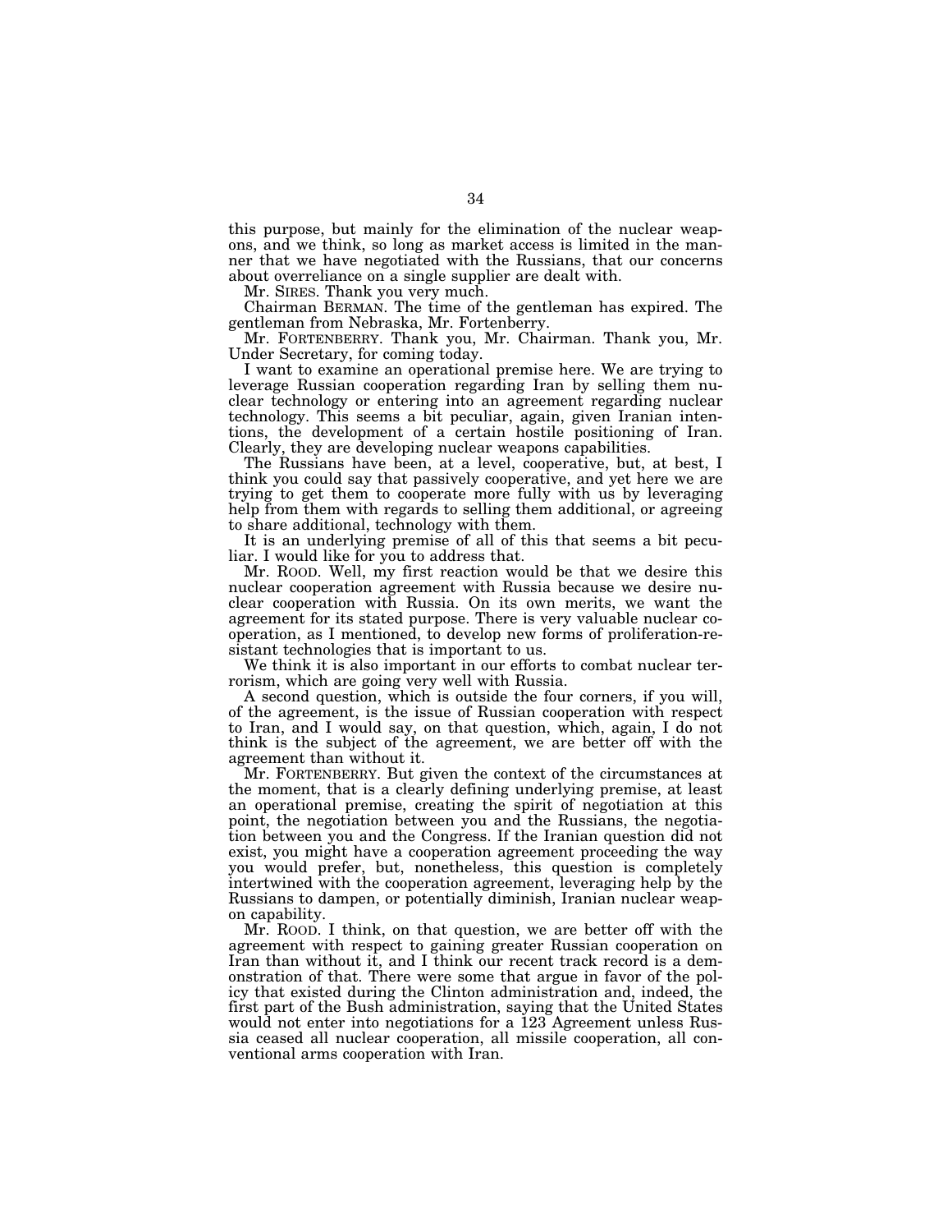this purpose, but mainly for the elimination of the nuclear weapons, and we think, so long as market access is limited in the manner that we have negotiated with the Russians, that our concerns about overreliance on a single supplier are dealt with.

Mr. SIRES. Thank you very much.

Chairman BERMAN. The time of the gentleman has expired. The gentleman from Nebraska, Mr. Fortenberry.

Mr. FORTENBERRY. Thank you, Mr. Chairman. Thank you, Mr. Under Secretary, for coming today.

I want to examine an operational premise here. We are trying to leverage Russian cooperation regarding Iran by selling them nuclear technology or entering into an agreement regarding nuclear technology. This seems a bit peculiar, again, given Iranian intentions, the development of a certain hostile positioning of Iran. Clearly, they are developing nuclear weapons capabilities.

The Russians have been, at a level, cooperative, but, at best, I think you could say that passively cooperative, and yet here we are trying to get them to cooperate more fully with us by leveraging help from them with regards to selling them additional, or agreeing to share additional, technology with them.

It is an underlying premise of all of this that seems a bit peculiar. I would like for you to address that.

Mr. ROOD. Well, my first reaction would be that we desire this nuclear cooperation agreement with Russia because we desire nuclear cooperation with Russia. On its own merits, we want the agreement for its stated purpose. There is very valuable nuclear cooperation, as I mentioned, to develop new forms of proliferation-resistant technologies that is important to us.

We think it is also important in our efforts to combat nuclear terrorism, which are going very well with Russia.

A second question, which is outside the four corners, if you will, of the agreement, is the issue of Russian cooperation with respect to Iran, and I would say, on that question, which, again, I do not think is the subject of the agreement, we are better off with the agreement than without it.

Mr. FORTENBERRY. But given the context of the circumstances at the moment, that is a clearly defining underlying premise, at least an operational premise, creating the spirit of negotiation at this point, the negotiation between you and the Russians, the negotiation between you and the Congress. If the Iranian question did not exist, you might have a cooperation agreement proceeding the way you would prefer, but, nonetheless, this question is completely intertwined with the cooperation agreement, leveraging help by the Russians to dampen, or potentially diminish, Iranian nuclear weapon capability.

Mr. ROOD. I think, on that question, we are better off with the agreement with respect to gaining greater Russian cooperation on Iran than without it, and I think our recent track record is a demonstration of that. There were some that argue in favor of the policy that existed during the Clinton administration and, indeed, the first part of the Bush administration, saying that the United States would not enter into negotiations for a 123 Agreement unless Russia ceased all nuclear cooperation, all missile cooperation, all conventional arms cooperation with Iran.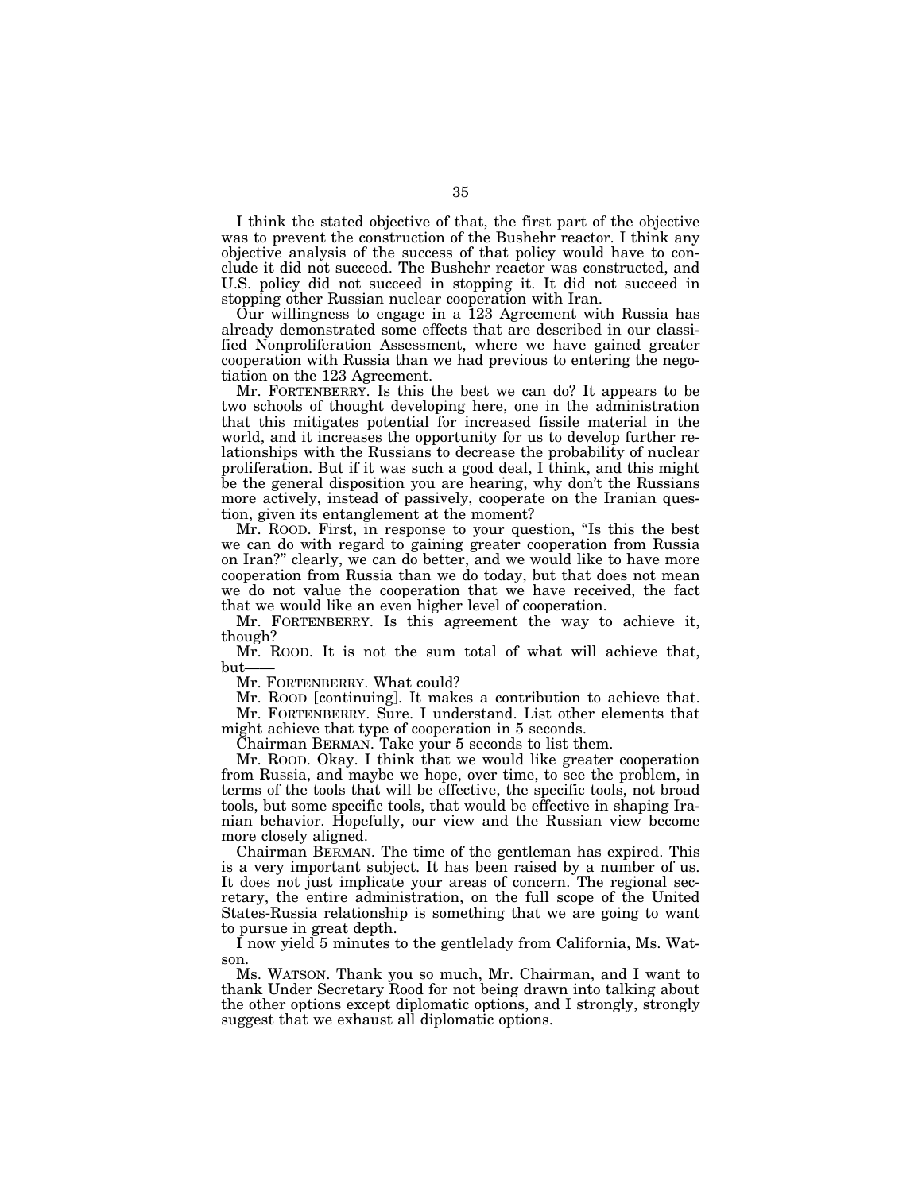I think the stated objective of that, the first part of the objective was to prevent the construction of the Bushehr reactor. I think any objective analysis of the success of that policy would have to conclude it did not succeed. The Bushehr reactor was constructed, and U.S. policy did not succeed in stopping it. It did not succeed in stopping other Russian nuclear cooperation with Iran.

Our willingness to engage in a 123 Agreement with Russia has already demonstrated some effects that are described in our classified Nonproliferation Assessment, where we have gained greater cooperation with Russia than we had previous to entering the negotiation on the 123 Agreement.

Mr. FORTENBERRY. Is this the best we can do? It appears to be two schools of thought developing here, one in the administration that this mitigates potential for increased fissile material in the world, and it increases the opportunity for us to develop further relationships with the Russians to decrease the probability of nuclear proliferation. But if it was such a good deal, I think, and this might be the general disposition you are hearing, why don't the Russians more actively, instead of passively, cooperate on the Iranian question, given its entanglement at the moment?

Mr. ROOD. First, in response to your question, "Is this the best we can do with regard to gaining greater cooperation from Russia on Iran?" clearly, we can do better, and we would like to have more cooperation from Russia than we do today, but that does not mean we do not value the cooperation that we have received, the fact that we would like an even higher level of cooperation.

Mr. FORTENBERRY. Is this agreement the way to achieve it, though?

Mr. ROOD. It is not the sum total of what will achieve that, but——

Mr. FORTENBERRY. What could?

Mr. ROOD [continuing]. It makes a contribution to achieve that.

Mr. FORTENBERRY. Sure. I understand. List other elements that might achieve that type of cooperation in 5 seconds.

Chairman BERMAN. Take your 5 seconds to list them.

Mr. ROOD. Okay. I think that we would like greater cooperation from Russia, and maybe we hope, over time, to see the problem, in terms of the tools that will be effective, the specific tools, not broad tools, but some specific tools, that would be effective in shaping Iranian behavior. Hopefully, our view and the Russian view become more closely aligned.

Chairman BERMAN. The time of the gentleman has expired. This is a very important subject. It has been raised by a number of us. It does not just implicate your areas of concern. The regional secretary, the entire administration, on the full scope of the United States-Russia relationship is something that we are going to want to pursue in great depth.

I now yield 5 minutes to the gentlelady from California, Ms. Watson.

Ms. WATSON. Thank you so much, Mr. Chairman, and I want to thank Under Secretary Rood for not being drawn into talking about the other options except diplomatic options, and I strongly, strongly suggest that we exhaust all diplomatic options.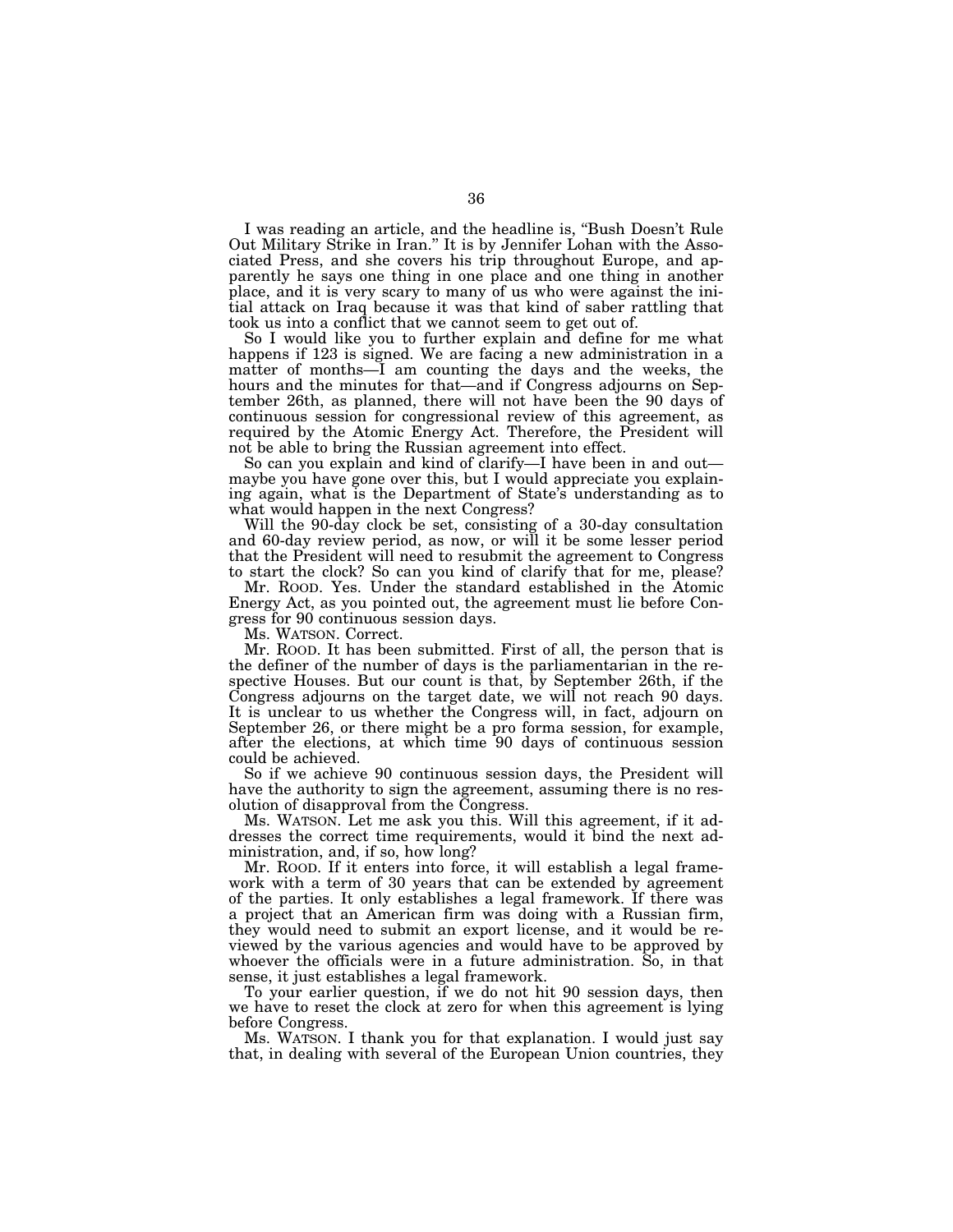I was reading an article, and the headline is, "Bush Doesn't Rule Out Military Strike in Iran." It is by Jennifer Lohan with the Associated Press, and she covers his trip throughout Europe, and apparently he says one thing in one place and one thing in another place, and it is very scary to many of us who were against the initial attack on Iraq because it was that kind of saber rattling that took us into a conflict that we cannot seem to get out of.

So I would like you to further explain and define for me what happens if 123 is signed. We are facing a new administration in a matter of months—I am counting the days and the weeks, the hours and the minutes for that—and if Congress adjourns on September 26th, as planned, there will not have been the 90 days of continuous session for congressional review of this agreement, as required by the Atomic Energy Act. Therefore, the President will not be able to bring the Russian agreement into effect.

So can you explain and kind of clarify—I have been in and out—maybe you have gone over this, but I would appreciate you explaining again, what is the Department of State's understanding as to what would happen in the next Congress?

Will the 90-day clock be set, consisting of a 30-day consultation and 60-day review period, as now, or will it be some lesser period that the President will need to resubmit the agreement to Congress to start the clock? So can you kind of clarify that for me, please?

Mr. ROOD. Yes. Under the standard established in the Atomic Energy Act, as you pointed out, the agreement must lie before Congress for 90 continuous session days.

Ms. WATSON. Correct.

Mr. ROOD. It has been submitted. First of all, the person that is the definer of the number of days is the parliamentarian in the respective Houses. But our count is that, by September 26th, if the Congress adjourns on the target date, we will not reach 90 days. It is unclear to us whether the Congress will, in fact, adjourn on September 26, or there might be a pro forma session, for example, after the elections, at which time 90 days of continuous session could be achieved.

So if we achieve 90 continuous session days, the President will have the authority to sign the agreement, assuming there is no resolution of disapproval from the Congress.

Ms. WATSON. Let me ask you this. Will this agreement, if it addresses the correct time requirements, would it bind the next administration, and, if so, how long?

Mr. ROOD. If it enters into force, it will establish a legal framework with a term of 30 years that can be extended by agreement of the parties. It only establishes a legal framework. If there was a project that an American firm was doing with a Russian firm, they would need to submit an export license, and it would be reviewed by the various agencies and would have to be approved by whoever the officials were in a future administration. So, in that sense, it just establishes a legal framework.

To your earlier question, if we do not hit 90 session days, then we have to reset the clock at zero for when this agreement is lying before Congress.

Ms. WATSON. I thank you for that explanation. I would just say that, in dealing with several of the European Union countries, they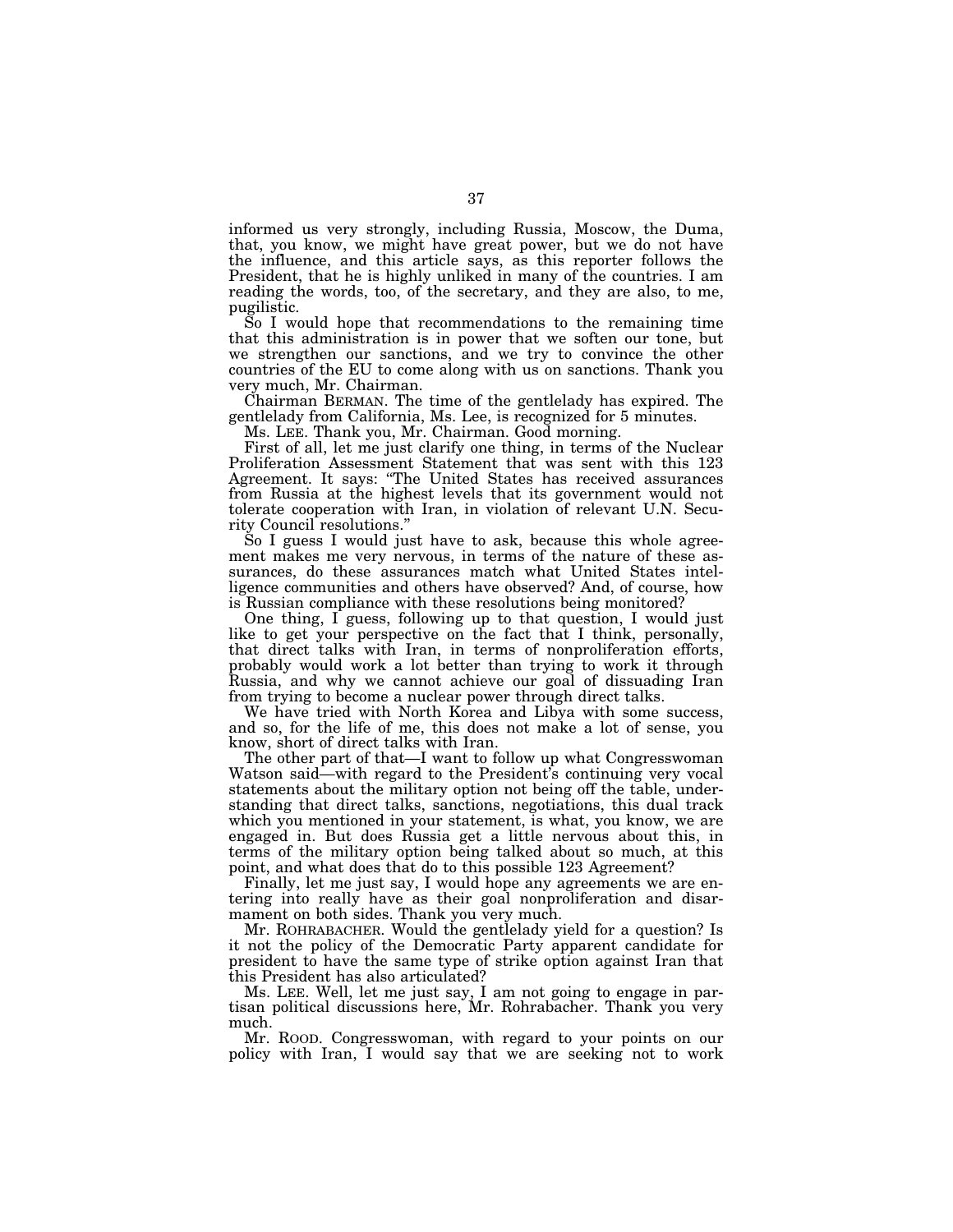informed us very strongly, including Russia, Moscow, the Duma, that, you know, we might have great power, but we do not have the influence, and this article says, as this reporter follows the President, that he is highly unliked in many of the countries. I am reading the words, too, of the secretary, and they are also, to me, pugilistic.

So I would hope that recommendations to the remaining time that this administration is in power that we soften our tone, but we strengthen our sanctions, and we try to convince the other countries of the EU to come along with us on sanctions. Thank you very much, Mr. Chairman.

Chairman BERMAN. The time of the gentlelady has expired. The gentlelady from California, Ms. Lee, is recognized for 5 minutes.

Ms. LEE. Thank you, Mr. Chairman. Good morning.

First of all, let me just clarify one thing, in terms of the Nuclear Proliferation Assessment Statement that was sent with this 123 Agreement. It says: "The United States has received assurances from Russia at the highest levels that its government would not tolerate cooperation with Iran, in violation of relevant U.N. Security Council resolutions."

So I guess I would just have to ask, because this whole agreement makes me very nervous, in terms of the nature of these assurances, do these assurances match what United States intelligence communities and others have observed? And, of course, how is Russian compliance with these resolutions being monitored?

One thing, I guess, following up to that question, I would just like to get your perspective on the fact that I think, personally, that direct talks with Iran, in terms of nonproliferation efforts, probably would work a lot better than trying to work it through Russia, and why we cannot achieve our goal of dissuading Iran from trying to become a nuclear power through direct talks.

We have tried with North Korea and Libya with some success, and so, for the life of me, this does not make a lot of sense, you know, short of direct talks with Iran.

The other part of that—I want to follow up what Congresswoman Watson said—with regard to the President's continuing very vocal statements about the military option not being off the table, understanding that direct talks, sanctions, negotiations, this dual track which you mentioned in your statement, is what, you know, we are engaged in. But does Russia get a little nervous about this, in terms of the military option being talked about so much, at this point, and what does that do to this possible 123 Agreement?

Finally, let me just say, I would hope any agreements we are entering into really have as their goal nonproliferation and disarmament on both sides. Thank you very much.

Mr. ROHRABACHER. Would the gentlelady yield for a question? Is it not the policy of the Democratic Party apparent candidate for president to have the same type of strike option against Iran that this President has also articulated?

Ms. LEE. Well, let me just say, I am not going to engage in partisan political discussions here, Mr. Rohrabacher. Thank you very much.

Mr. ROOD. Congresswoman, with regard to your points on our policy with Iran, I would say that we are seeking not to work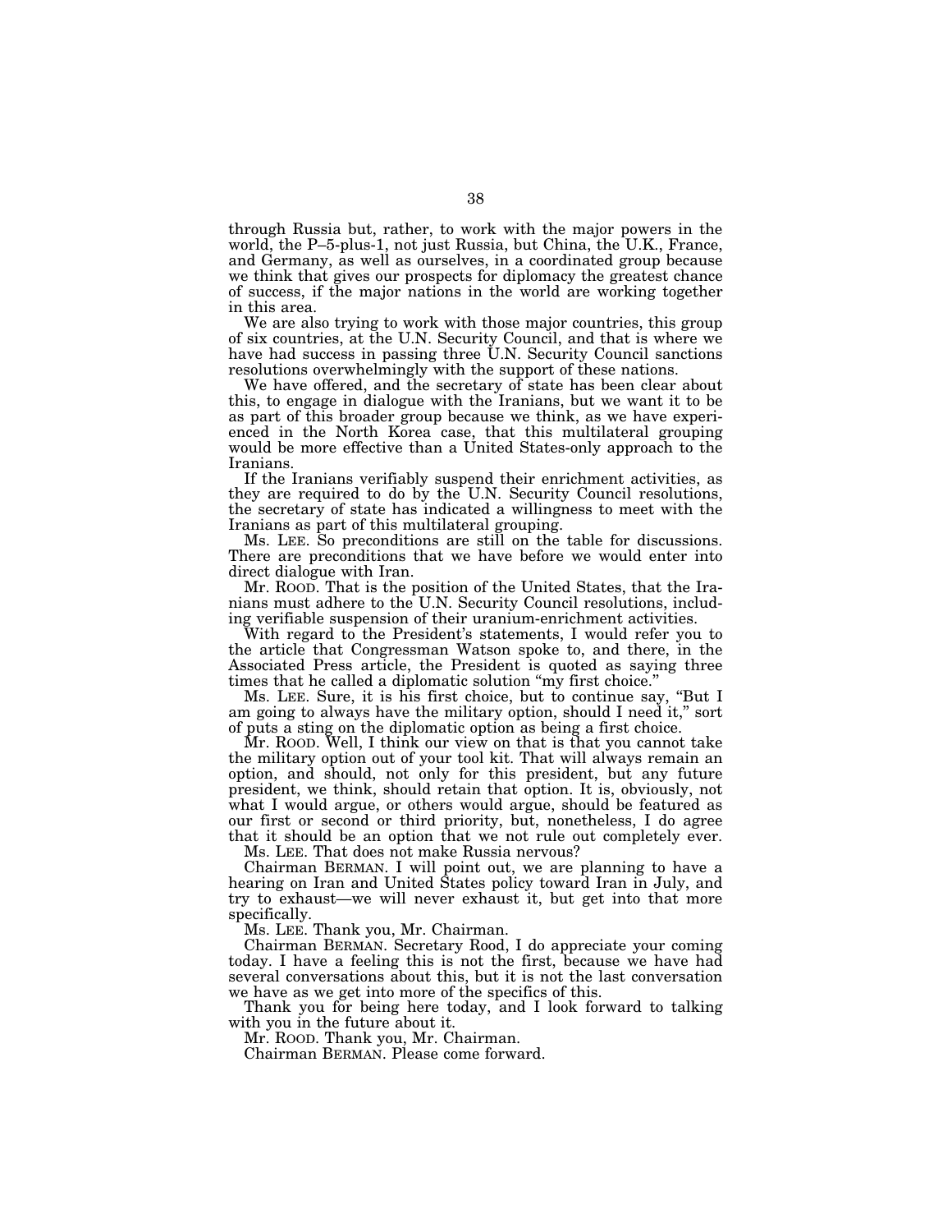through Russia but, rather, to work with the major powers in the world, the P–5-plus-1, not just Russia, but China, the U.K., France, and Germany, as well as ourselves, in a coordinated group because we think that gives our prospects for diplomacy the greatest chance of success, if the major nations in the world are working together in this area.

We are also trying to work with those major countries, this group of six countries, at the U.N. Security Council, and that is where we have had success in passing three U.N. Security Council sanctions resolutions overwhelmingly with the support of these nations.

We have offered, and the secretary of state has been clear about this, to engage in dialogue with the Iranians, but we want it to be as part of this broader group because we think, as we have experienced in the North Korea case, that this multilateral grouping would be more effective than a United States-only approach to the Iranians.

If the Iranians verifiably suspend their enrichment activities, as they are required to do by the U.N. Security Council resolutions, the secretary of state has indicated a willingness to meet with the Iranians as part of this multilateral grouping.

Ms. LEE. So preconditions are still on the table for discussions. There are preconditions that we have before we would enter into direct dialogue with Iran.

Mr. ROOD. That is the position of the United States, that the Iranians must adhere to the U.N. Security Council resolutions, including verifiable suspension of their uranium-enrichment activities.

With regard to the President's statements, I would refer you to the article that Congressman Watson spoke to, and there, in the Associated Press article, the President is quoted as saying three times that he called a diplomatic solution "my first choice."

Ms. LEE. Sure, it is his first choice, but to continue say, "But I am going to always have the military option, should I need it," sort of puts a sting on the diplomatic option as being a first choice.

Mr. ROOD. Well, I think our view on that is that you cannot take the military option out of your tool kit. That will always remain an option, and should, not only for this president, but any future president, we think, should retain that option. It is, obviously, not what I would argue, or others would argue, should be featured as our first or second or third priority, but, nonetheless, I do agree that it should be an option that we not rule out completely ever.

Ms. LEE. That does not make Russia nervous?

Chairman BERMAN. I will point out, we are planning to have a hearing on Iran and United States policy toward Iran in July, and try to exhaust—we will never exhaust it, but get into that more specifically.

Ms. LEE. Thank you, Mr. Chairman.

Chairman BERMAN. Secretary Rood, I do appreciate your coming today. I have a feeling this is not the first, because we have had several conversations about this, but it is not the last conversation we have as we get into more of the specifics of this.

Thank you for being here today, and I look forward to talking with you in the future about it.

Mr. ROOD. Thank you, Mr. Chairman.

Chairman BERMAN. Please come forward.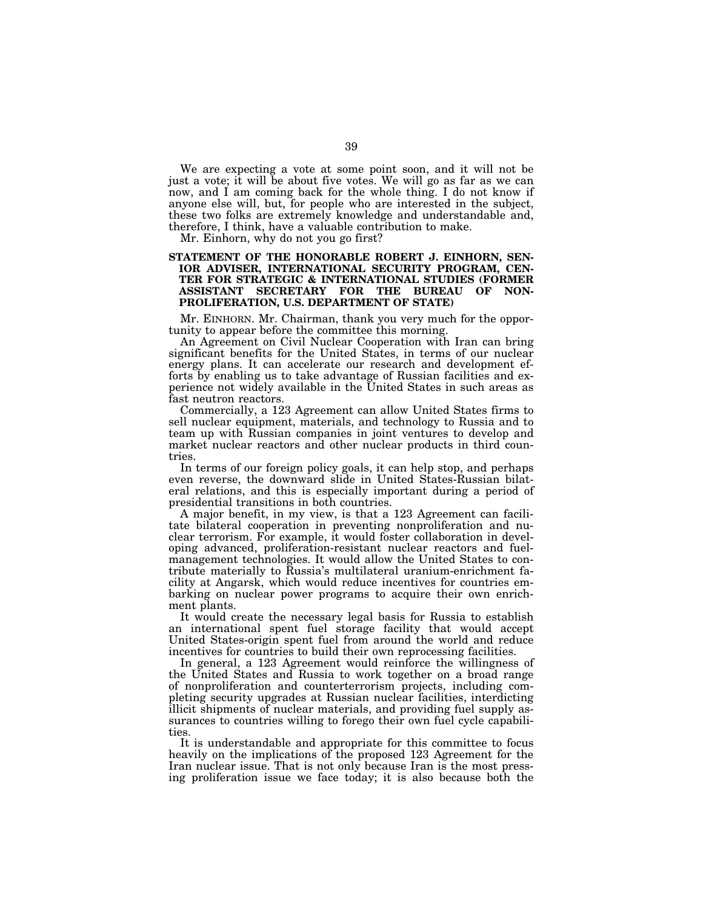We are expecting a vote at some point soon, and it will not be just a vote; it will be about five votes. We will go as far as we can now, and I am coming back for the whole thing. I do not know if anyone else will, but, for people who are interested in the subject, these two folks are extremely knowledge and understandable and, therefore, I think, have a valuable contribution to make.

Mr. Einhorn, why do not you go first?

## STATEMENT OF THE HONORABLE ROBERT J. EINHORN, SENIOR ADVISER, INTERNATIONAL SECURITY PROGRAM, CENTER FOR STRATEGIC & INTERNATIONAL STUDIES (FORMER ASSISTANT SECRETARY FOR THE BUREAU OF NONPROLIFERATION, U.S. DEPARTMENT OF STATE)

Mr. EINHORN. Mr. Chairman, thank you very much for the opportunity to appear before the committee this morning.

An Agreement on Civil Nuclear Cooperation with Iran can bring significant benefits for the United States, in terms of our nuclear energy plans. It can accelerate our research and development efforts by enabling us to take advantage of Russian facilities and experience not widely available in the United States in such areas as fast neutron reactors.

Commercially, a 123 Agreement can allow United States firms to sell nuclear equipment, materials, and technology to Russia and to team up with Russian companies in joint ventures to develop and market nuclear reactors and other nuclear products in third countries.

In terms of our foreign policy goals, it can help stop, and perhaps even reverse, the downward slide in United States-Russian bilateral relations, and this is especially important during a period of presidential transitions in both countries.

A major benefit, in my view, is that a 123 Agreement can facilitate bilateral cooperation in preventing nonproliferation and nuclear terrorism. For example, it would foster collaboration in developing advanced, proliferation-resistant nuclear reactors and fuel-management technologies. It would allow the United States to contribute materially to Russia's multilateral uranium-enrichment facility at Angarsk, which would reduce incentives for countries embarking on nuclear power programs to acquire their own enrichment plants.

It would create the necessary legal basis for Russia to establish an international spent fuel storage facility that would accept United States-origin spent fuel from around the world and reduce incentives for countries to build their own reprocessing facilities.

In general, a 123 Agreement would reinforce the willingness of the United States and Russia to work together on a broad range of nonproliferation and counterterrorism projects, including completing security upgrades at Russian nuclear facilities, interdicting illicit shipments of nuclear materials, and providing fuel supply assurances to countries willing to forego their own fuel cycle capabilities.

It is understandable and appropriate for this committee to focus heavily on the implications of the proposed 123 Agreement for the Iran nuclear issue. That is not only because Iran is the most pressing proliferation issue we face today; it is also because both the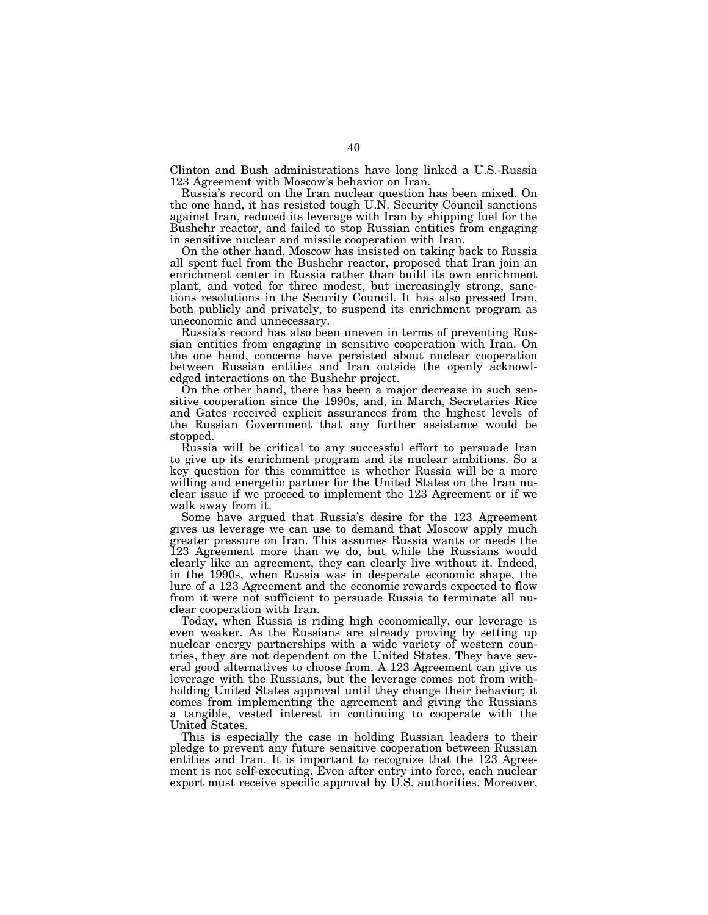Clinton and Bush administrations have long linked a U.S.-Russia 123 Agreement with Moscow's behavior on Iran.

Russia's record on the Iran nuclear question has been mixed. On the one hand, it has resisted tough U.N. Security Council sanctions against Iran, reduced its leverage with Iran by shipping fuel for the Bushehr reactor, and failed to stop Russian entities from engaging in sensitive nuclear and missile cooperation with Iran.

On the other hand, Moscow has insisted on taking back to Russia all spent fuel from the Bushehr reactor, proposed that Iran join an enrichment center in Russia rather than build its own enrichment plant, and voted for three modest, but increasingly strong, sanctions resolutions in the Security Council. It has also pressed Iran, both publicly and privately, to suspend its enrichment program as uneconomic and unnecessary.

Russia's record has also been uneven in terms of preventing Russian entities from engaging in sensitive cooperation with Iran. On the one hand, concerns have persisted about nuclear cooperation between Russian entities and Iran outside the openly acknowledged interactions on the Bushehr project.

On the other hand, there has been a major decrease in such sensitive cooperation since the 1990s, and, in March, Secretaries Rice and Gates received explicit assurances from the highest levels of the Russian Government that any further assistance would be stopped.

Russia will be critical to any successful effort to persuade Iran to give up its enrichment program and its nuclear ambitions. So a key question for this committee is whether Russia will be a more willing and energetic partner for the United States on the Iran nuclear issue if we proceed to implement the 123 Agreement or if we walk away from it.

Some have argued that Russia's desire for the 123 Agreement gives us leverage we can use to demand that Moscow apply much greater pressure on Iran. This assumes Russia wants or needs the 123 Agreement more than we do, but while the Russians would clearly like an agreement, they can clearly live without it. Indeed, in the 1990s, when Russia was in desperate economic shape, the lure of a 123 Agreement and the economic rewards expected to flow from it were not sufficient to persuade Russia to terminate all nuclear cooperation with Iran.

Today, when Russia is riding high economically, our leverage is even weaker. As the Russians are already proving by setting up nuclear energy partnerships with a wide variety of western countries, they are not dependent on the United States. They have several good alternatives to choose from. A 123 Agreement can give us leverage with the Russians, but the leverage comes not from withholding United States approval until they change their behavior; it comes from implementing the agreement and giving the Russians a tangible, vested interest in continuing to cooperate with the United States.

This is especially the case in holding Russian leaders to their pledge to prevent any future sensitive cooperation between Russian entities and Iran. It is important to recognize that the 123 Agreement is not self-executing. Even after entry into force, each nuclear export must receive specific approval by U.S. authorities. Moreover,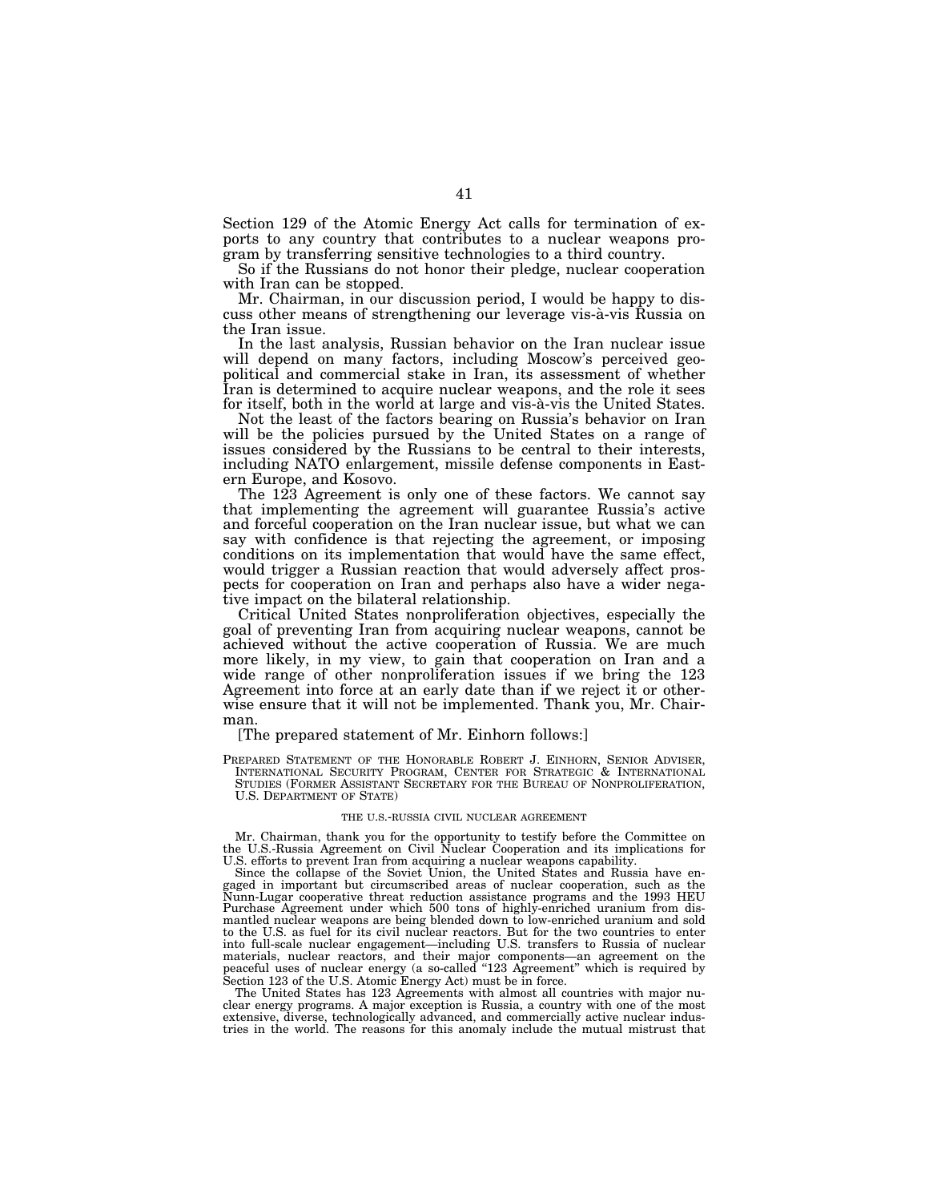Section 129 of the Atomic Energy Act calls for termination of exports to any country that contributes to a nuclear weapons program by transferring sensitive technologies to a third country.

So if the Russians do not honor their pledge, nuclear cooperation with Iran can be stopped.

Mr. Chairman, in our discussion period, I would be happy to discuss other means of strengthening our leverage vis-à-vis Russia on the Iran issue.

In the last analysis, Russian behavior on the Iran nuclear issue will depend on many factors, including Moscow's perceived geopolitical and commercial stake in Iran, its assessment of whether Iran is determined to acquire nuclear weapons, and the role it sees for itself, both in the world at large and vis-à-vis the United States.

Not the least of the factors bearing on Russia's behavior on Iran will be the policies pursued by the United States on a range of issues considered by the Russians to be central to their interests, including NATO enlargement, missile defense components in Eastern Europe, and Kosovo.

The 123 Agreement is only one of these factors. We cannot say that implementing the agreement will guarantee Russia's active and forceful cooperation on the Iran nuclear issue, but what we can say with confidence is that rejecting the agreement, or imposing conditions on its implementation that would have the same effect, would trigger a Russian reaction that would adversely affect prospects for cooperation on Iran and perhaps also have a wider negative impact on the bilateral relationship.

Critical United States nonproliferation objectives, especially the goal of preventing Iran from acquiring nuclear weapons, cannot be achieved without the active cooperation of Russia. We are much more likely, in my view, to gain that cooperation on Iran and a wide range of other nonproliferation issues if we bring the 123 Agreement into force at an early date than if we reject it or otherwise ensure that it will not be implemented. Thank you, Mr. Chairman.

[The prepared statement of Mr. Einhorn follows:]

PREPARED STATEMENT OF THE HONORABLE ROBERT J. EINHORN, SENIOR ADVISER, INTERNATIONAL SECURITY PROGRAM, CENTER FOR STRATEGIC & INTERNATIONAL STUDIES (FORMER ASSISTANT SECRETARY FOR THE BUREAU OF NONPROLIFERATION, U.S. DEPARTMENT OF STATE)

THE U.S.-RUSSIA CIVIL NUCLEAR AGREEMENT

Mr. Chairman, thank you for the opportunity to testify before the Committee on the U.S.-Russia Agreement on Civil Nuclear Cooperation and its implications for U.S. efforts to prevent Iran from acquiring a nuclear weapons capability.

Since the collapse of the Soviet Union, the United States and Russia have engaged in important but circumscribed areas of nuclear cooperation, such as the Nunn-Lugar cooperative threat reduction assistance programs and the 1993 HEU Purchase Agreement under which 500 tons of highly-enriched uranium from dismantled nuclear weapons are being blended down to low-enriched uranium and sold to the U.S. as fuel for its civil nuclear reactors. But for the two countries to enter into full-scale nuclear engagement—including U.S. transfers to Russia of nuclear materials, nuclear reactors, and their major components—an agreement on the peaceful uses of nuclear energy (a so-called "123 Agreement" which is required by Section 123 of the U.S. Atomic Energy Act) must be in force.

The United States has 123 Agreements with almost all countries with major nuclear energy programs. A major exception is Russia, a country with one of the most extensive, diverse, technologically advanced, and commercially active nuclear industries in the world. The reasons for this anomaly include the mutual mistrust that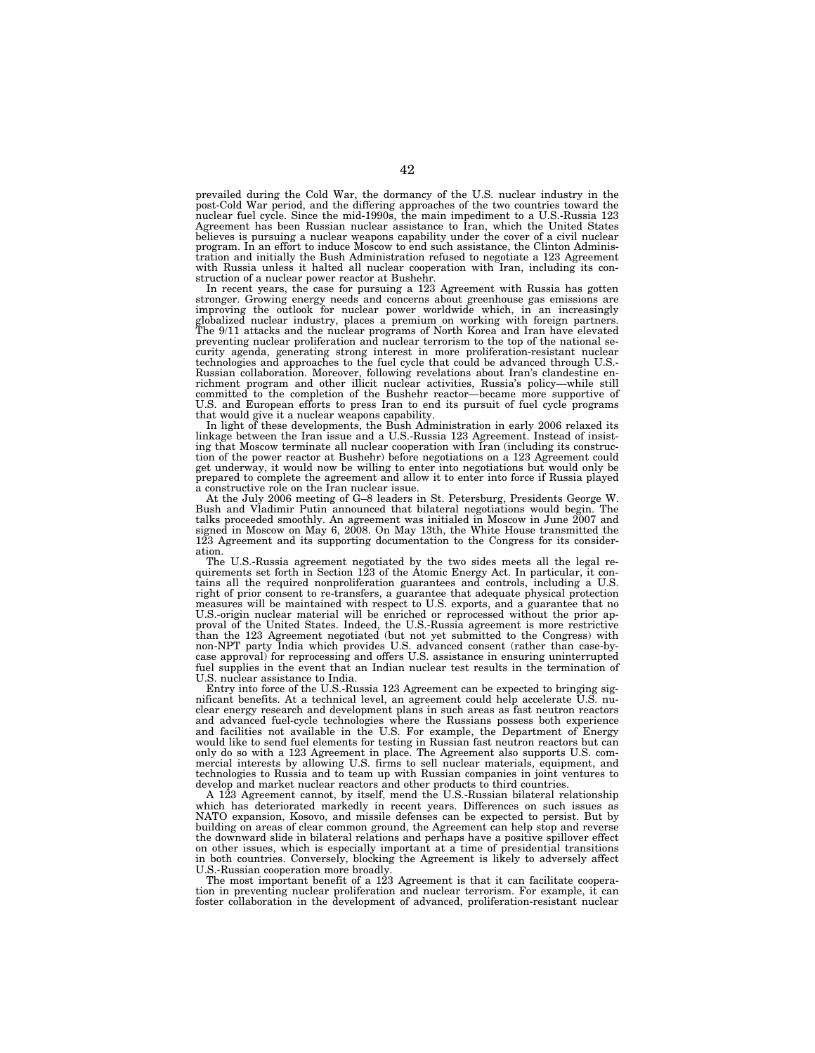prevailed during the Cold War, the dormancy of the U.S. nuclear industry in the post-Cold War period, and the differing approaches of the two countries toward the nuclear fuel cycle. Since the mid-1990s, the main impediment to a U.S.-Russia 123 Agreement has been Russian nuclear assistance to Iran, which the United States believes is pursuing a nuclear weapons capability under the cover of a civil nuclear program. In an effort to induce Moscow to end such assistance, the Clinton Administration and initially the Bush Administration refused to negotiate a 123 Agreement with Russia unless it halted all nuclear cooperation with Iran, including its construction of a nuclear power reactor at Bushehr.

In recent years, the case for pursuing a 123 Agreement with Russia has gotten stronger. Growing energy needs and concerns about greenhouse gas emissions are improving the outlook for nuclear power worldwide which, in an increasingly globalized nuclear industry, places a premium on working with foreign partners. The 9/11 attacks and the nuclear programs of North Korea and Iran have elevated preventing nuclear proliferation and nuclear terrorism to the top of the national security agenda, generating strong interest in more proliferation-resistant nuclear technologies and approaches to the fuel cycle that could be advanced through U.S.-Russian collaboration. Moreover, following revelations about Iran's clandestine enrichment program and other illicit nuclear activities, Russia's policy—while still committed to the completion of the Bushehr reactor—became more supportive of U.S. and European efforts to press Iran to end its pursuit of fuel cycle programs that would give it a nuclear weapons capability.

In light of these developments, the Bush Administration in early 2006 relaxed its linkage between the Iran issue and a U.S.-Russia 123 Agreement. Instead of insisting that Moscow terminate all nuclear cooperation with Iran (including its construction of the power reactor at Bushehr) before negotiations on a 123 Agreement could get underway, it would now be willing to enter into negotiations but would only be prepared to complete the agreement and allow it to enter into force if Russia played a constructive role on the Iran nuclear issue.

At the July 2006 meeting of G–8 leaders in St. Petersburg, Presidents George W. Bush and Vladimir Putin announced that bilateral negotiations would begin. The talks proceeded smoothly. An agreement was initialed in Moscow in June 2007 and signed in Moscow on May 6, 2008. On May 13th, the White House transmitted the 123 Agreement and its supporting documentation to the Congress for its consideration.

The U.S.-Russia agreement negotiated by the two sides meets all the legal requirements set forth in Section 123 of the Atomic Energy Act. In particular, it contains all the required nonproliferation guarantees and controls, including a U.S. right of prior consent to re-transfers, a guarantee that adequate physical protection measures will be maintained with respect to U.S. exports, and a guarantee that no U.S.-origin nuclear material will be enriched or reprocessed without the prior approval of the United States. Indeed, the U.S.-Russia agreement is more restrictive than the 123 Agreement negotiated (but not yet submitted to the Congress) with non-NPT party India which provides U.S. advanced consent (rather than case-by-case approval) for reprocessing and offers U.S. assistance in ensuring uninterrupted fuel supplies in the event that an Indian nuclear test results in the termination of U.S. nuclear assistance to India.

Entry into force of the U.S.-Russia 123 Agreement can be expected to bringing significant benefits. At a technical level, an agreement could help accelerate U.S. nuclear energy research and development plans in such areas as fast neutron reactors and advanced fuel-cycle technologies where the Russians possess both experience and facilities not available in the U.S. For example, the Department of Energy would like to send fuel elements for testing in Russian fast neutron reactors but can only do so with a 123 Agreement in place. The Agreement also supports U.S. commercial interests by allowing U.S. firms to sell nuclear materials, equipment, and technologies to Russia and to team up with Russian companies in joint ventures to develop and market nuclear reactors and other products to third countries.

A 123 Agreement cannot, by itself, mend the U.S.-Russian bilateral relationship which has deteriorated markedly in recent years. Differences on such issues as NATO expansion, Kosovo, and missile defenses can be expected to persist. But by building on areas of clear common ground, the Agreement can help stop and reverse the downward slide in bilateral relations and perhaps have a positive spillover effect on other issues, which is especially important at a time of presidential transitions in both countries. Conversely, blocking the Agreement is likely to adversely affect U.S.-Russian cooperation more broadly.

The most important benefit of a 123 Agreement is that it can facilitate cooperation in preventing nuclear proliferation and nuclear terrorism. For example, it can foster collaboration in the development of advanced, proliferation-resistant nuclear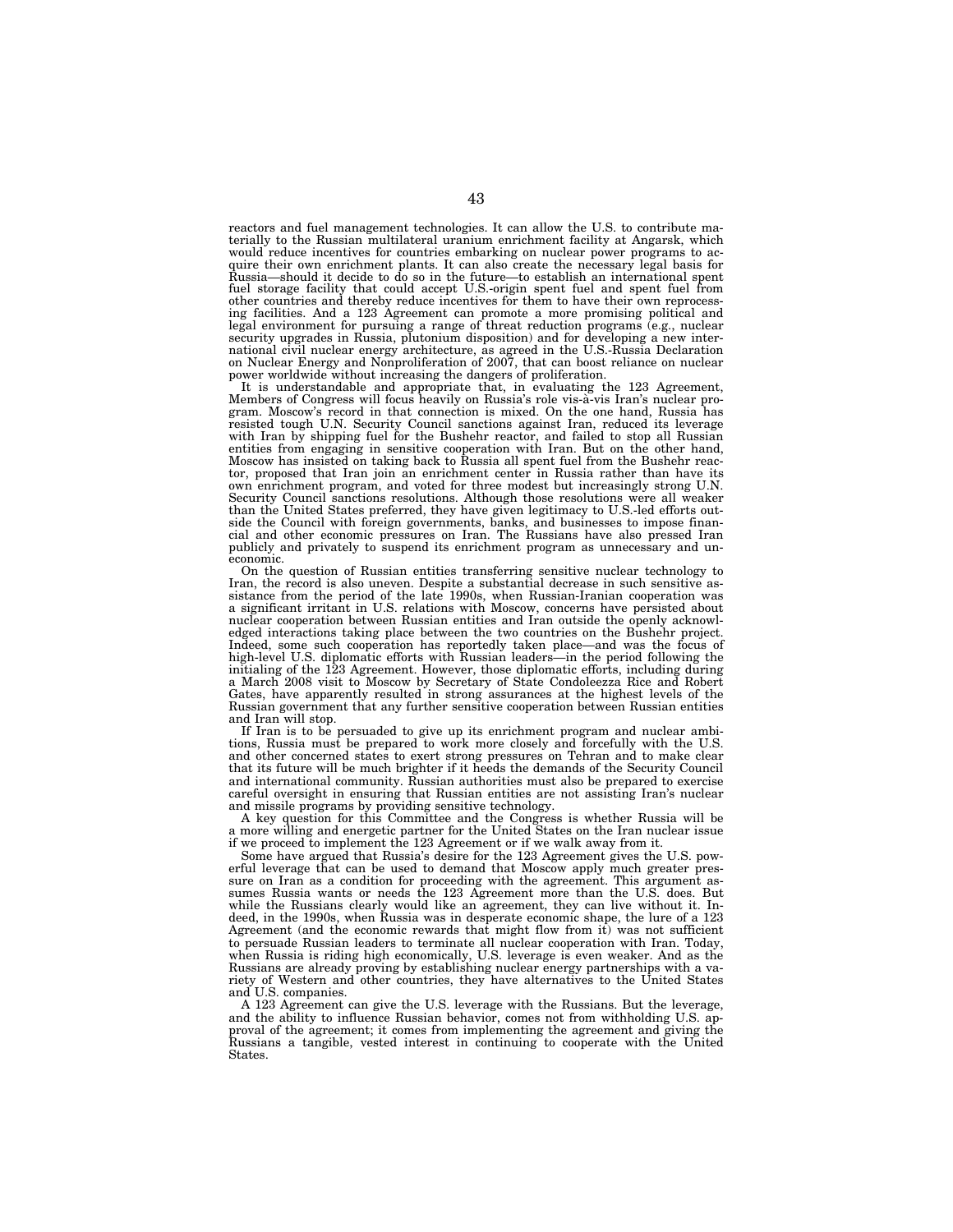reactors and fuel management technologies. It can allow the U.S. to contribute materially to the Russian multilateral uranium enrichment facility at Angarsk, which would reduce incentives for countries embarking on nuclear power programs to acquire their own enrichment plants. It can also create the necessary legal basis for Russia—should it decide to do so in the future—to establish an international spent fuel storage facility that could accept U.S.-origin spent fuel and spent fuel from other countries and thereby reduce incentives for them to have their own reprocessing facilities. And a 123 Agreement can promote a more promising political and legal environment for pursuing a range of threat reduction programs (e.g., nuclear security upgrades in Russia, plutonium disposition) and for developing a new international civil nuclear energy architecture, as agreed in the U.S.-Russia Declaration on Nuclear Energy and Nonproliferation of 2007, that can boost reliance on nuclear power worldwide without increasing the dangers of proliferation.

It is understandable and appropriate that, in evaluating the 123 Agreement, Members of Congress will focus heavily on Russia's role vis-à-vis Iran's nuclear program. Moscow's record in that connection is mixed. On the one hand, Russia has resisted tough U.N. Security Council sanctions against Iran, reduced its leverage with Iran by shipping fuel for the Bushehr reactor, and failed to stop all Russian entities from engaging in sensitive cooperation with Iran. But on the other hand, Moscow has insisted on taking back to Russia all spent fuel from the Bushehr reactor, proposed that Iran join an enrichment center in Russia rather than have its own enrichment program, and voted for three modest but increasingly strong U.N. Security Council sanctions resolutions. Although those resolutions were all weaker than the United States preferred, they have given legitimacy to U.S.-led efforts outside the Council with foreign governments, banks, and businesses to impose financial and other economic pressures on Iran. The Russians have also pressed Iran publicly and privately to suspend its enrichment program as unnecessary and uneconomic.

On the question of Russian entities transferring sensitive nuclear technology to Iran, the record is also uneven. Despite a substantial decrease in such sensitive assistance from the period of the late 1990s, when Russian-Iranian cooperation was a significant irritant in U.S. relations with Moscow, concerns have persisted about nuclear cooperation between Russian entities and Iran outside the openly acknowledged interactions taking place between the two countries on the Bushehr project. Indeed, some such cooperation has reportedly taken place—and was the focus of high-level U.S. diplomatic efforts with Russian leaders—in the period following the initialing of the 123 Agreement. However, those diplomatic efforts, including during a March 2008 visit to Moscow by Secretary of State Condoleezza Rice and Robert Gates, have apparently resulted in strong assurances at the highest levels of the Russian government that any further sensitive cooperation between Russian entities and Iran will stop.

If Iran is to be persuaded to give up its enrichment program and nuclear ambitions, Russia must be prepared to work more closely and forcefully with the U.S. and other concerned states to exert strong pressures on Tehran and to make clear that its future will be much brighter if it heeds the demands of the Security Council and international community. Russian authorities must also be prepared to exercise careful oversight in ensuring that Russian entities are not assisting Iran's nuclear and missile programs by providing sensitive technology.

A key question for this Committee and the Congress is whether Russia will be a more willing and energetic partner for the United States on the Iran nuclear issue if we proceed to implement the 123 Agreement or if we walk away from it.

Some have argued that Russia's desire for the 123 Agreement gives the U.S. powerful leverage that can be used to demand that Moscow apply much greater pressure on Iran as a condition for proceeding with the agreement. This argument assumes Russia wants or needs the 123 Agreement more than the U.S. does. But while the Russians clearly would like an agreement, they can live without it. Indeed, in the 1990s, when Russia was in desperate economic shape, the lure of a 123 Agreement (and the economic rewards that might flow from it) was not sufficient to persuade Russian leaders to terminate all nuclear cooperation with Iran. Today, when Russia is riding high economically, U.S. leverage is even weaker. And as the Russians are already proving by establishing nuclear energy partnerships with a variety of Western and other countries, they have alternatives to the United States and U.S. companies.

A 123 Agreement can give the U.S. leverage with the Russians. But the leverage, and the ability to influence Russian behavior, comes not from withholding U.S. approval of the agreement; it comes from implementing the agreement and giving the Russians a tangible, vested interest in continuing to cooperate with the United States.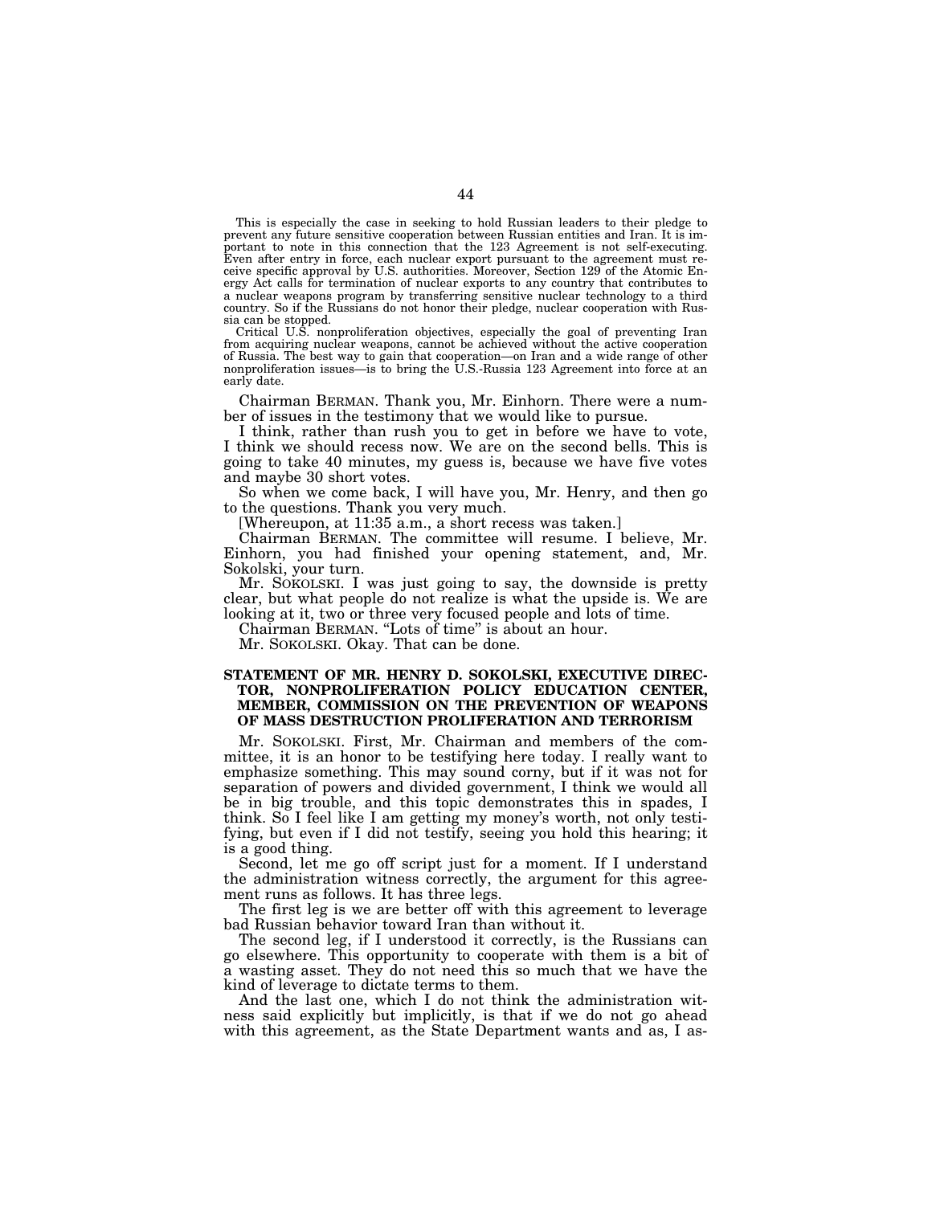This is especially the case in seeking to hold Russian leaders to their pledge to prevent any future sensitive cooperation between Russian entities and Iran. It is important to note in this connection that the 123 Agreement is not self-executing. Even after entry in force, each nuclear export pursuant to the agreement must receive specific approval by U.S. authorities. Moreover, Section 129 of the Atomic Energy Act calls for termination of nuclear exports to any country that contributes to a nuclear weapons program by transferring sensitive nuclear technology to a third country. So if the Russians do not honor their pledge, nuclear cooperation with Russia can be stopped.

Critical U.S. nonproliferation objectives, especially the goal of preventing Iran from acquiring nuclear weapons, cannot be achieved without the active cooperation of Russia. The best way to gain that cooperation—on Iran and a wide range of other nonproliferation issues—is to bring the U.S.-Russia 123 Agreement into force at an early date.

Chairman BERMAN. Thank you, Mr. Einhorn. There were a number of issues in the testimony that we would like to pursue.

I think, rather than rush you to get in before we have to vote, I think we should recess now. We are on the second bells. This is going to take 40 minutes, my guess is, because we have five votes and maybe 30 short votes.

So when we come back, I will have you, Mr. Henry, and then go to the questions. Thank you very much.

[Whereupon, at 11:35 a.m., a short recess was taken.]

Chairman BERMAN. The committee will resume. I believe, Mr. Einhorn, you had finished your opening statement, and, Mr. Sokolski, your turn.

Mr. SOKOLSKI. I was just going to say, the downside is pretty clear, but what people do not realize is what the upside is. We are looking at it, two or three very focused people and lots of time.

Chairman BERMAN. "Lots of time" is about an hour.

Mr. SOKOLSKI. Okay. That can be done.

## STATEMENT OF MR. HENRY D. SOKOLSKI, EXECUTIVE DIRECTOR, NONPROLIFERATION POLICY EDUCATION CENTER, MEMBER, COMMISSION ON THE PREVENTION OF WEAPONS OF MASS DESTRUCTION PROLIFERATION AND TERRORISM

Mr. SOKOLSKI. First, Mr. Chairman and members of the committee, it is an honor to be testifying here today. I really want to emphasize something. This may sound corny, but if it was not for separation of powers and divided government, I think we would all be in big trouble, and this topic demonstrates this in spades, I think. So I feel like I am getting my money's worth, not only testifying, but even if I did not testify, seeing you hold this hearing; it is a good thing.

Second, let me go off script just for a moment. If I understand the administration witness correctly, the argument for this agreement runs as follows. It has three legs.

The first leg is we are better off with this agreement to leverage bad Russian behavior toward Iran than without it.

The second leg, if I understood it correctly, is the Russians can go elsewhere. This opportunity to cooperate with them is a bit of a wasting asset. They do not need this so much that we have the kind of leverage to dictate terms to them.

And the last one, which I do not think the administration witness said explicitly but implicitly, is that if we do not go ahead with this agreement, as the State Department wants and as, I as-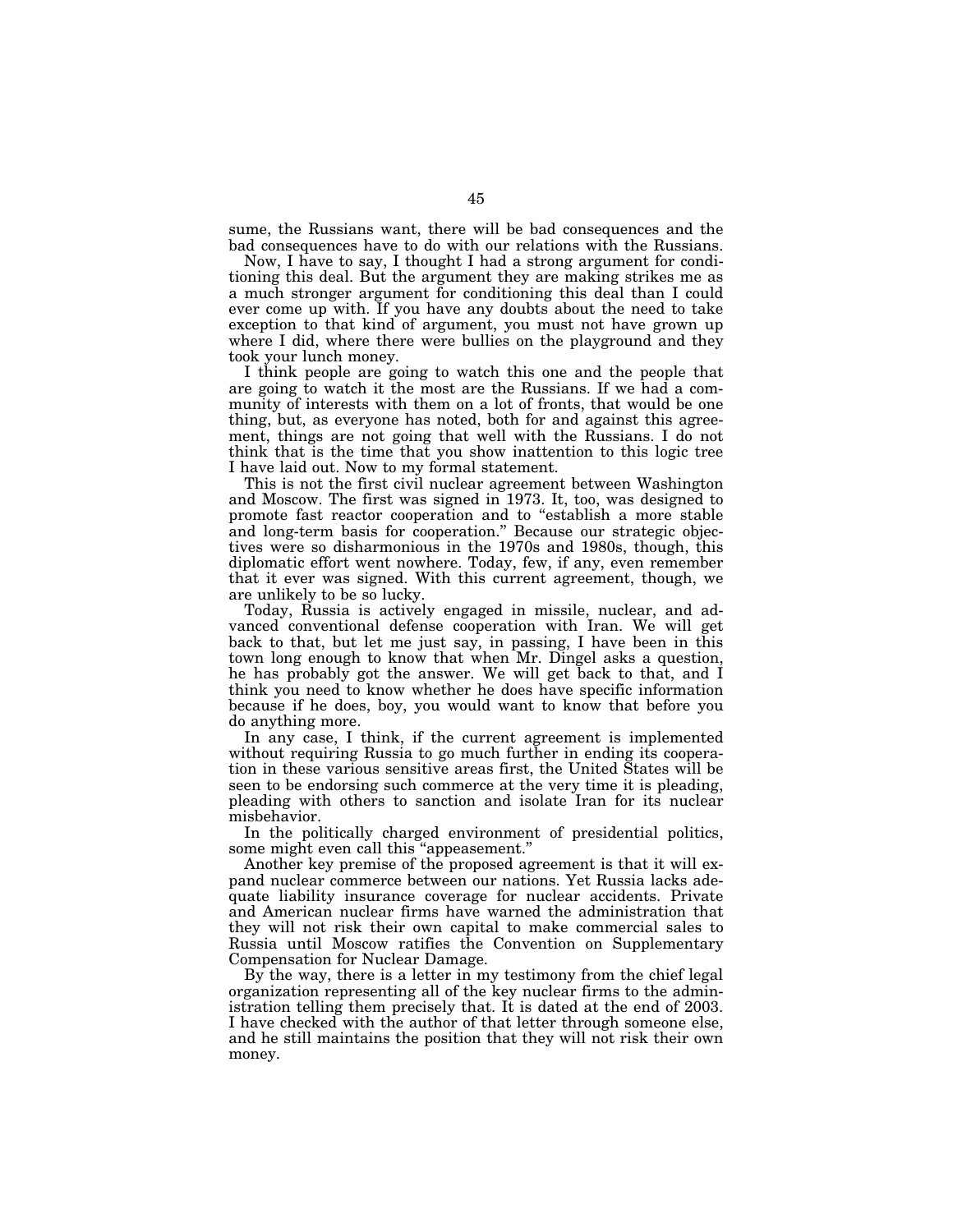sume, the Russians want, there will be bad consequences and the bad consequences have to do with our relations with the Russians.

Now, I have to say, I thought I had a strong argument for conditioning this deal. But the argument they are making strikes me as a much stronger argument for conditioning this deal than I could ever come up with. If you have any doubts about the need to take exception to that kind of argument, you must not have grown up where I did, where there were bullies on the playground and they took your lunch money.

I think people are going to watch this one and the people that are going to watch it the most are the Russians. If we had a community of interests with them on a lot of fronts, that would be one thing, but, as everyone has noted, both for and against this agreement, things are not going that well with the Russians. I do not think that is the time that you show inattention to this logic tree I have laid out. Now to my formal statement.

This is not the first civil nuclear agreement between Washington and Moscow. The first was signed in 1973. It, too, was designed to promote fast reactor cooperation and to "establish a more stable and long-term basis for cooperation." Because our strategic objectives were so disharmonious in the 1970s and 1980s, though, this diplomatic effort went nowhere. Today, few, if any, even remember that it ever was signed. With this current agreement, though, we are unlikely to be so lucky.

Today, Russia is actively engaged in missile, nuclear, and advanced conventional defense cooperation with Iran. We will get back to that, but let me just say, in passing, I have been in this town long enough to know that when Mr. Dingel asks a question, he has probably got the answer. We will get back to that, and I think you need to know whether he does have specific information because if he does, boy, you would want to know that before you do anything more.

In any case, I think, if the current agreement is implemented without requiring Russia to go much further in ending its cooperation in these various sensitive areas first, the United States will be seen to be endorsing such commerce at the very time it is pleading, pleading with others to sanction and isolate Iran for its nuclear misbehavior.

In the politically charged environment of presidential politics, some might even call this "appeasement."

Another key premise of the proposed agreement is that it will expand nuclear commerce between our nations. Yet Russia lacks adequate liability insurance coverage for nuclear accidents. Private and American nuclear firms have warned the administration that they will not risk their own capital to make commercial sales to Russia until Moscow ratifies the Convention on Supplementary Compensation for Nuclear Damage.

By the way, there is a letter in my testimony from the chief legal organization representing all of the key nuclear firms to the administration telling them precisely that. It is dated at the end of 2003. I have checked with the author of that letter through someone else, and he still maintains the position that they will not risk their own money.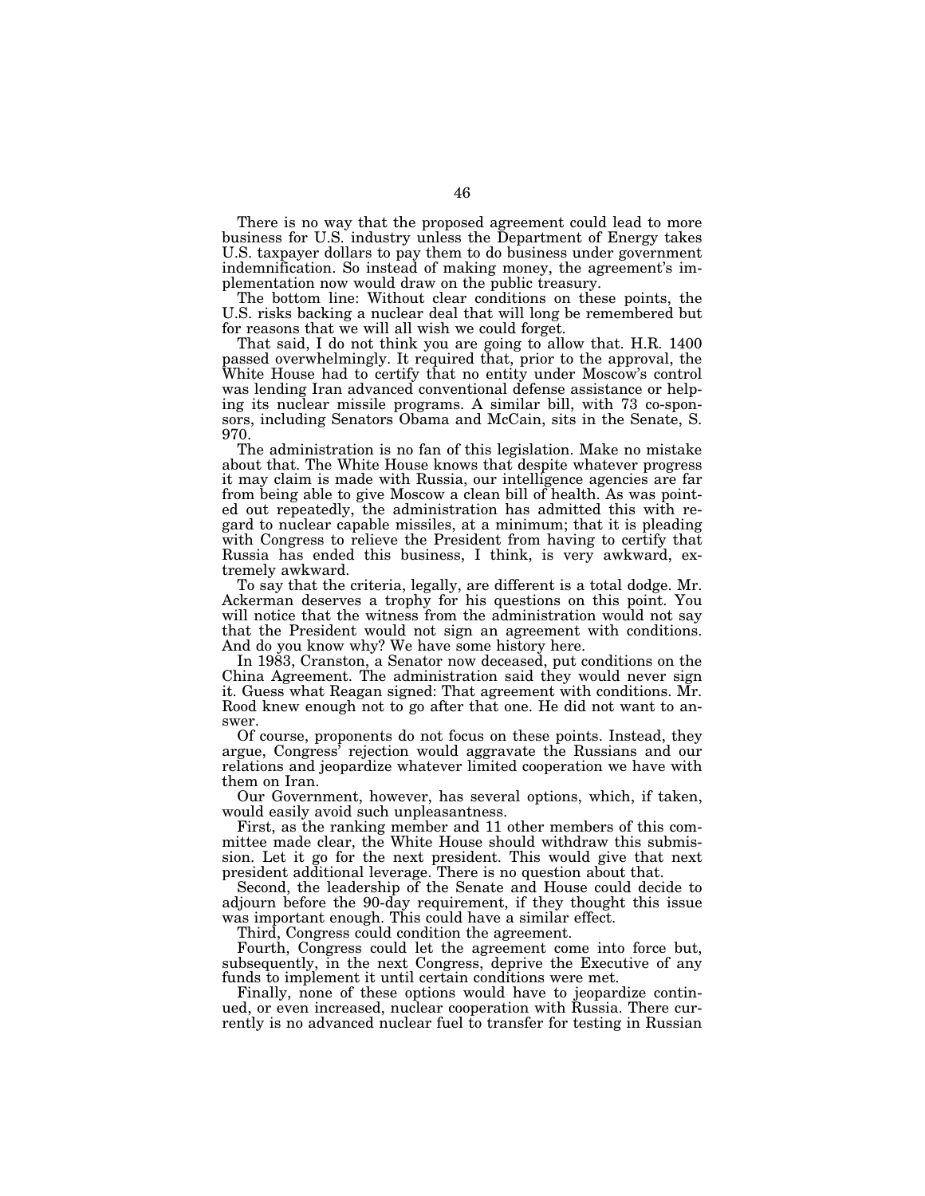There is no way that the proposed agreement could lead to more business for U.S. industry unless the Department of Energy takes U.S. taxpayer dollars to pay them to do business under government indemnification. So instead of making money, the agreement's implementation now would draw on the public treasury.

The bottom line: Without clear conditions on these points, the U.S. risks backing a nuclear deal that will long be remembered but for reasons that we will all wish we could forget.

That said, I do not think you are going to allow that. H.R. 1400 passed overwhelmingly. It required that, prior to the approval, the White House had to certify that no entity under Moscow's control was lending Iran advanced conventional defense assistance or helping its nuclear missile programs. A similar bill, with 73 co-sponsors, including Senators Obama and McCain, sits in the Senate, S. 970.

The administration is no fan of this legislation. Make no mistake about that. The White House knows that despite whatever progress it may claim is made with Russia, our intelligence agencies are far from being able to give Moscow a clean bill of health. As was pointed out repeatedly, the administration has admitted this with regard to nuclear capable missiles, at a minimum; that it is pleading with Congress to relieve the President from having to certify that Russia has ended this business, I think, is very awkward, extremely awkward.

To say that the criteria, legally, are different is a total dodge. Mr. Ackerman deserves a trophy for his questions on this point. You will notice that the witness from the administration would not say that the President would not sign an agreement with conditions. And do you know why? We have some history here.

In 1983, Cranston, a Senator now deceased, put conditions on the China Agreement. The administration said they would never sign it. Guess what Reagan signed: That agreement with conditions. Mr. Rood knew enough not to go after that one. He did not want to answer.

Of course, proponents do not focus on these points. Instead, they argue, Congress' rejection would aggravate the Russians and our relations and jeopardize whatever limited cooperation we have with them on Iran.

Our Government, however, has several options, which, if taken, would easily avoid such unpleasantness.

First, as the ranking member and 11 other members of this committee made clear, the White House should withdraw this submission. Let it go for the next president. This would give that next president additional leverage. There is no question about that.

Second, the leadership of the Senate and House could decide to adjourn before the 90-day requirement, if they thought this issue was important enough. This could have a similar effect.

Third, Congress could condition the agreement.

Fourth, Congress could let the agreement come into force but, subsequently, in the next Congress, deprive the Executive of any funds to implement it until certain conditions were met.

Finally, none of these options would have to jeopardize continued, or even increased, nuclear cooperation with Russia. There currently is no advanced nuclear fuel to transfer for testing in Russian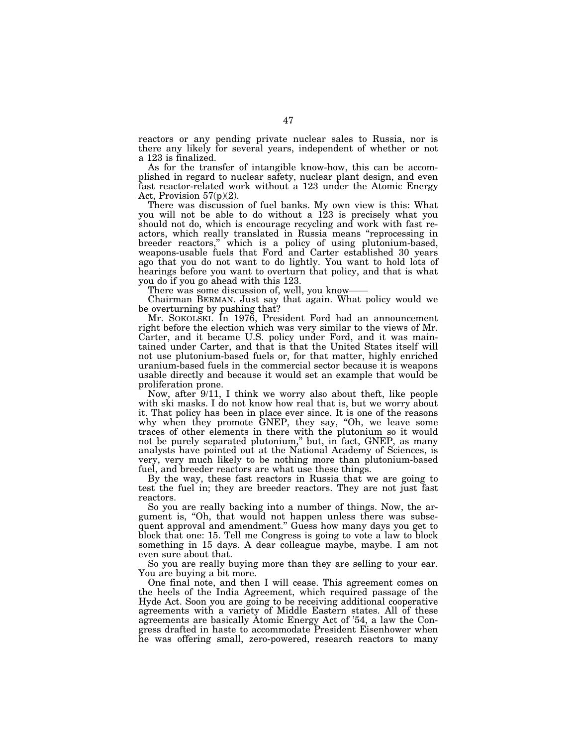reactors or any pending private nuclear sales to Russia, nor is there any likely for several years, independent of whether or not a 123 is finalized.

As for the transfer of intangible know-how, this can be accomplished in regard to nuclear safety, nuclear plant design, and even fast reactor-related work without a 123 under the Atomic Energy Act, Provision 57(p)(2).

There was discussion of fuel banks. My own view is this: What you will not be able to do without a 123 is precisely what you should not do, which is encourage recycling and work with fast reactors, which really translated in Russia means "reprocessing in breeder reactors," which is a policy of using plutonium-based, weapons-usable fuels that Ford and Carter established 30 years ago that you do not want to do lightly. You want to hold lots of hearings before you want to overturn that policy, and that is what you do if you go ahead with this 123.

There was some discussion of, well, you know——

Chairman BERMAN. Just say that again. What policy would we be overturning by pushing that?

Mr. SOKOLSKI. In 1976, President Ford had an announcement right before the election which was very similar to the views of Mr. Carter, and it became U.S. policy under Ford, and it was maintained under Carter, and that is that the United States itself will not use plutonium-based fuels or, for that matter, highly enriched uranium-based fuels in the commercial sector because it is weapons usable directly and because it would set an example that would be proliferation prone.

Now, after 9/11, I think we worry also about theft, like people with ski masks. I do not know how real that is, but we worry about it. That policy has been in place ever since. It is one of the reasons why when they promote GNEP, they say, "Oh, we leave some traces of other elements in there with the plutonium so it would not be purely separated plutonium," but, in fact, GNEP, as many analysts have pointed out at the National Academy of Sciences, is very, very much likely to be nothing more than plutonium-based fuel, and breeder reactors are what use these things.

By the way, these fast reactors in Russia that we are going to test the fuel in; they are breeder reactors. They are not just fast reactors.

So you are really backing into a number of things. Now, the argument is, "Oh, that would not happen unless there was subsequent approval and amendment." Guess how many days you get to block that one: 15. Tell me Congress is going to vote a law to block something in 15 days. A dear colleague maybe, maybe. I am not even sure about that.

So you are really buying more than they are selling to your ear. You are buying a bit more.

One final note, and then I will cease. This agreement comes on the heels of the India Agreement, which required passage of the Hyde Act. Soon you are going to be receiving additional cooperative agreements with a variety of Middle Eastern states. All of these agreements are basically Atomic Energy Act of '54, a law the Congress drafted in haste to accommodate President Eisenhower when he was offering small, zero-powered, research reactors to many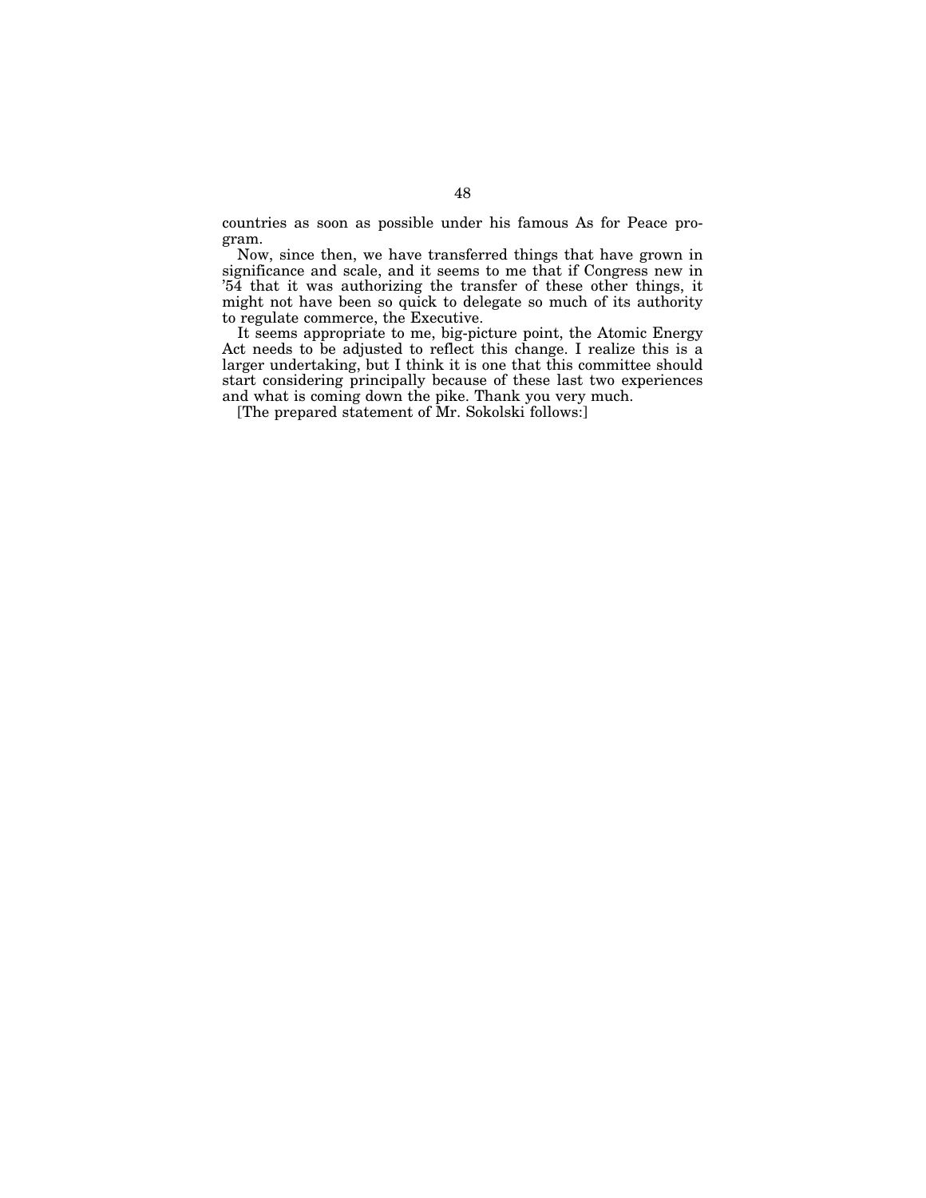countries as soon as possible under his famous As for Peace program.

Now, since then, we have transferred things that have grown in significance and scale, and it seems to me that if Congress new in '54 that it was authorizing the transfer of these other things, it might not have been so quick to delegate so much of its authority to regulate commerce, the Executive.

It seems appropriate to me, big-picture point, the Atomic Energy Act needs to be adjusted to reflect this change. I realize this is a larger undertaking, but I think it is one that this committee should start considering principally because of these last two experiences and what is coming down the pike. Thank you very much.

[The prepared statement of Mr. Sokolski follows:]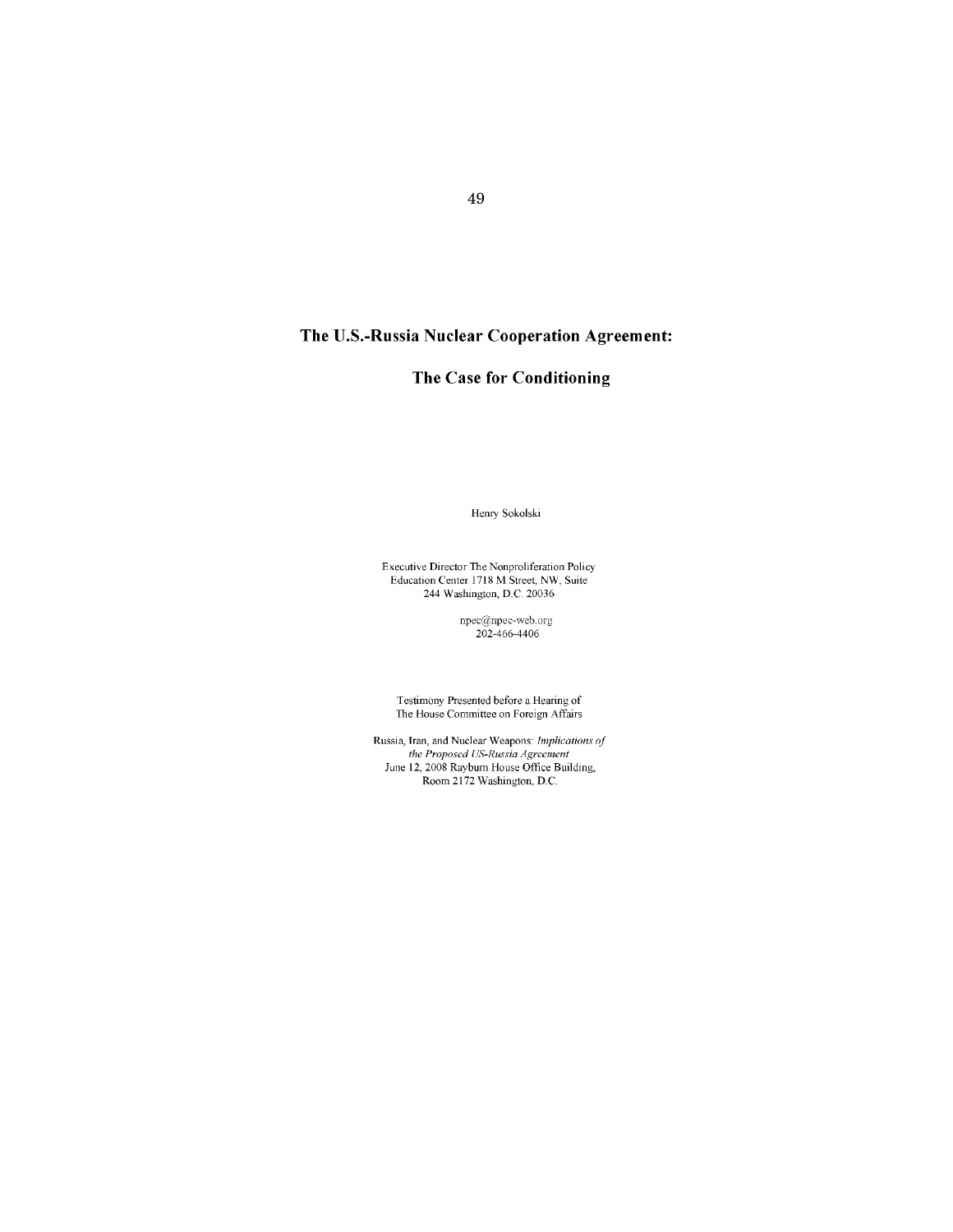# The U.S.-Russia Nuclear Cooperation Agreement:

## The Case for Conditioning

Henry Sokolski

Executive Director The Nonproliferation Policy Education Center 1718 M Street, NW, Suite 244 Washington, D.C. 20036

npec@npec-web.org
202-466-4406

Testimony Presented before a Hearing of The House Committee on Foreign Affairs

Russia, Iran, and Nuclear Weapons: *Implications of the Proposed US-Russia Agreement*
June 12, 2008 Rayburn House Office Building, Room 2172 Washington, D.C.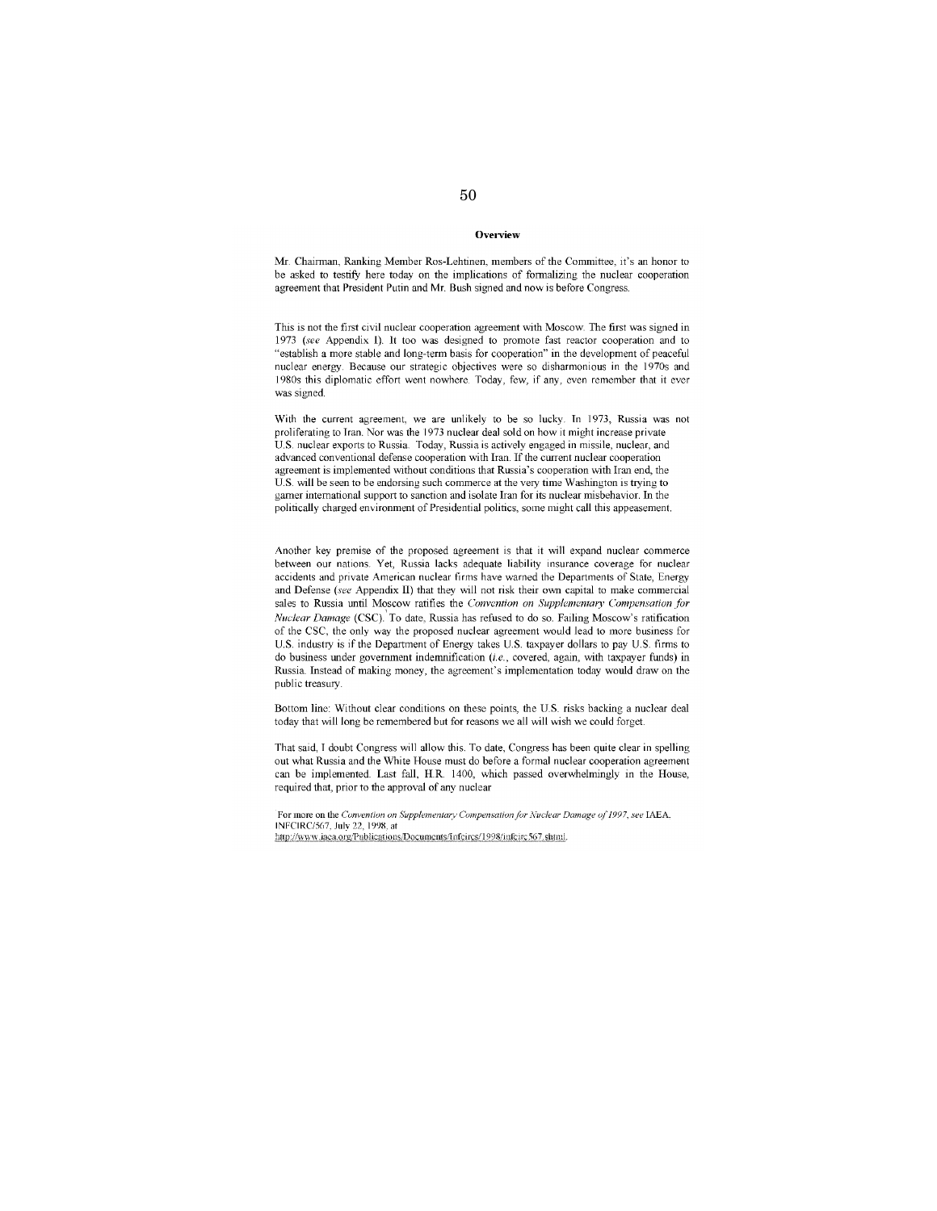## Overview

Mr. Chairman, Ranking Member Ros-Lehtinen, members of the Committee, it's an honor to be asked to testify here today on the implications of formalizing the nuclear cooperation agreement that President Putin and Mr. Bush signed and now is before Congress.

This is not the first civil nuclear cooperation agreement with Moscow. The first was signed in 1973 (*see* Appendix I). It too was designed to promote fast reactor cooperation and to "establish a more stable and long-term basis for cooperation" in the development of peaceful nuclear energy. Because our strategic objectives were so disharmonious in the 1970s and 1980s this diplomatic effort went nowhere. Today, few, if any, even remember that it ever was signed.

With the current agreement, we are unlikely to be so lucky. In 1973, Russia was not proliferating to Iran. Nor was the 1973 nuclear deal sold on how it might increase private U.S. nuclear exports to Russia. Today, Russia is actively engaged in missile, nuclear, and advanced conventional defense cooperation with Iran. If the current nuclear cooperation agreement is implemented without conditions that Russia's cooperation with Iran end, the U.S. will be seen to be endorsing such commerce at the very time Washington is trying to garner international support to sanction and isolate Iran for its nuclear misbehavior. In the politically charged environment of Presidential politics, some might call this appeasement.

Another key premise of the proposed agreement is that it will expand nuclear commerce between our nations. Yet, Russia lacks adequate liability insurance coverage for nuclear accidents and private American nuclear firms have warned the Departments of State, Energy and Defense (*see* Appendix II) that they will not risk their own capital to make commercial sales to Russia until Moscow ratifies the *Convention on Supplementary Compensation for Nuclear Damage* (CSC).[1] To date, Russia has refused to do so. Failing Moscow's ratification of the CSC, the only way the proposed nuclear agreement would lead to more business for U.S. industry is if the Department of Energy takes U.S. taxpayer dollars to pay U.S. firms to do business under government indemnification (*i.e.*, covered, again, with taxpayer funds) in Russia. Instead of making money, the agreement's implementation today would draw on the public treasury.

Bottom line: Without clear conditions on these points, the U.S. risks backing a nuclear deal today that will long be remembered but for reasons we all will wish we could forget.

That said, I doubt Congress will allow this. To date, Congress has been quite clear in spelling out what Russia and the White House must do before a formal nuclear cooperation agreement can be implemented. Last fall, H.R. 1400, which passed overwhelmingly in the House, required that, prior to the approval of any nuclear

[1] For more on the *Convention on Supplementary Compensation for Nuclear Damage of 1997*, *see* IAEA, INFCIRC/567, July 22, 1998, at http://www.iaea.org/Publications/Documents/Infcircs/1998/infcirc567.shtml.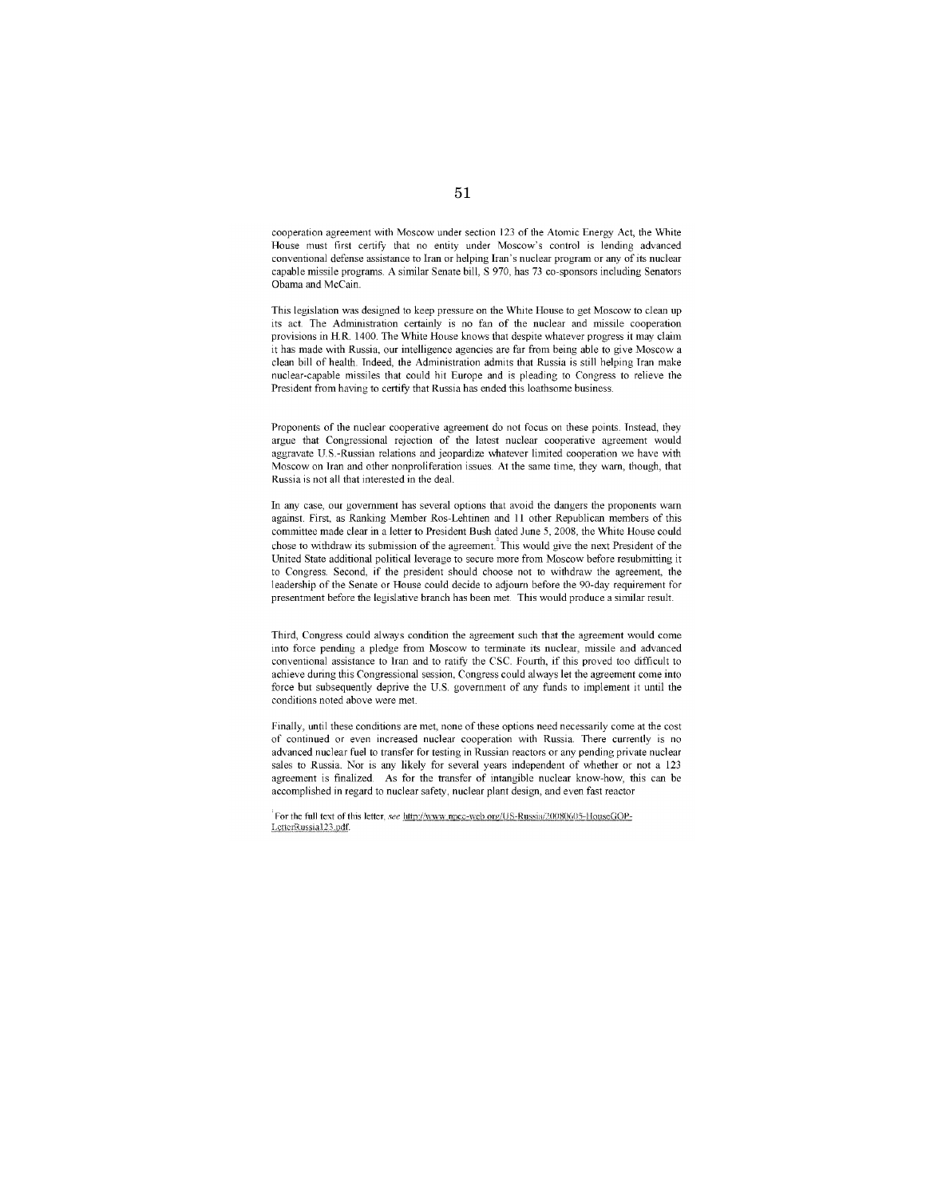cooperation agreement with Moscow under section 123 of the Atomic Energy Act, the White House must first certify that no entity under Moscow's control is lending advanced conventional defense assistance to Iran or helping Iran's nuclear program or any of its nuclear capable missile programs. A similar Senate bill, S 970, has 73 co-sponsors including Senators Obama and McCain.

This legislation was designed to keep pressure on the White House to get Moscow to clean up its act. The Administration certainly is no fan of the nuclear and missile cooperation provisions in H.R. 1400. The White House knows that despite whatever progress it may claim it has made with Russia, our intelligence agencies are far from being able to give Moscow a clean bill of health. Indeed, the Administration admits that Russia is still helping Iran make nuclear-capable missiles that could hit Europe and is pleading to Congress to relieve the President from having to certify that Russia has ended this loathsome business.

Proponents of the nuclear cooperative agreement do not focus on these points. Instead, they argue that Congressional rejection of the latest nuclear cooperative agreement would aggravate U.S.-Russian relations and jeopardize whatever limited cooperation we have with Moscow on Iran and other nonproliferation issues. At the same time, they warn, though, that Russia is not all that interested in the deal.

In any case, our government has several options that avoid the dangers the proponents warn against. First, as Ranking Member Ros-Lehtinen and 11 other Republican members of this committee made clear in a letter to President Bush dated June 5, 2008, the White House could chose to withdraw its submission of the agreement.[3] This would give the next President of the United State additional political leverage to secure more from Moscow before resubmitting it to Congress. Second, if the president should choose not to withdraw the agreement, the leadership of the Senate or House could decide to adjourn before the 90-day requirement for presentment before the legislative branch has been met. This would produce a similar result.

Third, Congress could always condition the agreement such that the agreement would come into force pending a pledge from Moscow to terminate its nuclear, missile and advanced conventional assistance to Iran and to ratify the CSC. Fourth, if this proved too difficult to achieve during this Congressional session, Congress could always let the agreement come into force but subsequently deprive the U.S. government of any funds to implement it until the conditions noted above were met.

Finally, until these conditions are met, none of these options need necessarily come at the cost of continued or even increased nuclear cooperation with Russia. There currently is no advanced nuclear fuel to transfer for testing in Russian reactors or any pending private nuclear sales to Russia. Nor is any likely for several years independent of whether or not a 123 agreement is finalized. As for the transfer of intangible nuclear know-how, this can be accomplished in regard to nuclear safety, nuclear plant design, and even fast reactor

[3] For the full text of this letter, *see* http://www.npec-web.org/US-Russia/20080605-HouseGOP-LetterRussia123.pdf.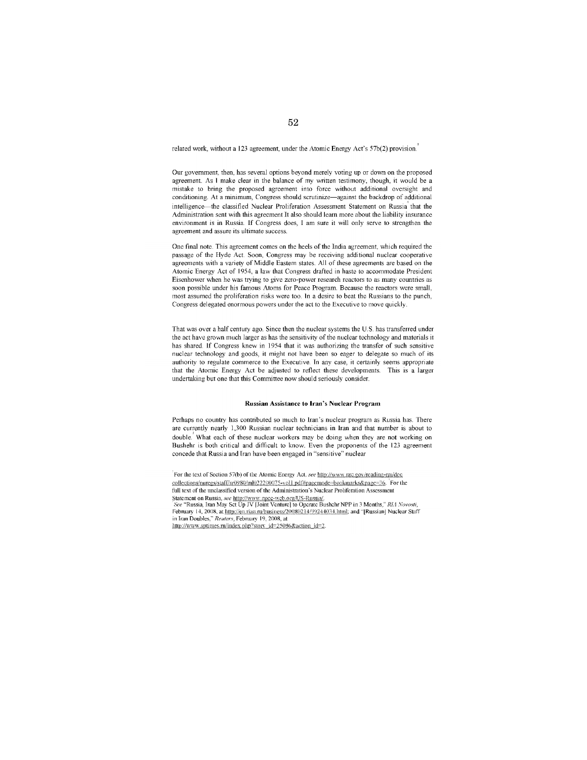related work, without a 123 agreement, under the Atomic Energy Act's 57b(2) provision.[3]

Our government, then, has several options beyond merely voting up or down on the proposed agreement. As I make clear in the balance of my written testimony, though, it would be a mistake to bring the proposed agreement into force without additional oversight and conditioning. At a minimum, Congress should scrutinize—against the backdrop of additional intelligence—the classified Nuclear Proliferation Assessment Statement on Russia[4] that the Administration sent with this agreement It also should learn more about the liability insurance environment is in Russia. If Congress does, I am sure it will only serve to strengthen the agreement and assure its ultimate success.

One final note. This agreement comes on the heels of the India agreement, which required the passage of the Hyde Act. Soon, Congress may be receiving additional nuclear cooperative agreements with a variety of Middle Eastern states. All of these agreements are based on the Atomic Energy Act of 1954, a law that Congress drafted in haste to accommodate President Eisenhower when he was trying to give zero-power research reactors to as many countries as soon possible under his famous Atoms for Peace Program. Because the reactors were small, most assumed the proliferation risks were too. In a desire to beat the Russians to the punch, Congress delegated enormous powers under the act to the Executive to move quickly.

That was over a half century ago. Since then the nuclear systems the U.S. has transferred under the act have grown much larger as has the sensitivity of the nuclear technology and materials it has shared. If Congress knew in 1954 that it was authorizing the transfer of such sensitive nuclear technology and goods, it might not have been so eager to delegate so much of its authority to regulate commerce to the Executive. In any case, it certainly seems appropriate that the Atomic Energy Act be adjusted to reflect these developments. This is a larger undertaking but one that this Committee now should seriously consider.

**Russian Assistance to Iran's Nuclear Program**

Perhaps no country has contributed so much to Iran's nuclear program as Russia has. There are currently nearly 1,300 Russian nuclear technicians in Iran and that number is about to double.[5] What each of these nuclear workers may be doing when they are not working on Bushehr is both critical and difficult to know. Even the proponents of the 123 agreement concede that Russia and Iran have been engaged in "sensitive" nuclear

[3] For the text of Section 57(b) of the Atomic Energy Act, *see* http://www.nrc.gov/reading-rm/doc collections/nuregs/staff/sr0980/ml022200075-vol1.pdf#pagemode=bookmarks&page=16. [4] For the full text of the unclassified version of the Administration's Nuclear Proliferation Assessment Statement on Russia, *see* http://www.npec-web.org/US-Russia/.

[5] *See* "Russia, Iran May Set Up JV [Joint Venture] to Operate Bushehr NPP in 3 Months," *RIA Novosti*, February 14, 2008, at http://en.rian.ru/business/20080214/99244034.html; and "[Russian] Nuclear Staff in Iran Doubles," *Reuters*, February 19, 2008, at http://www.sptimes.ru/index.php?story_id=25086&action_id=2.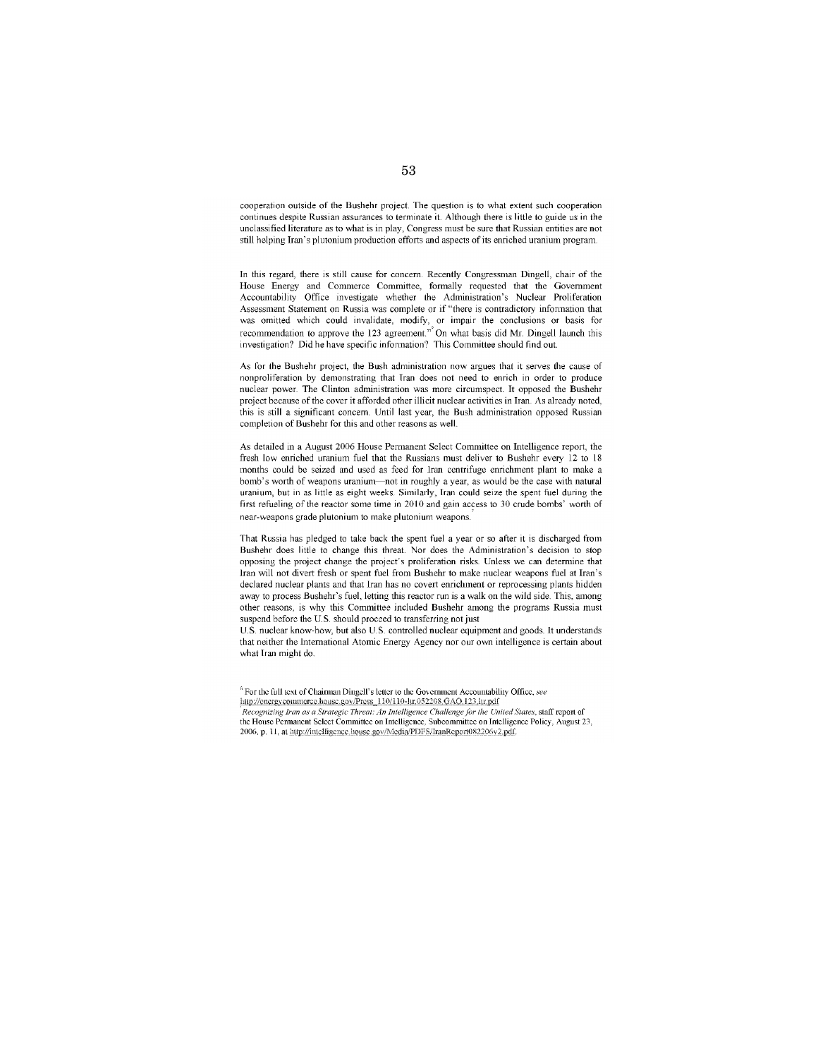cooperation outside of the Bushehr project. The question is to what extent such cooperation continues despite Russian assurances to terminate it. Although there is little to guide us in the unclassified literature as to what is in play, Congress must be sure that Russian entities are not still helping Iran's plutonium production efforts and aspects of its enriched uranium program.

In this regard, there is still cause for concern. Recently Congressman Dingell, chair of the House Energy and Commerce Committee, formally requested that the Government Accountability Office investigate whether the Administration's Nuclear Proliferation Assessment Statement on Russia was complete or if "there is contradictory information that was omitted which could invalidate, modify, or impair the conclusions or basis for recommendation to approve the 123 agreement."[6] On what basis did Mr. Dingell launch this investigation? Did he have specific information? This Committee should find out.

As for the Bushehr project, the Bush administration now argues that it serves the cause of nonproliferation by demonstrating that Iran does not need to enrich in order to produce nuclear power. The Clinton administration was more circumspect. It opposed the Bushehr project because of the cover it afforded other illicit nuclear activities in Iran. As already noted, this is still a significant concern. Until last year, the Bush administration opposed Russian completion of Bushehr for this and other reasons as well.

As detailed in a August 2006 House Permanent Select Committee on Intelligence report, the fresh low enriched uranium fuel that the Russians must deliver to Bushehr every 12 to 18 months could be seized and used as feed for Iran centrifuge enrichment plant to make a bomb's worth of weapons uranium—not in roughly a year, as would be the case with natural uranium, but in as little as eight weeks. Similarly, Iran could seize the spent fuel during the first refueling of the reactor some time in 2010 and gain access to 30 crude bombs' worth of near-weapons grade plutonium to make plutonium weapons.[7]

That Russia has pledged to take back the spent fuel a year or so after it is discharged from Bushehr does little to change this threat. Nor does the Administration's decision to stop opposing the project change the project's proliferation risks. Unless we can determine that Iran will not divert fresh or spent fuel from Bushehr to make nuclear weapons fuel at Iran's declared nuclear plants and that Iran has no covert enrichment or reprocessing plants hidden away to process Bushehr's fuel, letting this reactor run is a walk on the wild side. This, among other reasons, is why this Committee included Bushehr among the programs Russia must suspend before the U.S. should proceed to transferring not just U.S. nuclear know-how, but also U.S. controlled nuclear equipment and goods. It understands that neither the International Atomic Energy Agency nor our own intelligence is certain about what Iran might do.

[6] For the full text of Chairman Dingell's letter to the Government Accountability Office, *see* http://energycommerce.house.gov/Press_110/110-ltr.052208.GAO.123.ltr.pdf

[7] *Recognizing Iran as a Strategic Threat: An Intelligence Challenge for the United States*, staff report of the House Permanent Select Committee on Intelligence, Subcommittee on Intelligence Policy, August 23, 2006, p. 11, at http://intelligence.house.gov/Media/PDFS/IranReport082206v2.pdf.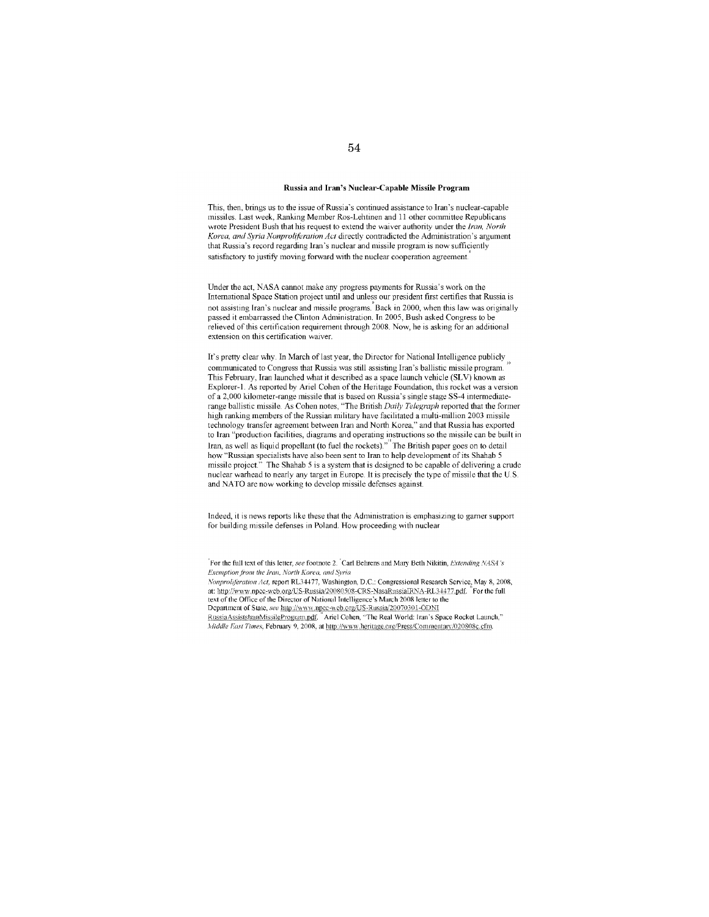### Russia and Iran's Nuclear-Capable Missile Program

This, then, brings us to the issue of Russia's continued assistance to Iran's nuclear-capable missiles. Last week, Ranking Member Ros-Lehtinen and 11 other committee Republicans wrote President Bush that his request to extend the waiver authority under the *Iran, North Korea, and Syria Nonproliferation Act* directly contradicted the Administration's argument that Russia's record regarding Iran's nuclear and missile program is now sufficiently satisfactory to justify moving forward with the nuclear cooperation agreement.[8]

Under the act, NASA cannot make any progress payments for Russia's work on the International Space Station project until and unless our president first certifies that Russia is not assisting Iran's nuclear and missile programs.[9] Back in 2000, when this law was originally passed it embarrassed the Clinton Administration. In 2005, Bush asked Congress to be relieved of this certification requirement through 2008. Now, he is asking for an additional extension on this certification waiver.

It's pretty clear why. In March of last year, the Director for National Intelligence publicly communicated to Congress that Russia was still assisting Iran's ballistic missile program.[10] This February, Iran launched what it described as a space launch vehicle (SLV) known as Explorer-1. As reported by Ariel Cohen of the Heritage Foundation, this rocket was a version of a 2,000 kilometer-range missile that is based on Russia's single stage SS-4 intermediate-range ballistic missile. As Cohen notes, "The British *Daily Telegraph* reported that the former high ranking members of the Russian military have facilitated a multi-million 2003 missile technology transfer agreement between Iran and North Korea," and that Russia has exported to Iran "production facilities, diagrams and operating instructions so the missile can be built in Iran, as well as liquid propellant (to fuel the rockets)."[11] The British paper goes on to detail how "Russian specialists have also been sent to Iran to help development of its Shahab 5 missile project." The Shahab 5 is a system that is designed to be capable of delivering a crude nuclear warhead to nearly any target in Europe. It is precisely the type of missile that the U.S. and NATO are now working to develop missile defenses against.

Indeed, it is news reports like these that the Administration is emphasizing to garner support for building missile defenses in Poland. How proceeding with nuclear

[8] For the full text of this letter, *see* footnote 2. [9] Carl Behrens and Mary Beth Nikitin, *Extending NASA's Exemption from the Iran, North Korea, and Syria Nonproliferation Act*, report RL34477, Washington, D.C.: Congressional Research Service, May 8, 2008, at: http://www.npec-web.org/US-Russia/20080508-CRS-NasaRussiaIRNA-RL34477.pdf. [10] For the full text of the Office of the Director of National Intelligence's March 2008 letter to the Department of State, *see* http://www.npec-web.org/US-Russia/20070301-ODNI RussiaAssistsIranMissileProgram.pdf. [11] Ariel Cohen, "The Real World: Iran's Space Rocket Launch," *Middle East Times*, February 9, 2008, at http://www.heritage.org/Press/Commentary/020808c.cfm.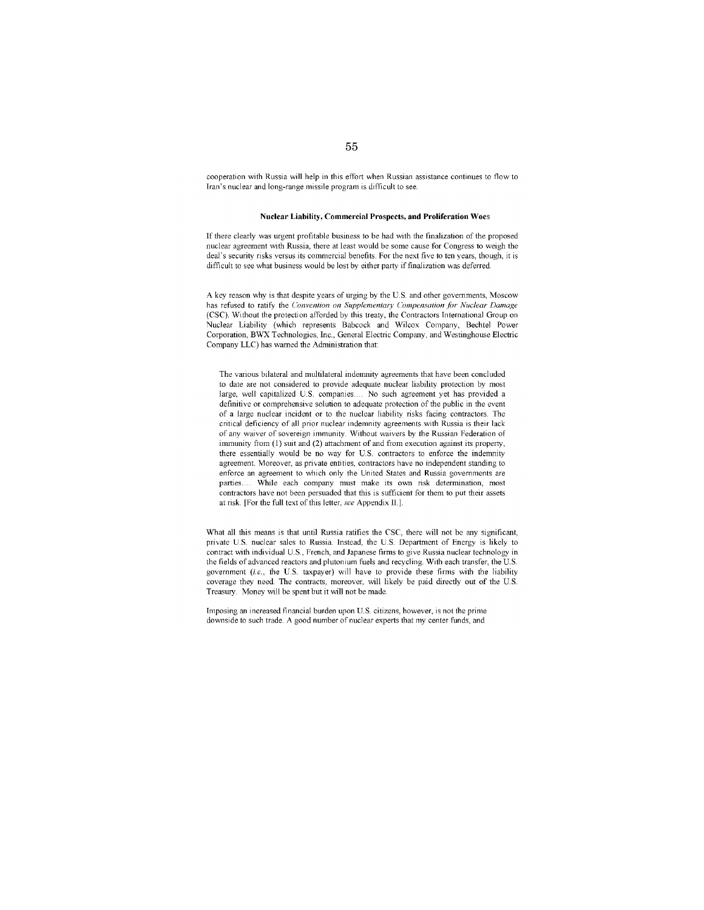cooperation with Russia will help in this effort when Russian assistance continues to flow to Iran's nuclear and long-range missile program is difficult to see.

### Nuclear Liability, Commercial Prospects, and Proliferation Woes

If there clearly was urgent profitable business to be had with the finalization of the proposed nuclear agreement with Russia, there at least would be some cause for Congress to weigh the deal's security risks versus its commercial benefits. For the next five to ten years, though, it is difficult to see what business would be lost by either party if finalization was deferred.

A key reason why is that despite years of urging by the U.S. and other governments, Moscow has refused to ratify the *Convention on Supplementary Compensation for Nuclear Damage* (CSC). Without the protection afforded by this treaty, the Contractors International Group on Nuclear Liability (which represents Babcock and Wilcox Company, Bechtel Power Corporation, BWX Technologies, Inc., General Electric Company, and Westinghouse Electric Company LLC) has warned the Administration that:

> The various bilateral and multilateral indemnity agreements that have been concluded to date are not considered to provide adequate nuclear liability protection by most large, well capitalized U.S. companies.... No such agreement yet has provided a definitive or comprehensive solution to adequate protection of the public in the event of a large nuclear incident or to the nuclear liability risks facing contractors. The critical deficiency of all prior nuclear indemnity agreements with Russia is their lack of any waiver of sovereign immunity. Without waivers by the Russian Federation of immunity from (1) suit and (2) attachment of and from execution against its property, there essentially would be no way for U.S. contractors to enforce the indemnity agreement. Moreover, as private entities, contractors have no independent standing to enforce an agreement to which only the United States and Russia governments are parties.... While each company must make its own risk determination, most contractors have not been persuaded that this is sufficient for them to put their assets at risk. [For the full text of this letter, *see* Appendix II.].

What all this means is that until Russia ratifies the CSC, there will not be any significant, private U.S. nuclear sales to Russia. Instead, the U.S. Department of Energy is likely to contract with individual U.S., French, and Japanese firms to give Russia nuclear technology in the fields of advanced reactors and plutonium fuels and recycling. With each transfer, the U.S. government (*i.e.*, the U.S. taxpayer) will have to provide these firms with the liability coverage they need. The contracts, moreover, will likely be paid directly out of the U.S. Treasury. Money will be spent but it will not be made.

Imposing an increased financial burden upon U.S. citizens, however, is not the prime downside to such trade. A good number of nuclear experts that my center funds, and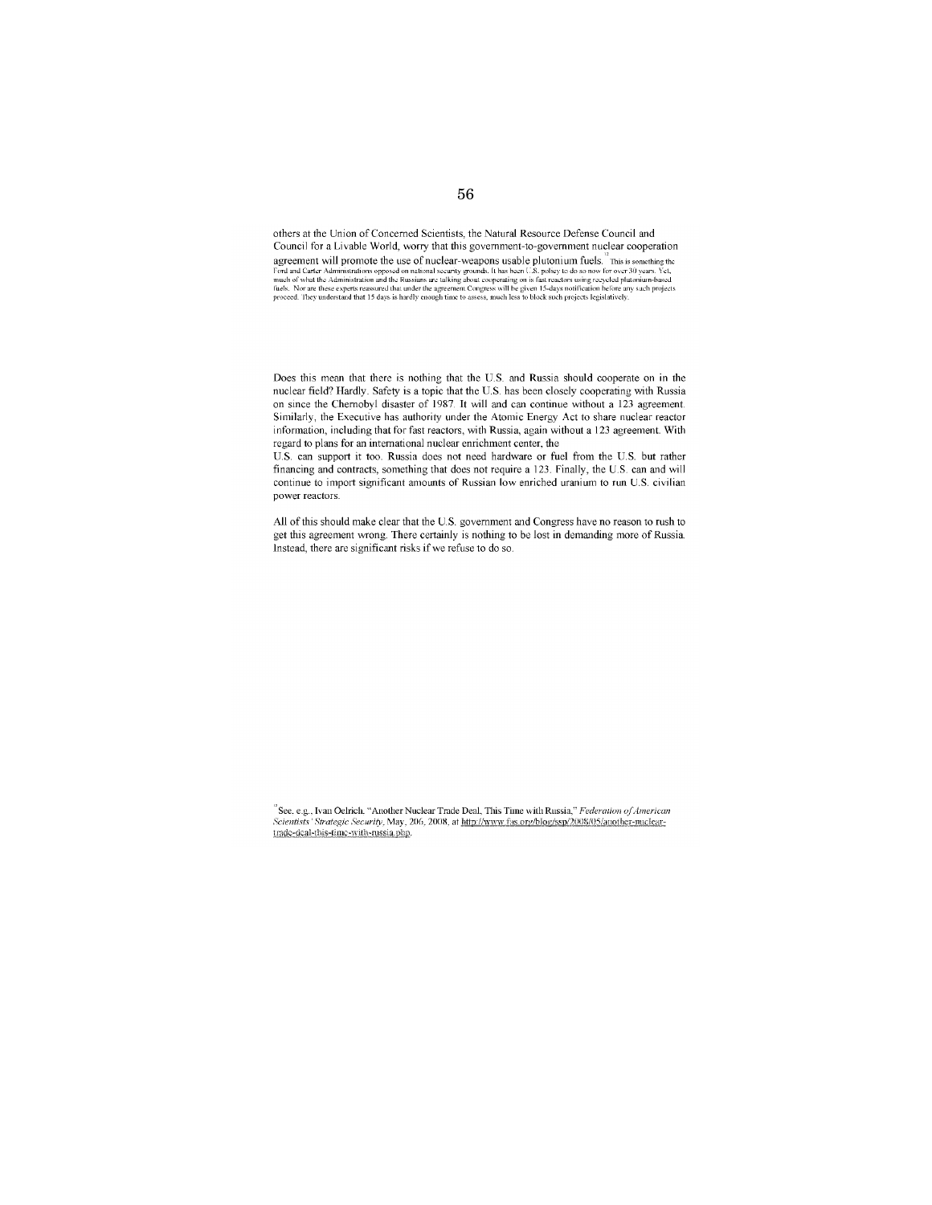others at the Union of Concerned Scientists, the Natural Resource Defense Council and Council for a Livable World, worry that this government-to-government nuclear cooperation agreement will promote the use of nuclear-weapons usable plutonium fuels.[12] This is something the Ford and Carter Administrations opposed on national security grounds. It has been U.S. policy to do so now for over 30 years. Yet, much of what the Administration and the Russians are talking about cooperating on is fast reactors using recycled plutonium-based fuels. Nor are these experts reassured that under the agreement Congress will be given 15-days notification before any such projects proceed. They understand that 15 days is hardly enough time to assess, much less to block such projects legislatively.

Does this mean that there is nothing that the U.S. and Russia should cooperate on in the nuclear field? Hardly. Safety is a topic that the U.S. has been closely cooperating with Russia on since the Chernobyl disaster of 1987. It will and can continue without a 123 agreement. Similarly, the Executive has authority under the Atomic Energy Act to share nuclear reactor information, including that for fast reactors, with Russia, again without a 123 agreement. With regard to plans for an international nuclear enrichment center, the U.S. can support it too. Russia does not need hardware or fuel from the U.S. but rather financing and contracts, something that does not require a 123. Finally, the U.S. can and will continue to import significant amounts of Russian low enriched uranium to run U.S. civilian power reactors.

All of this should make clear that the U.S. government and Congress have no reason to rush to get this agreement wrong. There certainly is nothing to be lost in demanding more of Russia. Instead, there are significant risks if we refuse to do so.

[12] See, e.g., Ivan Oelrich. "Another Nuclear Trade Deal, This Time with Russia," *Federation of American Scientists' Strategic Security*, May, 206, 2008, at http://www.fas.org/blog/ssp/2008/05/another-nuclear-trade-deal-this-time-with-russia.php.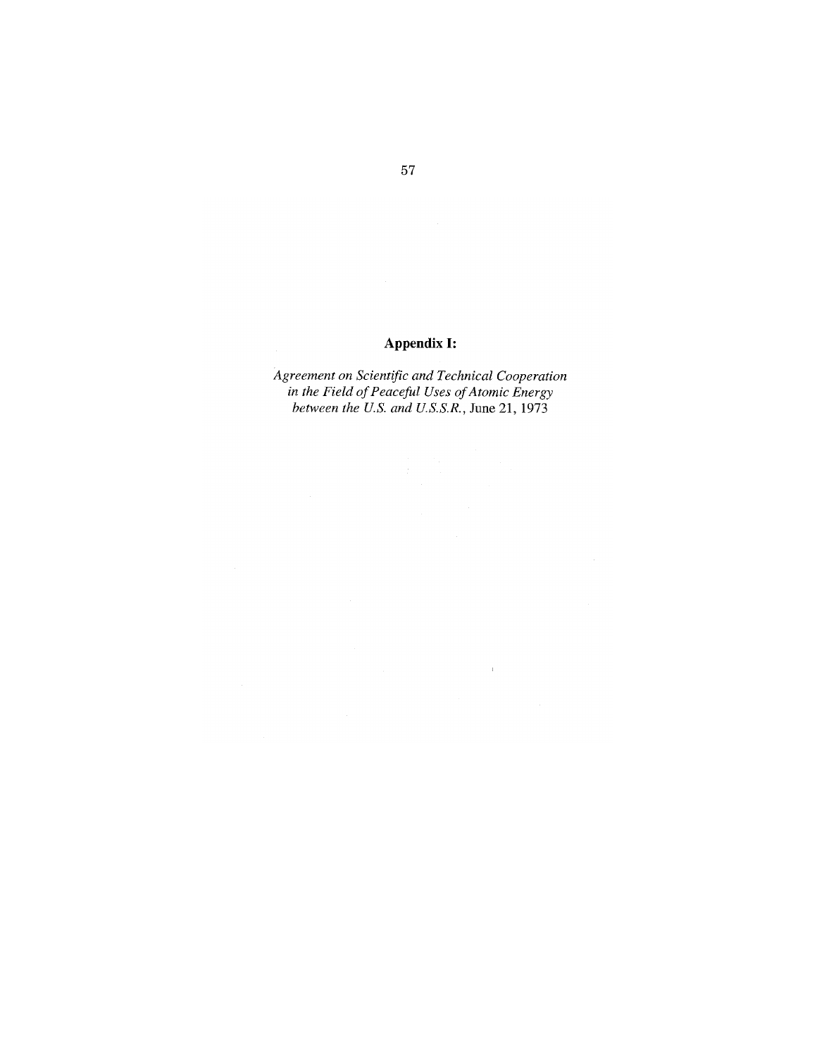# Appendix I:

*Agreement on Scientific and Technical Cooperation in the Field of Peaceful Uses of Atomic Energy between the U.S. and U.S.S.R.*, June 21, 1973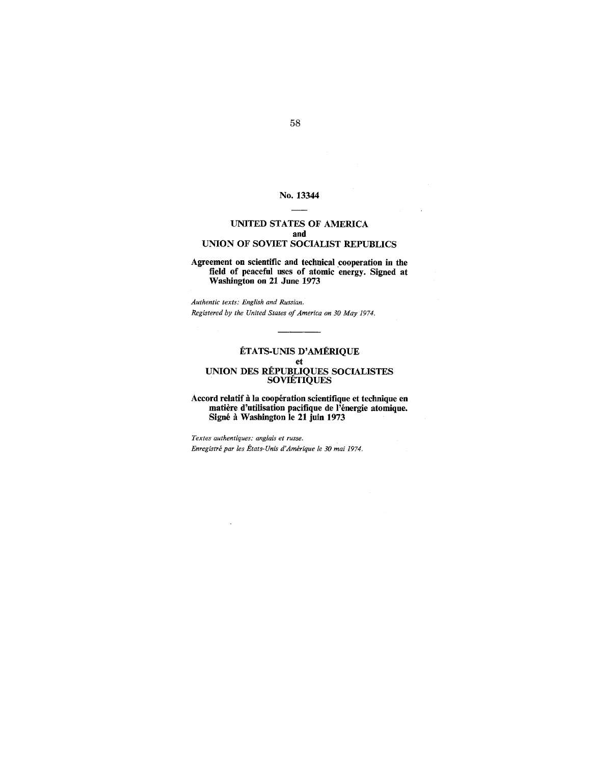## No. 13344

---

## UNITED STATES OF AMERICA
## and
## UNION OF SOVIET SOCIALIST REPUBLICS

**Agreement on scientific and technical cooperation in the field of peaceful uses of atomic energy. Signed at Washington on 21 June 1973**

*Authentic texts: English and Russian.*

*Registered by the United States of America on 30 May 1974.*

---

## ÉTATS-UNIS D'AMÉRIQUE
## et
## UNION DES RÉPUBLIQUES SOCIALISTES SOVIÉTIQUES

**Accord relatif à la coopération scientifique et technique en matière d'utilisation pacifique de l'énergie atomique. Signé à Washington le 21 juin 1973**

*Textes authentiques: anglais et russe.*

*Enregistré par les États-Unis d'Amérique le 30 mai 1974.*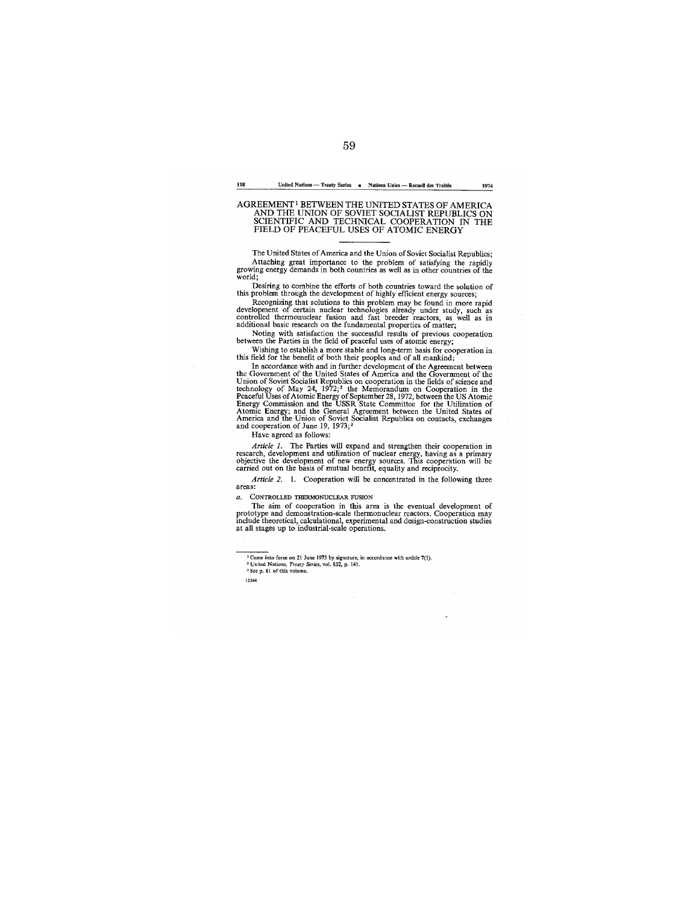# AGREEMENT[1] BETWEEN THE UNITED STATES OF AMERICA AND THE UNION OF SOVIET SOCIALIST REPUBLICS ON SCIENTIFIC AND TECHNICAL COOPERATION IN THE FIELD OF PEACEFUL USES OF ATOMIC ENERGY

The United States of America and the Union of Soviet Socialist Republics;

Attaching great importance to the problem of satisfying the rapidly growing energy demands in both countries as well as in other countries of the world;

Desiring to combine the efforts of both countries toward the solution of this problem through the development of highly efficient energy sources;

Recognizing that solutions to this problem may be found in more rapid development of certain nuclear technologies already under study, such as controlled thermonuclear fusion and fast breeder reactors, as well as in additional basic research on the fundamental properties of matter;

Noting with satisfaction the successful results of previous cooperation between the Parties in the field of peaceful uses of atomic energy;

Wishing to establish a more stable and long-term basis for cooperation in this field for the benefit of both their peoples and of all mankind;

In accordance with and in further development of the Agreement between the Government of the United States of America and the Government of the Union of Soviet Socialist Republics on cooperation in the fields of science and technology of May 24, 1972;[2] the Memorandum on Cooperation in the Peaceful Uses of Atomic Energy of September 28, 1972, between the US Atomic Energy Commission and the USSR State Committee for the Utilization of Atomic Energy; and the General Agreement between the United States of America and the Union of Soviet Socialist Republics on contacts, exchanges and cooperation of June 19, 1973;[3]

Have agreed as follows:

*Article 1.* The Parties will expand and strengthen their cooperation in research, development and utilization of nuclear energy, having as a primary objective the development of new energy sources. This cooperation will be carried out on the basis of mutual benefit, equality and reciprocity.

*Article 2.* 1. Cooperation will be concentrated in the following three areas:

*a.* CONTROLLED THERMONUCLEAR FUSION

The aim of cooperation in this area is the eventual development of prototype and demonstration-scale thermonuclear reactors. Cooperation may include theoretical, calculational, experimental and design-construction studies at all stages up to industrial-scale operations.

---

[1] Came into force on 21 June 1973 by signature, in accordance with article 7(1).

[2] United Nations, *Treaty Series*, vol. 852, p. 141.

[3] See p. 81 of this volume.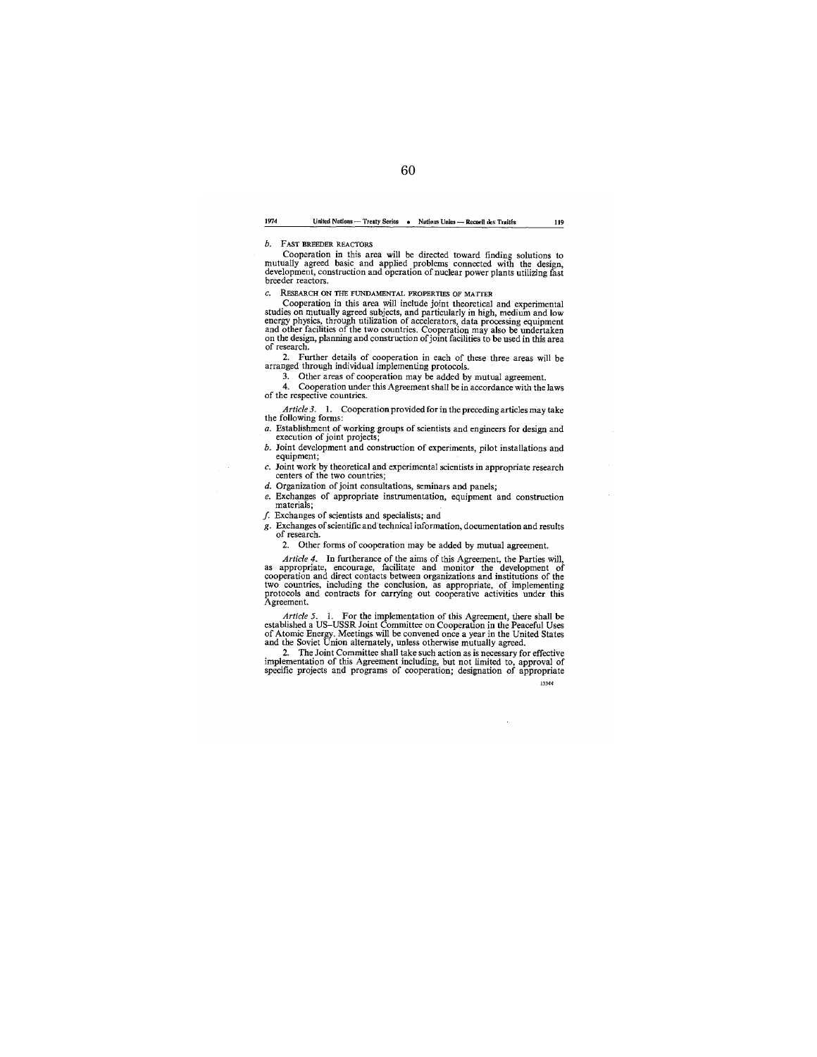*b.* FAST BREEDER REACTORS

Cooperation in this area will be directed toward finding solutions to mutually agreed basic and applied problems connected with the design, development, construction and operation of nuclear power plants utilizing fast breeder reactors.

*c.* RESEARCH ON THE FUNDAMENTAL PROPERTIES OF MATTER

Cooperation in this area will include joint theoretical and experimental studies on mutually agreed subjects, and particularly in high, medium and low energy physics, through utilization of accelerators, data processing equipment and other facilities of the two countries. Cooperation may also be undertaken on the design, planning and construction of joint facilities to be used in this area of research.

2. Further details of cooperation in each of these three areas will be arranged through individual implementing protocols.

3. Other areas of cooperation may be added by mutual agreement.

4. Cooperation under this Agreement shall be in accordance with the laws of the respective countries.

*Article 3.* 1. Cooperation provided for in the preceding articles may take the following forms:

*a.* Establishment of working groups of scientists and engineers for design and execution of joint projects;

*b.* Joint development and construction of experiments, pilot installations and equipment;

*c.* Joint work by theoretical and experimental scientists in appropriate research centers of the two countries;

*d.* Organization of joint consultations, seminars and panels;

*e.* Exchanges of appropriate instrumentation, equipment and construction materials;

*f.* Exchanges of scientists and specialists; and

*g.* Exchanges of scientific and technical information, documentation and results of research.

2. Other forms of cooperation may be added by mutual agreement.

*Article 4.* In furtherance of the aims of this Agreement, the Parties will, as appropriate, encourage, facilitate and monitor the development of cooperation and direct contacts between organizations and institutions of the two countries, including the conclusion, as appropriate, of implementing protocols and contracts for carrying out cooperative activities under this Agreement.

*Article 5.* 1. For the implementation of this Agreement, there shall be established a US–USSR Joint Committee on Cooperation in the Peaceful Uses of Atomic Energy. Meetings will be convened once a year in the United States and the Soviet Union alternately, unless otherwise mutually agreed.

2. The Joint Committee shall take such action as is necessary for effective implementation of this Agreement including, but not limited to, approval of specific projects and programs of cooperation; designation of appropriate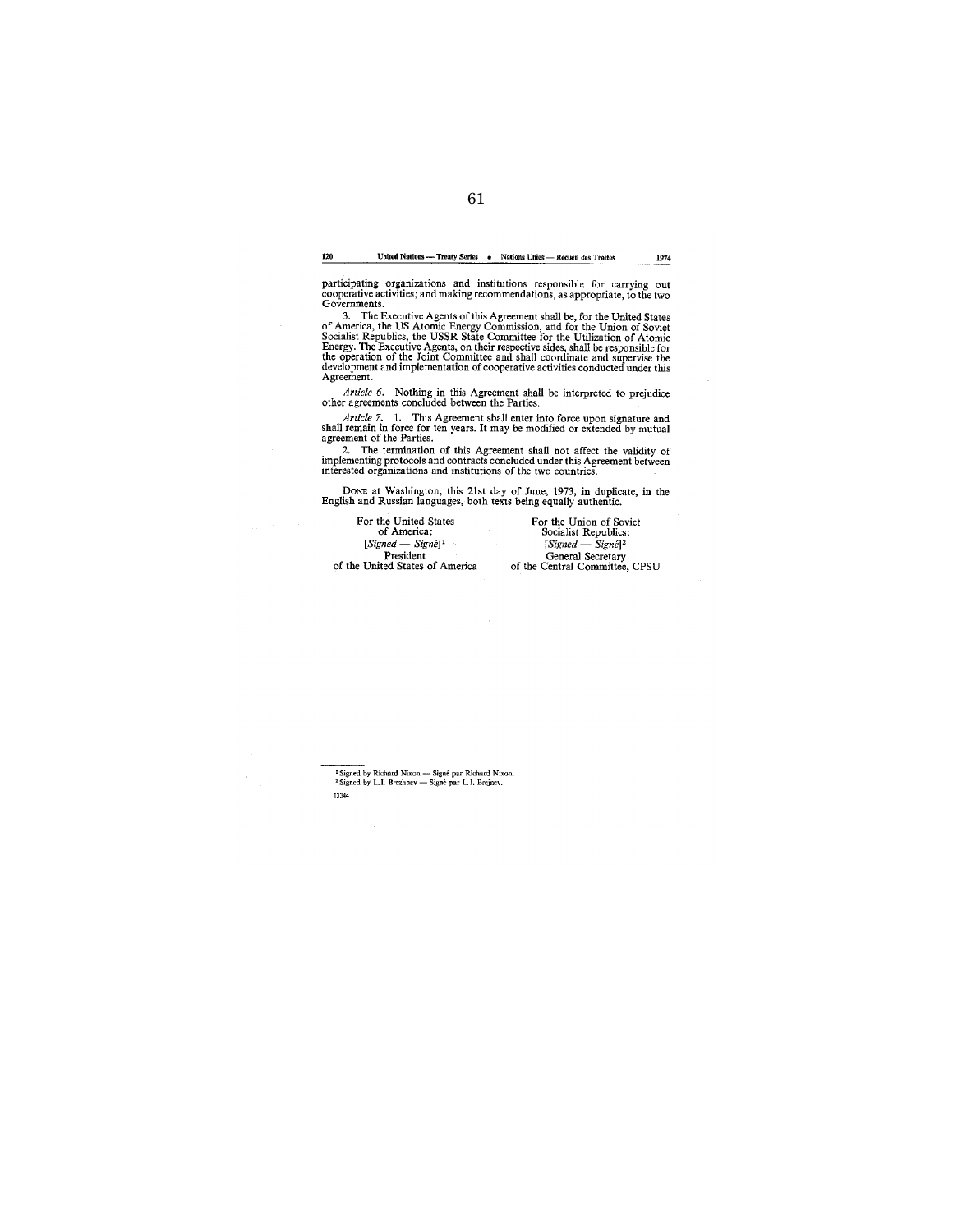participating organizations and institutions responsible for carrying out cooperative activities; and making recommendations, as appropriate, to the two Governments.

3. The Executive Agents of this Agreement shall be, for the United States of America, the US Atomic Energy Commission, and for the Union of Soviet Socialist Republics, the USSR State Committee for the Utilization of Atomic Energy. The Executive Agents, on their respective sides, shall be responsible for the operation of the Joint Committee and shall coordinate and supervise the development and implementation of cooperative activities conducted under this Agreement.

*Article 6.* Nothing in this Agreement shall be interpreted to prejudice other agreements concluded between the Parties.

*Article 7.* 1. This Agreement shall enter into force upon signature and shall remain in force for ten years. It may be modified or extended by mutual agreement of the Parties.

2. The termination of this Agreement shall not affect the validity of implementing protocols and contracts concluded under this Agreement between interested organizations and institutions of the two countries.

DONE at Washington, this 21st day of June, 1973, in duplicate, in the English and Russian languages, both texts being equally authentic.

For the United States of America:
[*Signed — Signé*][1]
President
of the United States of America

For the Union of Soviet Socialist Republics:
[*Signed — Signé*][2]
General Secretary
of the Central Committee, CPSU

---

[1] Signed by Richard Nixon — Signé par Richard Nixon.
[2] Signed by L.I. Brezhnev — Signé par L. I. Brejnev.

13344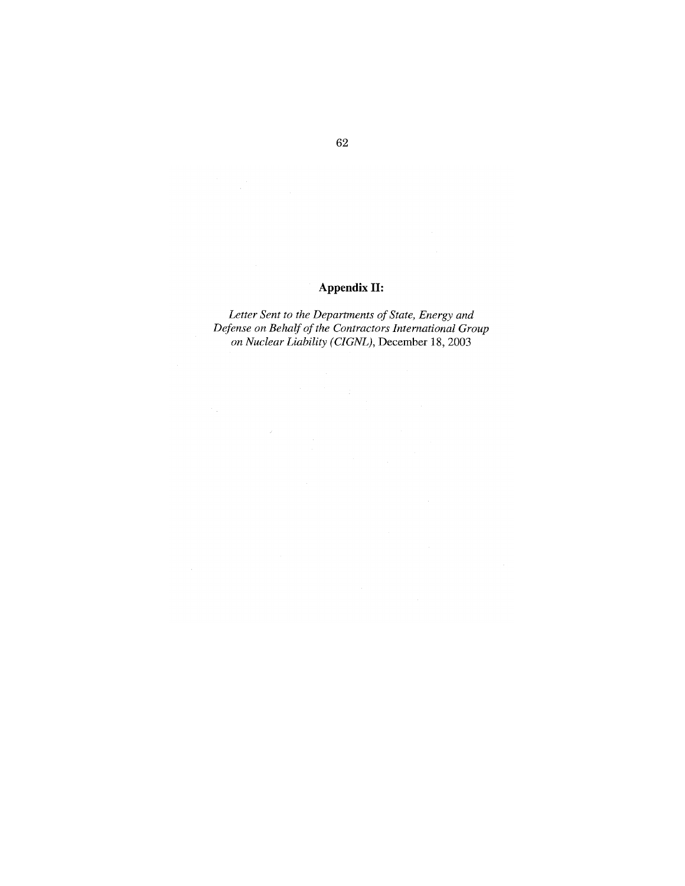## Appendix II:

*Letter Sent to the Departments of State, Energy and Defense on Behalf of the Contractors International Group on Nuclear Liability (CIGNL)*, December 18, 2003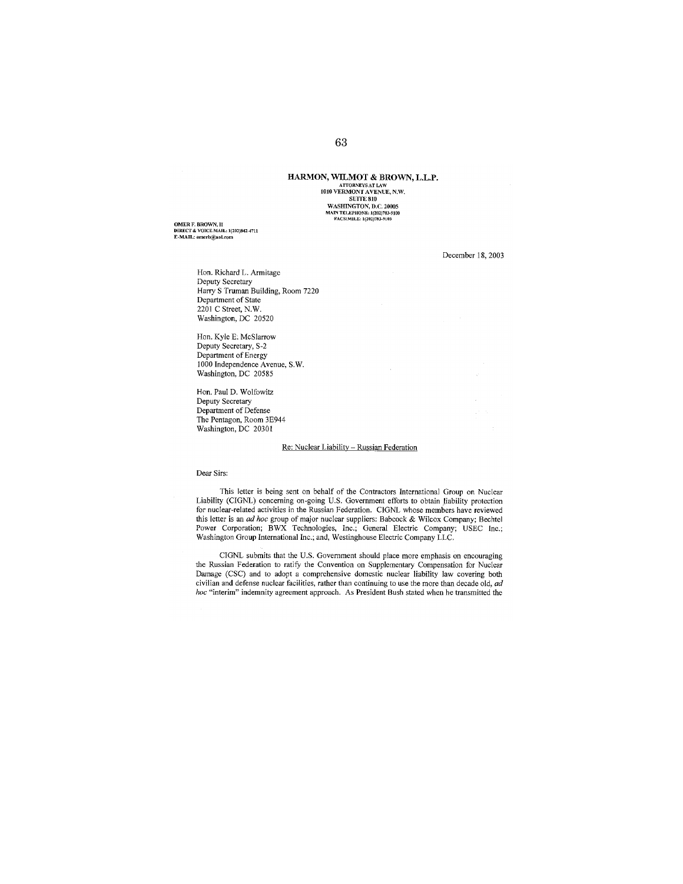**HARMON, WILMOT & BROWN, L.L.P.**
ATTORNEYS AT LAW
1010 VERMONT AVENUE, N.W.
SUITE 810
WASHINGTON, D.C. 20005
MAIN TELEPHONE: 1(202)783-9100
FACSIMILE: 1(202)783-9103

OMER F. BROWN, II
DIRECT & VOICE MAIL: 1(202)842-4711
E-MAIL: omerb@aol.com

December 18, 2003

Hon. Richard L. Armitage
Deputy Secretary
Harry S Truman Building, Room 7220
Department of State
2201 C Street, N.W.
Washington, DC 20520

Hon. Kyle E. McSlarrow
Deputy Secretary, S-2
Department of Energy
1000 Independence Avenue, S.W.
Washington, DC 20585

Hon. Paul D. Wolfowitz
Deputy Secretary
Department of Defense
The Pentagon, Room 3E944
Washington, DC 20301

Re: Nuclear Liability – Russian Federation

Dear Sirs:

This letter is being sent on behalf of the Contractors International Group on Nuclear Liability (CIGNL) concerning on-going U.S. Government efforts to obtain liability protection for nuclear-related activities in the Russian Federation. CIGNL whose members have reviewed this letter is an *ad hoc* group of major nuclear suppliers: Babcock & Wilcox Company; Bechtel Power Corporation; BWX Technologies, Inc.; General Electric Company; USEC Inc.; Washington Group International Inc.; and, Westinghouse Electric Company LLC.

CIGNL submits that the U.S. Government should place more emphasis on encouraging the Russian Federation to ratify the Convention on Supplementary Compensation for Nuclear Damage (CSC) and to adopt a comprehensive domestic nuclear liability law covering both civilian and defense nuclear facilities, rather than continuing to use the more than decade old, *ad hoc* "interim" indemnity agreement approach. As President Bush stated when he transmitted the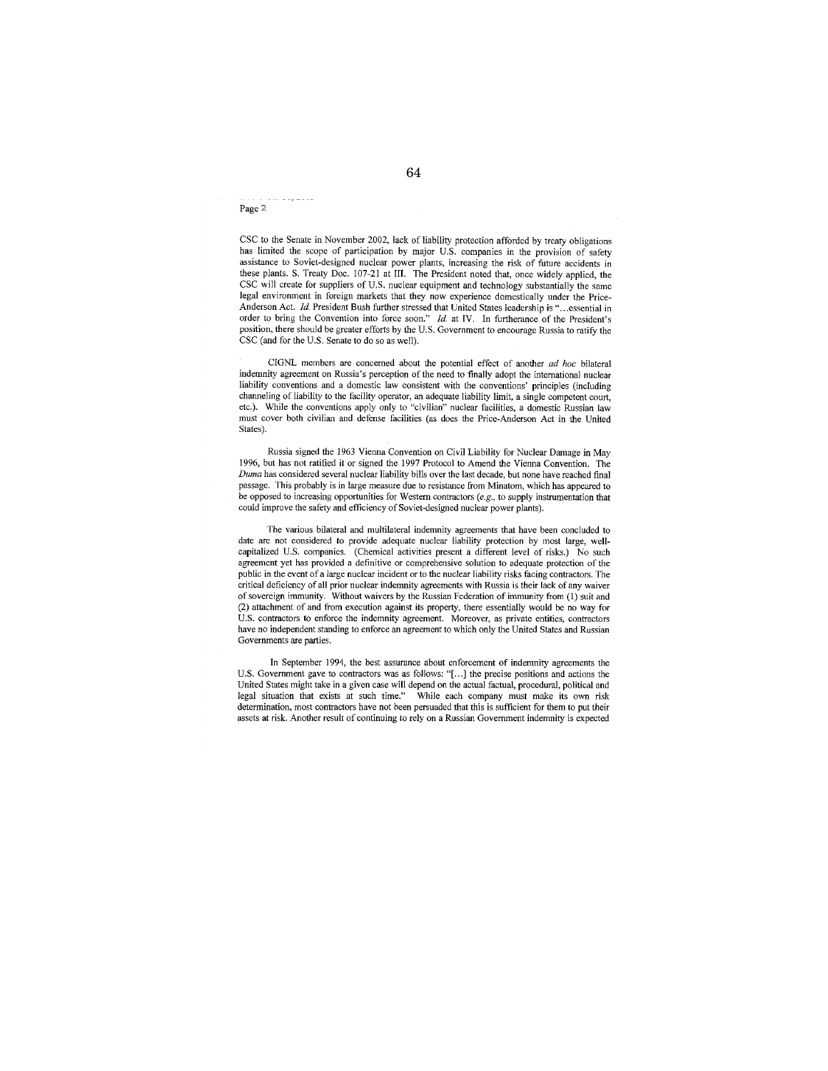CSC to the Senate in November 2002, lack of liability protection afforded by treaty obligations has limited the scope of participation by major U.S. companies in the provision of safety assistance to Soviet-designed nuclear power plants, increasing the risk of future accidents in these plants. S. Treaty Doc. 107-21 at III. The President noted that, once widely applied, the CSC will create for suppliers of U.S. nuclear equipment and technology substantially the same legal environment in foreign markets that they now experience domestically under the Price-Anderson Act. *Id.* President Bush further stressed that United States leadership is "…essential in order to bring the Convention into force soon." *Id.* at IV. In furtherance of the President's position, there should be greater efforts by the U.S. Government to encourage Russia to ratify the CSC (and for the U.S. Senate to do so as well).

CIGNL members are concerned about the potential effect of another *ad hoc* bilateral indemnity agreement on Russia's perception of the need to finally adopt the international nuclear liability conventions and a domestic law consistent with the conventions' principles (including channeling of liability to the facility operator, an adequate liability limit, a single competent court, etc.). While the conventions apply only to "civilian" nuclear facilities, a domestic Russian law must cover both civilian and defense facilities (as does the Price-Anderson Act in the United States).

Russia signed the 1963 Vienna Convention on Civil Liability for Nuclear Damage in May 1996, but has not ratified it or signed the 1997 Protocol to Amend the Vienna Convention. The *Duma* has considered several nuclear liability bills over the last decade, but none have reached final passage. This probably is in large measure due to resistance from Minatom, which has appeared to be opposed to increasing opportunities for Western contractors (*e.g.*, to supply instrumentation that could improve the safety and efficiency of Soviet-designed nuclear power plants).

The various bilateral and multilateral indemnity agreements that have been concluded to date are not considered to provide adequate nuclear liability protection by most large, well-capitalized U.S. companies. (Chemical activities present a different level of risks.) No such agreement yet has provided a definitive or comprehensive solution to adequate protection of the public in the event of a large nuclear incident or to the nuclear liability risks facing contractors. The critical deficiency of all prior nuclear indemnity agreements with Russia is their lack of any waiver of sovereign immunity. Without waivers by the Russian Federation of immunity from (1) suit and (2) attachment of and from execution against its property, there essentially would be no way for U.S. contractors to enforce the indemnity agreement. Moreover, as private entities, contractors have no independent standing to enforce an agreement to which only the United States and Russian Governments are parties.

In September 1994, the best assurance about enforcement of indemnity agreements the U.S. Government gave to contractors was as follows: "[…] the precise positions and actions the United States might take in a given case will depend on the actual factual, procedural, political and legal situation that exists at such time." While each company must make its own risk determination, most contractors have not been persuaded that this is sufficient for them to put their assets at risk. Another result of continuing to rely on a Russian Government indemnity is expected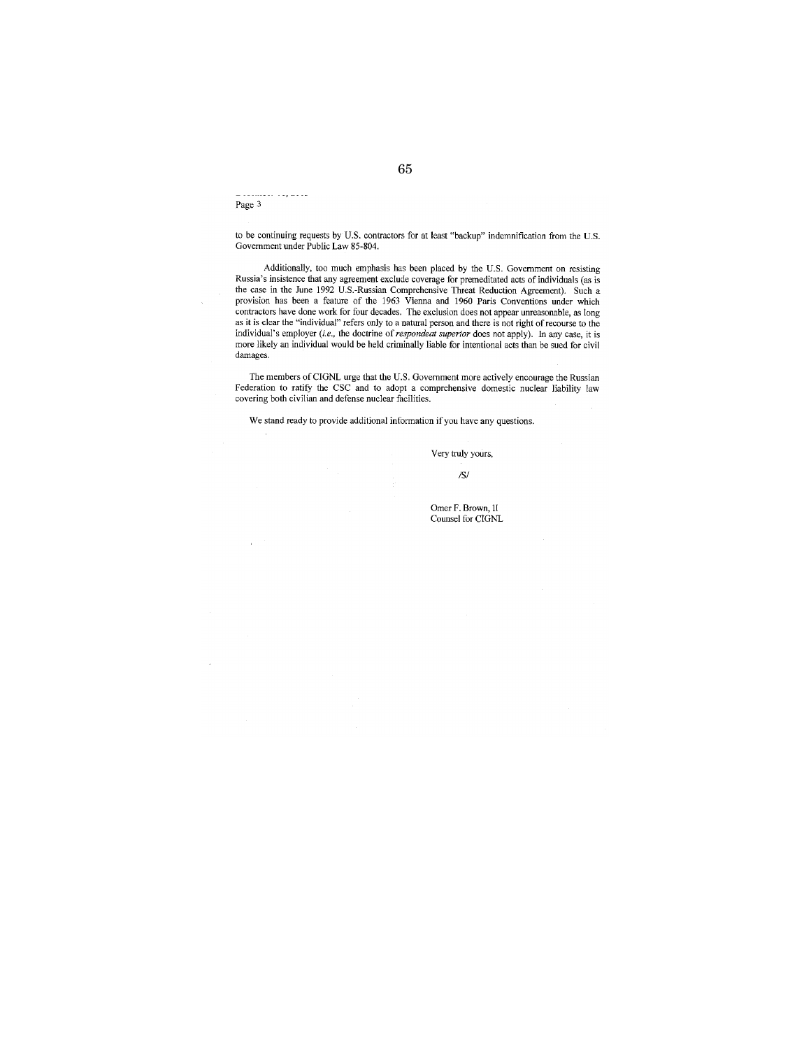Page 3

to be continuing requests by U.S. contractors for at least "backup" indemnification from the U.S. Government under Public Law 85-804.

Additionally, too much emphasis has been placed by the U.S. Government on resisting Russia's insistence that any agreement exclude coverage for premeditated acts of individuals (as is the case in the June 1992 U.S.-Russian Comprehensive Threat Reduction Agreement). Such a provision has been a feature of the 1963 Vienna and 1960 Paris Conventions under which contractors have done work for four decades. The exclusion does not appear unreasonable, as long as it is clear the "individual" refers only to a natural person and there is not right of recourse to the individual's employer (*i.e.*, the doctrine of *respondeat superior* does not apply). In any case, it is more likely an individual would be held criminally liable for intentional acts than be sued for civil damages.

The members of CIGNL urge that the U.S. Government more actively encourage the Russian Federation to ratify the CSC and to adopt a comprehensive domestic nuclear liability law covering both civilian and defense nuclear facilities.

We stand ready to provide additional information if you have any questions.

Very truly yours,

/S/

Omer F. Brown, II
Counsel for CIGNL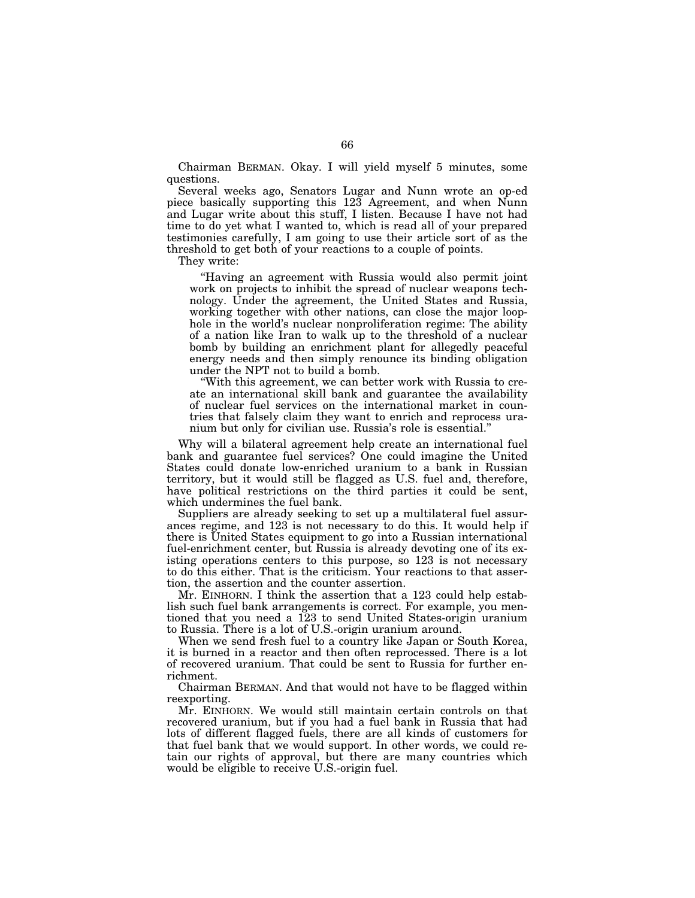Chairman BERMAN. Okay. I will yield myself 5 minutes, some questions.

Several weeks ago, Senators Lugar and Nunn wrote an op-ed piece basically supporting this 123 Agreement, and when Nunn and Lugar write about this stuff, I listen. Because I have not had time to do yet what I wanted to, which is read all of your prepared testimonies carefully, I am going to use their article sort of as the threshold to get both of your reactions to a couple of points.

They write:

> "Having an agreement with Russia would also permit joint work on projects to inhibit the spread of nuclear weapons technology. Under the agreement, the United States and Russia, working together with other nations, can close the major loophole in the world's nuclear nonproliferation regime: The ability of a nation like Iran to walk up to the threshold of a nuclear bomb by building an enrichment plant for allegedly peaceful energy needs and then simply renounce its binding obligation under the NPT not to build a bomb.
>
> "With this agreement, we can better work with Russia to create an international skill bank and guarantee the availability of nuclear fuel services on the international market in countries that falsely claim they want to enrich and reprocess uranium but only for civilian use. Russia's role is essential."

Why will a bilateral agreement help create an international fuel bank and guarantee fuel services? One could imagine the United States could donate low-enriched uranium to a bank in Russian territory, but it would still be flagged as U.S. fuel and, therefore, have political restrictions on the third parties it could be sent, which undermines the fuel bank.

Suppliers are already seeking to set up a multilateral fuel assurances regime, and 123 is not necessary to do this. It would help if there is United States equipment to go into a Russian international fuel-enrichment center, but Russia is already devoting one of its existing operations centers to this purpose, so 123 is not necessary to do this either. That is the criticism. Your reactions to that assertion, the assertion and the counter assertion.

Mr. EINHORN. I think the assertion that a 123 could help establish such fuel bank arrangements is correct. For example, you mentioned that you need a 123 to send United States-origin uranium to Russia. There is a lot of U.S.-origin uranium around.

When we send fresh fuel to a country like Japan or South Korea, it is burned in a reactor and then often reprocessed. There is a lot of recovered uranium. That could be sent to Russia for further enrichment.

Chairman BERMAN. And that would not have to be flagged within reexporting.

Mr. EINHORN. We would still maintain certain controls on that recovered uranium, but if you had a fuel bank in Russia that had lots of different flagged fuels, there are all kinds of customers for that fuel bank that we would support. In other words, we could retain our rights of approval, but there are many countries which would be eligible to receive U.S.-origin fuel.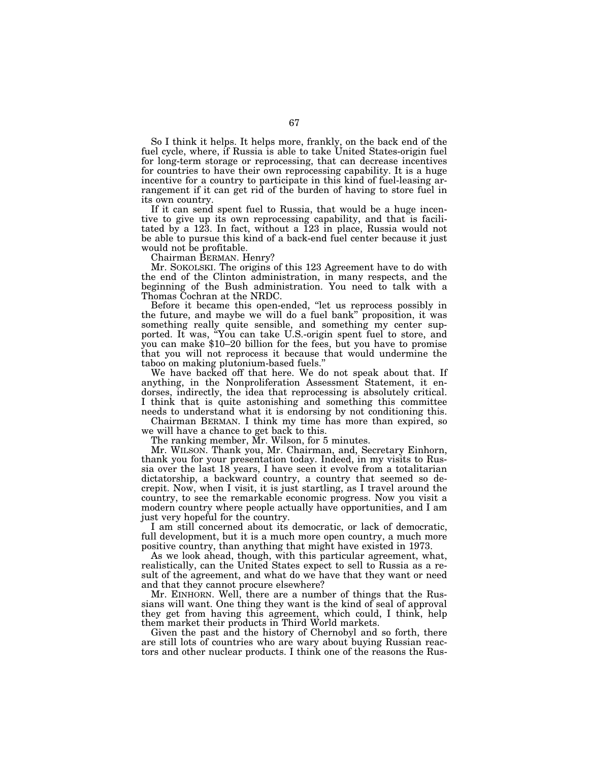So I think it helps. It helps more, frankly, on the back end of the fuel cycle, where, if Russia is able to take United States-origin fuel for long-term storage or reprocessing, that can decrease incentives for countries to have their own reprocessing capability. It is a huge incentive for a country to participate in this kind of fuel-leasing arrangement if it can get rid of the burden of having to store fuel in its own country.

If it can send spent fuel to Russia, that would be a huge incentive to give up its own reprocessing capability, and that is facilitated by a 123. In fact, without a 123 in place, Russia would not be able to pursue this kind of a back-end fuel center because it just would not be profitable.

Chairman BERMAN. Henry?

Mr. SOKOLSKI. The origins of this 123 Agreement have to do with the end of the Clinton administration, in many respects, and the beginning of the Bush administration. You need to talk with a Thomas Cochran at the NRDC.

Before it became this open-ended, "let us reprocess possibly in the future, and maybe we will do a fuel bank" proposition, it was something really quite sensible, and something my center supported. It was, "You can take U.S.-origin spent fuel to store, and you can make $10–20 billion for the fees, but you have to promise that you will not reprocess it because that would undermine the taboo on making plutonium-based fuels."

We have backed off that here. We do not speak about that. If anything, in the Nonproliferation Assessment Statement, it endorses, indirectly, the idea that reprocessing is absolutely critical. I think that is quite astonishing and something this committee needs to understand what it is endorsing by not conditioning this.

Chairman BERMAN. I think my time has more than expired, so we will have a chance to get back to this.

The ranking member, Mr. Wilson, for 5 minutes.

Mr. WILSON. Thank you, Mr. Chairman, and, Secretary Einhorn, thank you for your presentation today. Indeed, in my visits to Russia over the last 18 years, I have seen it evolve from a totalitarian dictatorship, a backward country, a country that seemed so decrepit. Now, when I visit, it is just startling, as I travel around the country, to see the remarkable economic progress. Now you visit a modern country where people actually have opportunities, and I am just very hopeful for the country.

I am still concerned about its democratic, or lack of democratic, full development, but it is a much more open country, a much more positive country, than anything that might have existed in 1973.

As we look ahead, though, with this particular agreement, what, realistically, can the United States expect to sell to Russia as a result of the agreement, and what do we have that they want or need and that they cannot procure elsewhere?

Mr. EINHORN. Well, there are a number of things that the Russians will want. One thing they want is the kind of seal of approval they get from having this agreement, which could, I think, help them market their products in Third World markets.

Given the past and the history of Chernobyl and so forth, there are still lots of countries who are wary about buying Russian reactors and other nuclear products. I think one of the reasons the Rus-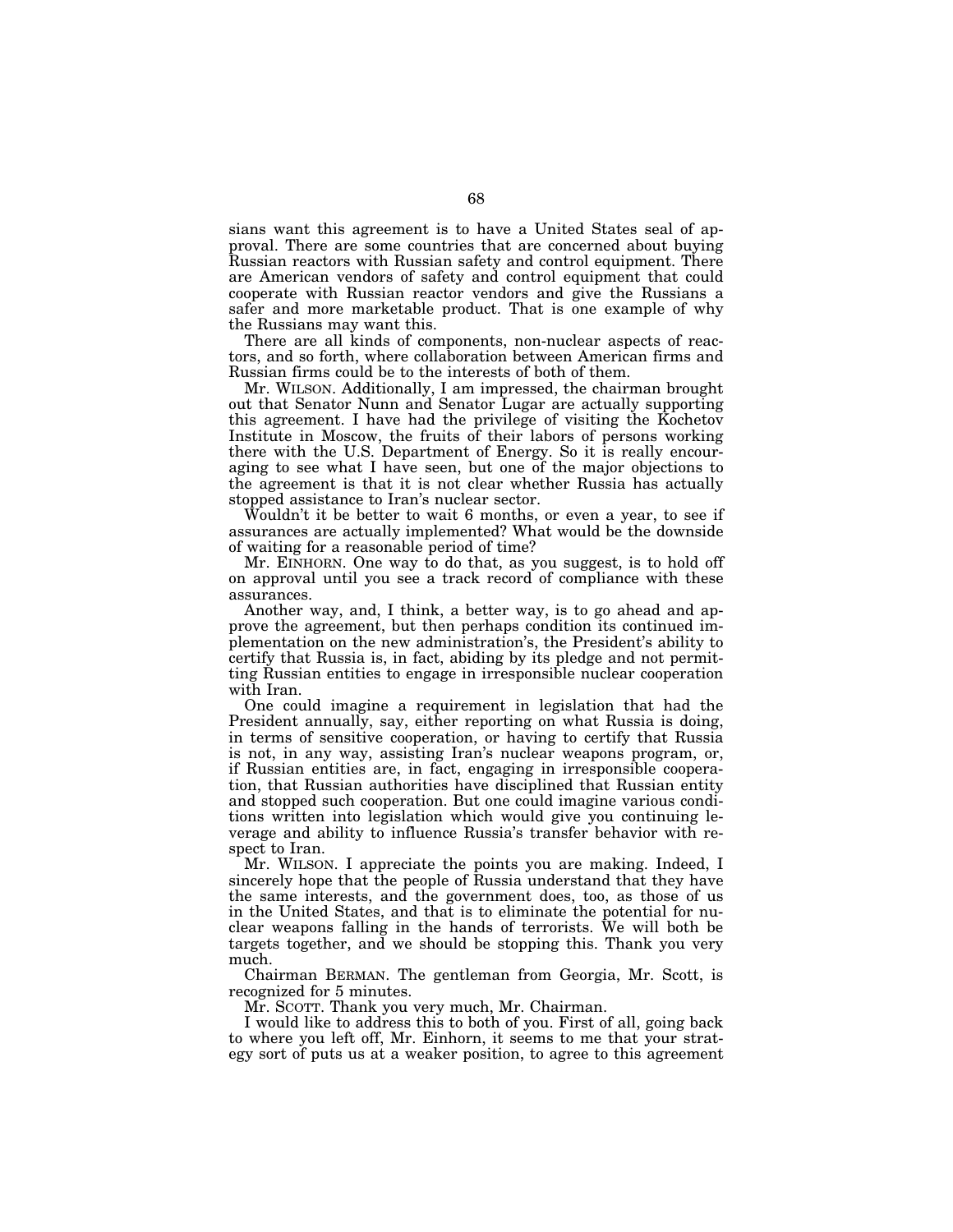sians want this agreement is to have a United States seal of approval. There are some countries that are concerned about buying Russian reactors with Russian safety and control equipment. There are American vendors of safety and control equipment that could cooperate with Russian reactor vendors and give the Russians a safer and more marketable product. That is one example of why the Russians may want this.

There are all kinds of components, non-nuclear aspects of reactors, and so forth, where collaboration between American firms and Russian firms could be to the interests of both of them.

Mr. WILSON. Additionally, I am impressed, the chairman brought out that Senator Nunn and Senator Lugar are actually supporting this agreement. I have had the privilege of visiting the Kochetov Institute in Moscow, the fruits of their labors of persons working there with the U.S. Department of Energy. So it is really encouraging to see what I have seen, but one of the major objections to the agreement is that it is not clear whether Russia has actually stopped assistance to Iran's nuclear sector.

Wouldn't it be better to wait 6 months, or even a year, to see if assurances are actually implemented? What would be the downside of waiting for a reasonable period of time?

Mr. EINHORN. One way to do that, as you suggest, is to hold off on approval until you see a track record of compliance with these assurances.

Another way, and, I think, a better way, is to go ahead and approve the agreement, but then perhaps condition its continued implementation on the new administration's, the President's ability to certify that Russia is, in fact, abiding by its pledge and not permitting Russian entities to engage in irresponsible nuclear cooperation with Iran.

One could imagine a requirement in legislation that had the President annually, say, either reporting on what Russia is doing, in terms of sensitive cooperation, or having to certify that Russia is not, in any way, assisting Iran's nuclear weapons program, or, if Russian entities are, in fact, engaging in irresponsible cooperation, that Russian authorities have disciplined that Russian entity and stopped such cooperation. But one could imagine various conditions written into legislation which would give you continuing leverage and ability to influence Russia's transfer behavior with respect to Iran.

Mr. WILSON. I appreciate the points you are making. Indeed, I sincerely hope that the people of Russia understand that they have the same interests, and the government does, too, as those of us in the United States, and that is to eliminate the potential for nuclear weapons falling in the hands of terrorists. We will both be targets together, and we should be stopping this. Thank you very much.

Chairman BERMAN. The gentleman from Georgia, Mr. Scott, is recognized for 5 minutes.

Mr. SCOTT. Thank you very much, Mr. Chairman.

I would like to address this to both of you. First of all, going back to where you left off, Mr. Einhorn, it seems to me that your strategy sort of puts us at a weaker position, to agree to this agreement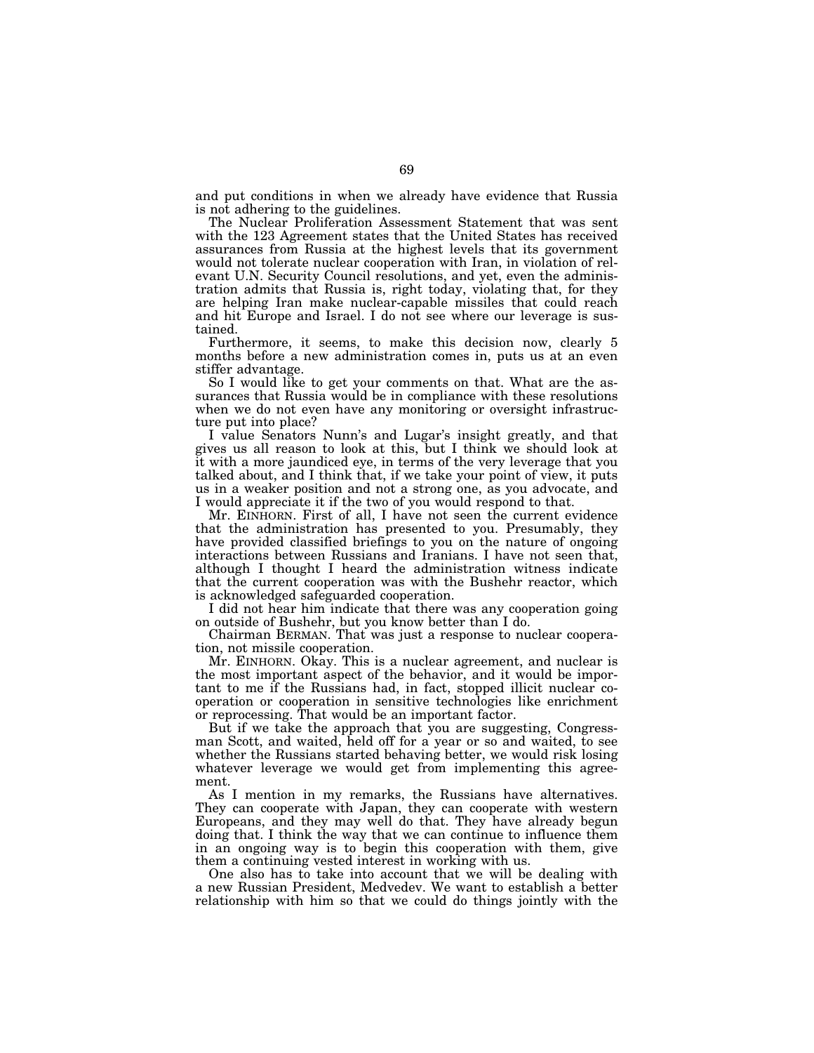and put conditions in when we already have evidence that Russia is not adhering to the guidelines.

The Nuclear Proliferation Assessment Statement that was sent with the 123 Agreement states that the United States has received assurances from Russia at the highest levels that its government would not tolerate nuclear cooperation with Iran, in violation of relevant U.N. Security Council resolutions, and yet, even the administration admits that Russia is, right today, violating that, for they are helping Iran make nuclear-capable missiles that could reach and hit Europe and Israel. I do not see where our leverage is sustained.

Furthermore, it seems, to make this decision now, clearly 5 months before a new administration comes in, puts us at an even stiffer advantage.

So I would like to get your comments on that. What are the assurances that Russia would be in compliance with these resolutions when we do not even have any monitoring or oversight infrastructure put into place?

I value Senators Nunn's and Lugar's insight greatly, and that gives us all reason to look at this, but I think we should look at it with a more jaundiced eye, in terms of the very leverage that you talked about, and I think that, if we take your point of view, it puts us in a weaker position and not a strong one, as you advocate, and I would appreciate it if the two of you would respond to that.

Mr. EINHORN. First of all, I have not seen the current evidence that the administration has presented to you. Presumably, they have provided classified briefings to you on the nature of ongoing interactions between Russians and Iranians. I have not seen that, although I thought I heard the administration witness indicate that the current cooperation was with the Bushehr reactor, which is acknowledged safeguarded cooperation.

I did not hear him indicate that there was any cooperation going on outside of Bushehr, but you know better than I do.

Chairman BERMAN. That was just a response to nuclear cooperation, not missile cooperation.

Mr. EINHORN. Okay. This is a nuclear agreement, and nuclear is the most important aspect of the behavior, and it would be important to me if the Russians had, in fact, stopped illicit nuclear cooperation or cooperation in sensitive technologies like enrichment or reprocessing. That would be an important factor.

But if we take the approach that you are suggesting, Congressman Scott, and waited, held off for a year or so and waited, to see whether the Russians started behaving better, we would risk losing whatever leverage we would get from implementing this agreement.

As I mention in my remarks, the Russians have alternatives. They can cooperate with Japan, they can cooperate with western Europeans, and they may well do that. They have already begun doing that. I think the way that we can continue to influence them in an ongoing way is to begin this cooperation with them, give them a continuing vested interest in working with us.

One also has to take into account that we will be dealing with a new Russian President, Medvedev. We want to establish a better relationship with him so that we could do things jointly with the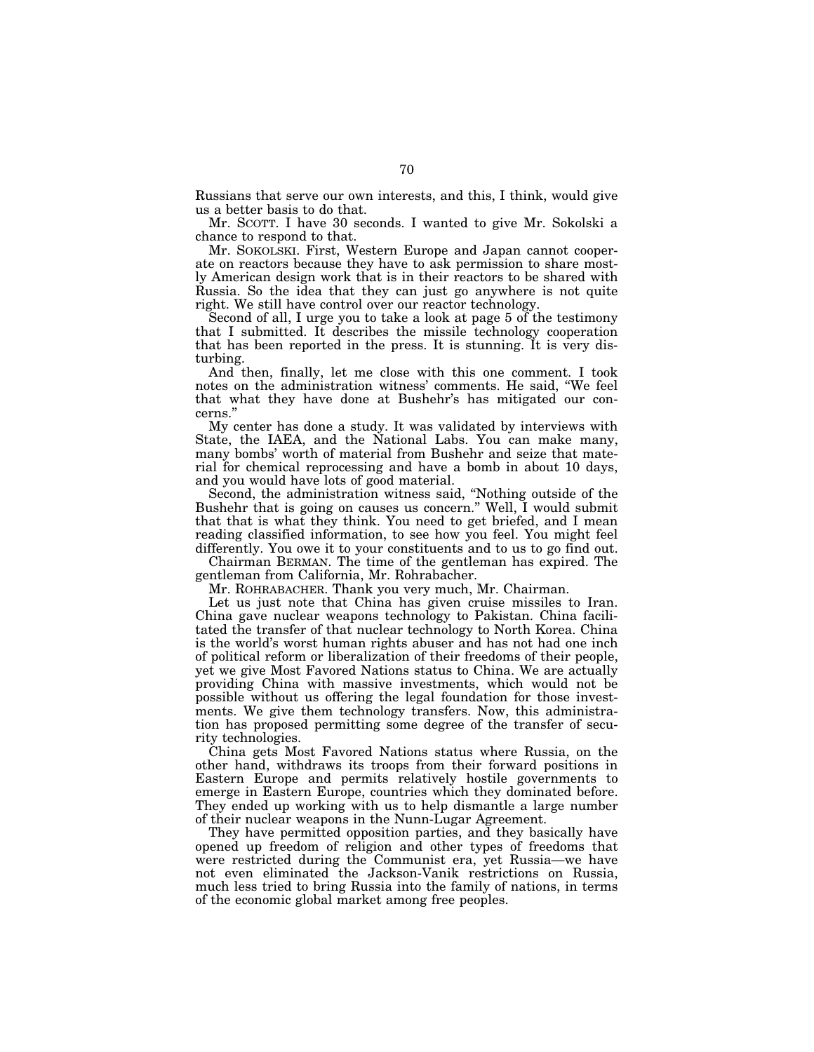Russians that serve our own interests, and this, I think, would give us a better basis to do that.

Mr. SCOTT. I have 30 seconds. I wanted to give Mr. Sokolski a chance to respond to that.

Mr. SOKOLSKI. First, Western Europe and Japan cannot cooperate on reactors because they have to ask permission to share mostly American design work that is in their reactors to be shared with Russia. So the idea that they can just go anywhere is not quite right. We still have control over our reactor technology.

Second of all, I urge you to take a look at page 5 of the testimony that I submitted. It describes the missile technology cooperation that has been reported in the press. It is stunning. It is very disturbing.

And then, finally, let me close with this one comment. I took notes on the administration witness' comments. He said, "We feel that what they have done at Bushehr's has mitigated our concerns."

My center has done a study. It was validated by interviews with State, the IAEA, and the National Labs. You can make many, many bombs' worth of material from Bushehr and seize that material for chemical reprocessing and have a bomb in about 10 days, and you would have lots of good material.

Second, the administration witness said, "Nothing outside of the Bushehr that is going on causes us concern." Well, I would submit that that is what they think. You need to get briefed, and I mean reading classified information, to see how you feel. You might feel differently. You owe it to your constituents and to us to go find out.

Chairman BERMAN. The time of the gentleman has expired. The gentleman from California, Mr. Rohrabacher.

Mr. ROHRABACHER. Thank you very much, Mr. Chairman.

Let us just note that China has given cruise missiles to Iran. China gave nuclear weapons technology to Pakistan. China facilitated the transfer of that nuclear technology to North Korea. China is the world's worst human rights abuser and has not had one inch of political reform or liberalization of their freedoms of their people, yet we give Most Favored Nations status to China. We are actually providing China with massive investments, which would not be possible without us offering the legal foundation for those investments. We give them technology transfers. Now, this administration has proposed permitting some degree of the transfer of security technologies.

China gets Most Favored Nations status where Russia, on the other hand, withdraws its troops from their forward positions in Eastern Europe and permits relatively hostile governments to emerge in Eastern Europe, countries which they dominated before. They ended up working with us to help dismantle a large number of their nuclear weapons in the Nunn-Lugar Agreement.

They have permitted opposition parties, and they basically have opened up freedom of religion and other types of freedoms that were restricted during the Communist era, yet Russia—we have not even eliminated the Jackson-Vanik restrictions on Russia, much less tried to bring Russia into the family of nations, in terms of the economic global market among free peoples.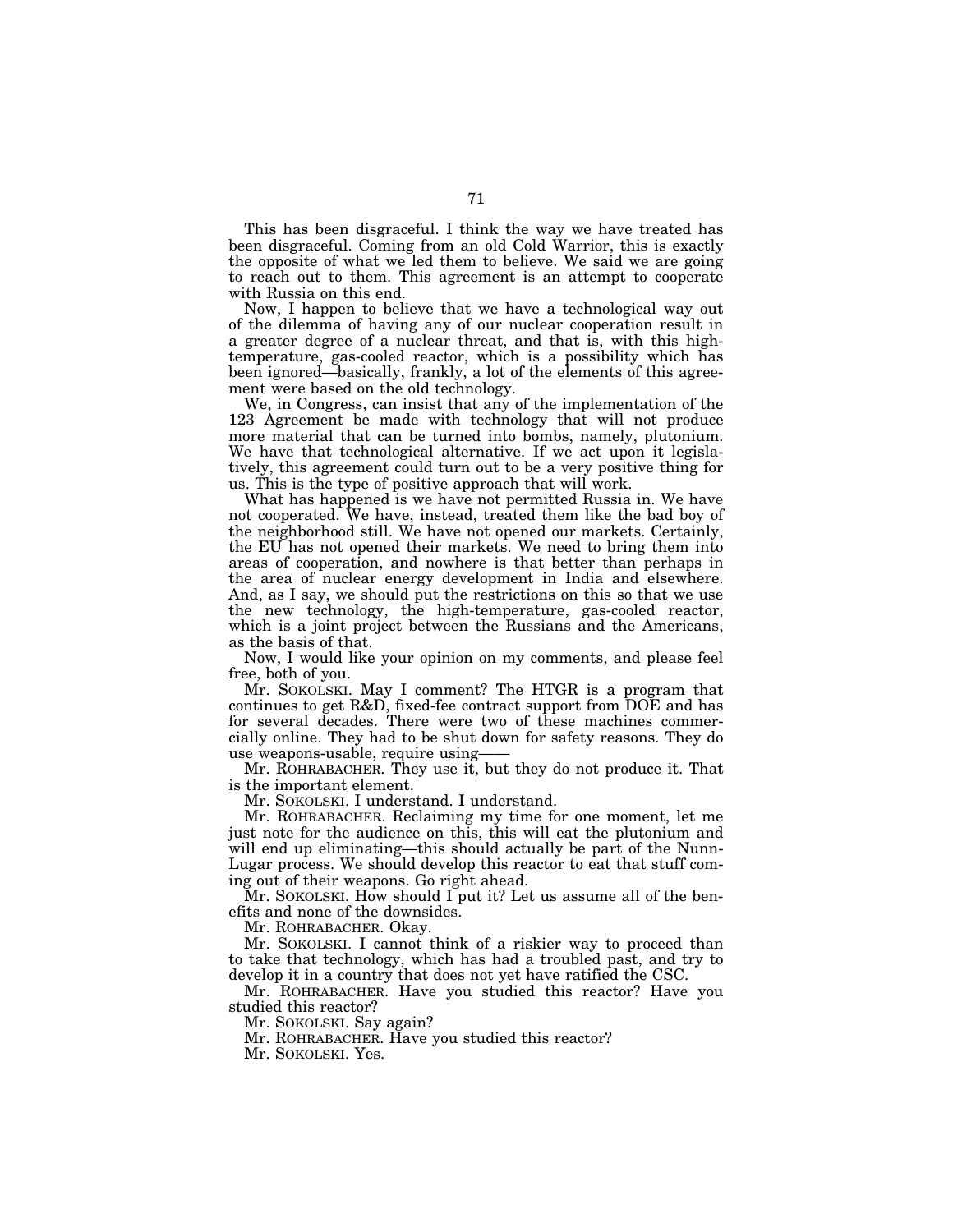This has been disgraceful. I think the way we have treated has been disgraceful. Coming from an old Cold Warrior, this is exactly the opposite of what we led them to believe. We said we are going to reach out to them. This agreement is an attempt to cooperate with Russia on this end.

Now, I happen to believe that we have a technological way out of the dilemma of having any of our nuclear cooperation result in a greater degree of a nuclear threat, and that is, with this high-temperature, gas-cooled reactor, which is a possibility which has been ignored—basically, frankly, a lot of the elements of this agreement were based on the old technology.

We, in Congress, can insist that any of the implementation of the 123 Agreement be made with technology that will not produce more material that can be turned into bombs, namely, plutonium. We have that technological alternative. If we act upon it legislatively, this agreement could turn out to be a very positive thing for us. This is the type of positive approach that will work.

What has happened is we have not permitted Russia in. We have not cooperated. We have, instead, treated them like the bad boy of the neighborhood still. We have not opened our markets. Certainly, the EU has not opened their markets. We need to bring them into areas of cooperation, and nowhere is that better than perhaps in the area of nuclear energy development in India and elsewhere. And, as I say, we should put the restrictions on this so that we use the new technology, the high-temperature, gas-cooled reactor, which is a joint project between the Russians and the Americans, as the basis of that.

Now, I would like your opinion on my comments, and please feel free, both of you.

Mr. SOKOLSKI. May I comment? The HTGR is a program that continues to get R&D, fixed-fee contract support from DOE and has for several decades. There were two of these machines commercially online. They had to be shut down for safety reasons. They do use weapons-usable, require using——

Mr. ROHRABACHER. They use it, but they do not produce it. That is the important element.

Mr. SOKOLSKI. I understand. I understand.

Mr. ROHRABACHER. Reclaiming my time for one moment, let me just note for the audience on this, this will eat the plutonium and will end up eliminating—this should actually be part of the Nunn-Lugar process. We should develop this reactor to eat that stuff coming out of their weapons. Go right ahead.

Mr. SOKOLSKI. How should I put it? Let us assume all of the benefits and none of the downsides.

Mr. ROHRABACHER. Okay.

Mr. SOKOLSKI. I cannot think of a riskier way to proceed than to take that technology, which has had a troubled past, and try to develop it in a country that does not yet have ratified the CSC.

Mr. ROHRABACHER. Have you studied this reactor? Have you studied this reactor?

Mr. SOKOLSKI. Say again?

Mr. ROHRABACHER. Have you studied this reactor?

Mr. SOKOLSKI. Yes.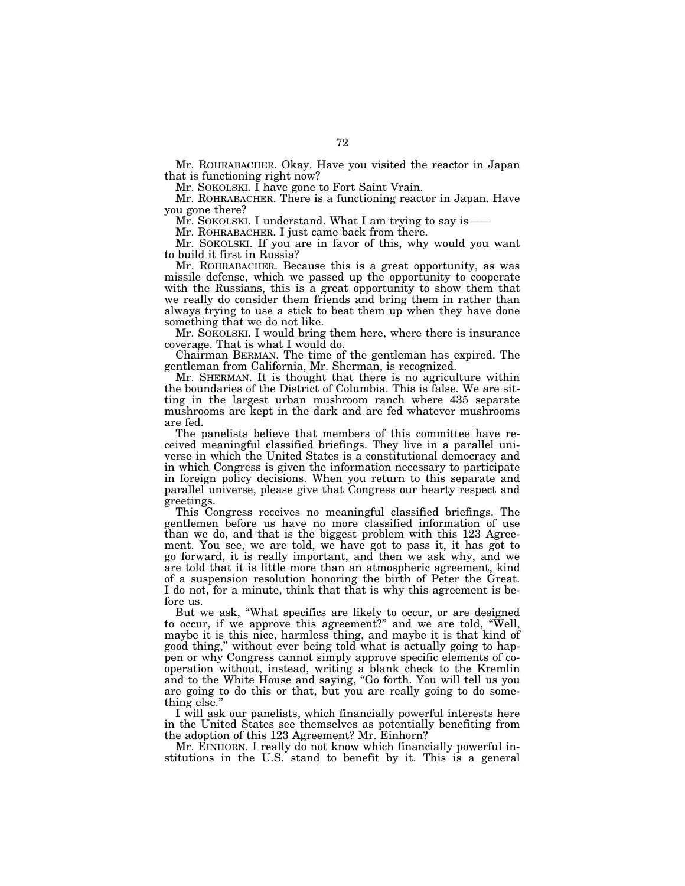Mr. ROHRABACHER. Okay. Have you visited the reactor in Japan that is functioning right now?

Mr. SOKOLSKI. I have gone to Fort Saint Vrain.

Mr. ROHRABACHER. There is a functioning reactor in Japan. Have you gone there?

Mr. SOKOLSKI. I understand. What I am trying to say is——

Mr. ROHRABACHER. I just came back from there.

Mr. SOKOLSKI. If you are in favor of this, why would you want to build it first in Russia?

Mr. ROHRABACHER. Because this is a great opportunity, as was missile defense, which we passed up the opportunity to cooperate with the Russians, this is a great opportunity to show them that we really do consider them friends and bring them in rather than always trying to use a stick to beat them up when they have done something that we do not like.

Mr. SOKOLSKI. I would bring them here, where there is insurance coverage. That is what I would do.

Chairman BERMAN. The time of the gentleman has expired. The gentleman from California, Mr. Sherman, is recognized.

Mr. SHERMAN. It is thought that there is no agriculture within the boundaries of the District of Columbia. This is false. We are sitting in the largest urban mushroom ranch where 435 separate mushrooms are kept in the dark and are fed whatever mushrooms are fed.

The panelists believe that members of this committee have received meaningful classified briefings. They live in a parallel universe in which the United States is a constitutional democracy and in which Congress is given the information necessary to participate in foreign policy decisions. When you return to this separate and parallel universe, please give that Congress our hearty respect and greetings.

This Congress receives no meaningful classified briefings. The gentlemen before us have no more classified information of use than we do, and that is the biggest problem with this 123 Agreement. You see, we are told, we have got to pass it, it has got to go forward, it is really important, and then we ask why, and we are told that it is little more than an atmospheric agreement, kind of a suspension resolution honoring the birth of Peter the Great. I do not, for a minute, think that that is why this agreement is before us.

But we ask, "What specifics are likely to occur, or are designed to occur, if we approve this agreement?" and we are told, "Well, maybe it is this nice, harmless thing, and maybe it is that kind of good thing," without ever being told what is actually going to happen or why Congress cannot simply approve specific elements of cooperation without, instead, writing a blank check to the Kremlin and to the White House and saying, "Go forth. You will tell us you are going to do this or that, but you are really going to do something else."

I will ask our panelists, which financially powerful interests here in the United States see themselves as potentially benefiting from the adoption of this 123 Agreement? Mr. Einhorn?

Mr. EINHORN. I really do not know which financially powerful institutions in the U.S. stand to benefit by it. This is a general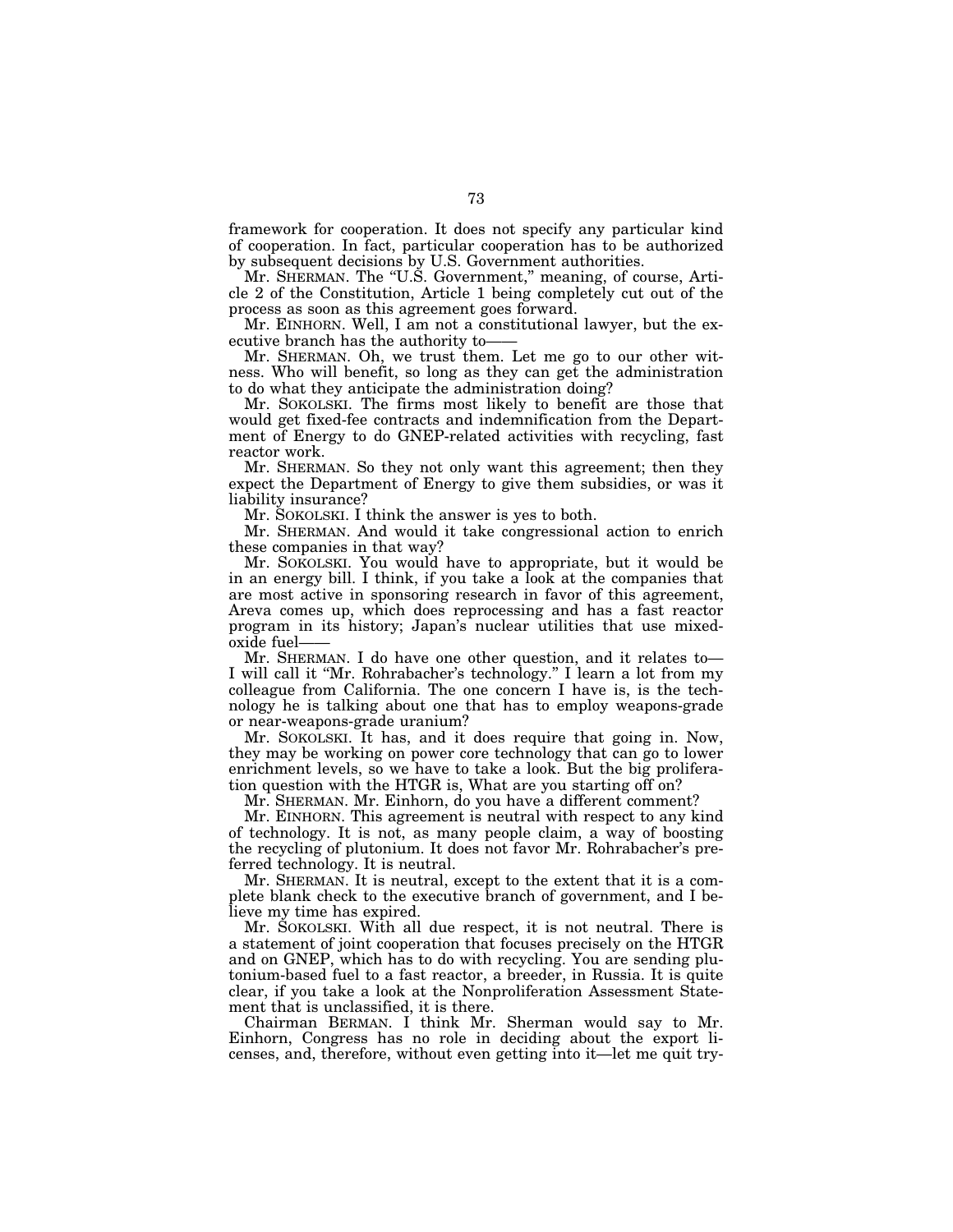framework for cooperation. It does not specify any particular kind of cooperation. In fact, particular cooperation has to be authorized by subsequent decisions by U.S. Government authorities.

Mr. SHERMAN. The "U.S. Government," meaning, of course, Article 2 of the Constitution, Article 1 being completely cut out of the process as soon as this agreement goes forward.

Mr. EINHORN. Well, I am not a constitutional lawyer, but the executive branch has the authority to——

Mr. SHERMAN. Oh, we trust them. Let me go to our other witness. Who will benefit, so long as they can get the administration to do what they anticipate the administration doing?

Mr. SOKOLSKI. The firms most likely to benefit are those that would get fixed-fee contracts and indemnification from the Department of Energy to do GNEP-related activities with recycling, fast reactor work.

Mr. SHERMAN. So they not only want this agreement; then they expect the Department of Energy to give them subsidies, or was it liability insurance?

Mr. SOKOLSKI. I think the answer is yes to both.

Mr. SHERMAN. And would it take congressional action to enrich these companies in that way?

Mr. SOKOLSKI. You would have to appropriate, but it would be in an energy bill. I think, if you take a look at the companies that are most active in sponsoring research in favor of this agreement, Areva comes up, which does reprocessing and has a fast reactor program in its history; Japan's nuclear utilities that use mixed-oxide fuel——

Mr. SHERMAN. I do have one other question, and it relates to—I will call it "Mr. Rohrabacher's technology." I learn a lot from my colleague from California. The one concern I have is, is the technology he is talking about one that has to employ weapons-grade or near-weapons-grade uranium?

Mr. SOKOLSKI. It has, and it does require that going in. Now, they may be working on power core technology that can go to lower enrichment levels, so we have to take a look. But the big proliferation question with the HTGR is, What are you starting off on?

Mr. SHERMAN. Mr. Einhorn, do you have a different comment?

Mr. EINHORN. This agreement is neutral with respect to any kind of technology. It is not, as many people claim, a way of boosting the recycling of plutonium. It does not favor Mr. Rohrabacher's preferred technology. It is neutral.

Mr. SHERMAN. It is neutral, except to the extent that it is a complete blank check to the executive branch of government, and I believe my time has expired.

Mr. SOKOLSKI. With all due respect, it is not neutral. There is a statement of joint cooperation that focuses precisely on the HTGR and on GNEP, which has to do with recycling. You are sending plutonium-based fuel to a fast reactor, a breeder, in Russia. It is quite clear, if you take a look at the Nonproliferation Assessment Statement that is unclassified, it is there.

Chairman BERMAN. I think Mr. Sherman would say to Mr. Einhorn, Congress has no role in deciding about the export licenses, and, therefore, without even getting into it—let me quit try-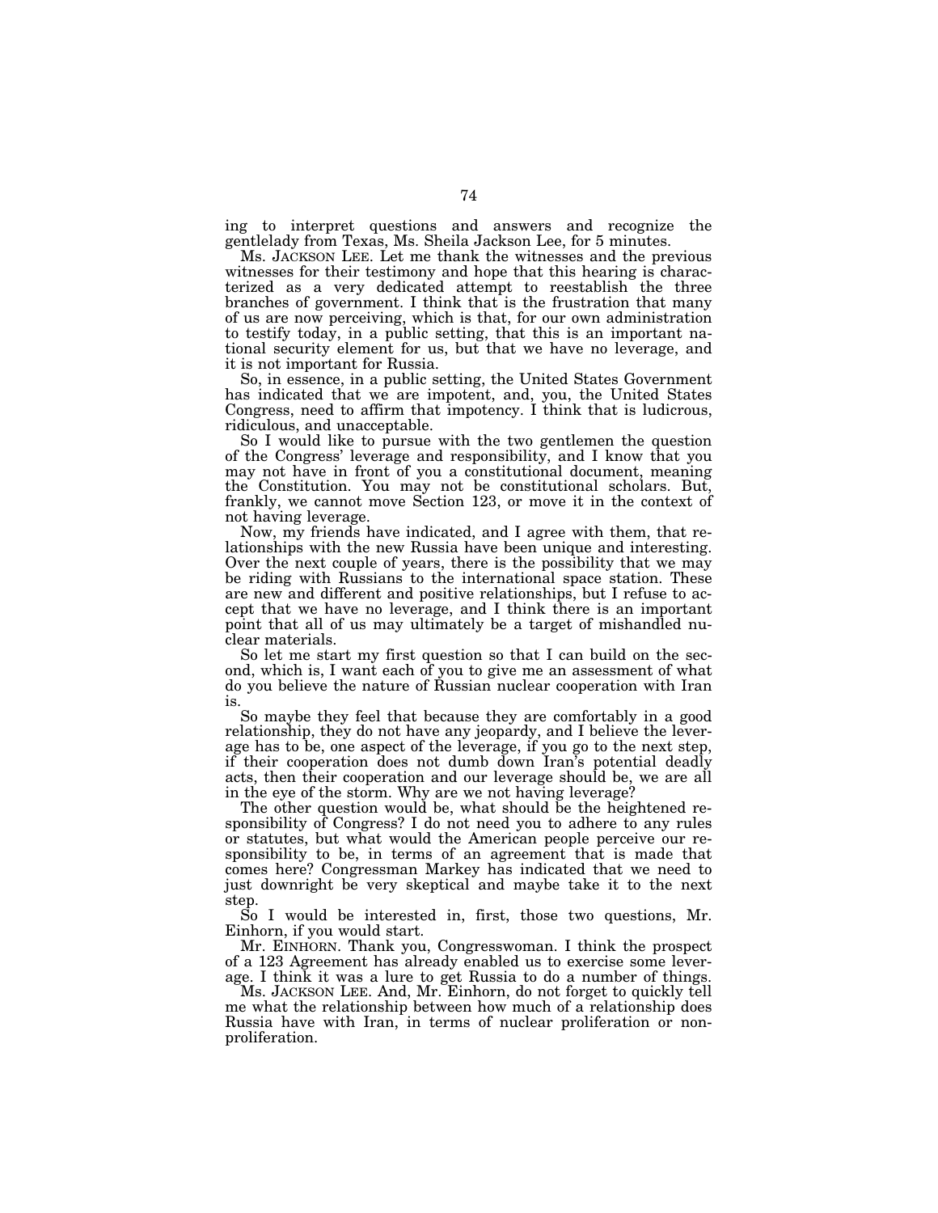ing to interpret questions and answers and recognize the gentlelady from Texas, Ms. Sheila Jackson Lee, for 5 minutes.

Ms. JACKSON LEE. Let me thank the witnesses and the previous witnesses for their testimony and hope that this hearing is characterized as a very dedicated attempt to reestablish the three branches of government. I think that is the frustration that many of us are now perceiving, which is that, for our own administration to testify today, in a public setting, that this is an important national security element for us, but that we have no leverage, and it is not important for Russia.

So, in essence, in a public setting, the United States Government has indicated that we are impotent, and, you, the United States Congress, need to affirm that impotency. I think that is ludicrous, ridiculous, and unacceptable.

So I would like to pursue with the two gentlemen the question of the Congress' leverage and responsibility, and I know that you may not have in front of you a constitutional document, meaning the Constitution. You may not be constitutional scholars. But, frankly, we cannot move Section 123, or move it in the context of not having leverage.

Now, my friends have indicated, and I agree with them, that relationships with the new Russia have been unique and interesting. Over the next couple of years, there is the possibility that we may be riding with Russians to the international space station. These are new and different and positive relationships, but I refuse to accept that we have no leverage, and I think there is an important point that all of us may ultimately be a target of mishandled nuclear materials.

So let me start my first question so that I can build on the second, which is, I want each of you to give me an assessment of what do you believe the nature of Russian nuclear cooperation with Iran is.

So maybe they feel that because they are comfortably in a good relationship, they do not have any jeopardy, and I believe the leverage has to be, one aspect of the leverage, if you go to the next step, if their cooperation does not dumb down Iran's potential deadly acts, then their cooperation and our leverage should be, we are all in the eye of the storm. Why are we not having leverage?

The other question would be, what should be the heightened responsibility of Congress? I do not need you to adhere to any rules or statutes, but what would the American people perceive our responsibility to be, in terms of an agreement that is made that comes here? Congressman Markey has indicated that we need to just downright be very skeptical and maybe take it to the next step.

So I would be interested in, first, those two questions, Mr. Einhorn, if you would start.

Mr. EINHORN. Thank you, Congresswoman. I think the prospect of a 123 Agreement has already enabled us to exercise some leverage. I think it was a lure to get Russia to do a number of things.

Ms. JACKSON LEE. And, Mr. Einhorn, do not forget to quickly tell me what the relationship between how much of a relationship does Russia have with Iran, in terms of nuclear proliferation or non-proliferation.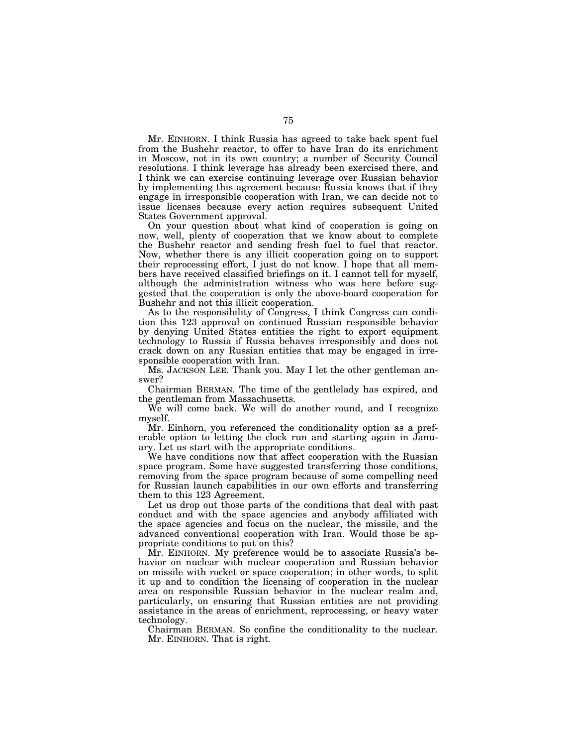Mr. EINHORN. I think Russia has agreed to take back spent fuel from the Bushehr reactor, to offer to have Iran do its enrichment in Moscow, not in its own country; a number of Security Council resolutions. I think leverage has already been exercised there, and I think we can exercise continuing leverage over Russian behavior by implementing this agreement because Russia knows that if they engage in irresponsible cooperation with Iran, we can decide not to issue licenses because every action requires subsequent United States Government approval.

On your question about what kind of cooperation is going on now, well, plenty of cooperation that we know about to complete the Bushehr reactor and sending fresh fuel to fuel that reactor. Now, whether there is any illicit cooperation going on to support their reprocessing effort, I just do not know. I hope that all members have received classified briefings on it. I cannot tell for myself, although the administration witness who was here before suggested that the cooperation is only the above-board cooperation for Bushehr and not this illicit cooperation.

As to the responsibility of Congress, I think Congress can condition this 123 approval on continued Russian responsible behavior by denying United States entities the right to export equipment technology to Russia if Russia behaves irresponsibly and does not crack down on any Russian entities that may be engaged in irresponsible cooperation with Iran.

Ms. JACKSON LEE. Thank you. May I let the other gentleman answer?

Chairman BERMAN. The time of the gentlelady has expired, and the gentleman from Massachusetts.

We will come back. We will do another round, and I recognize myself.

Mr. Einhorn, you referenced the conditionality option as a preferable option to letting the clock run and starting again in January. Let us start with the appropriate conditions.

We have conditions now that affect cooperation with the Russian space program. Some have suggested transferring those conditions, removing from the space program because of some compelling need for Russian launch capabilities in our own efforts and transferring them to this 123 Agreement.

Let us drop out those parts of the conditions that deal with past conduct and with the space agencies and anybody affiliated with the space agencies and focus on the nuclear, the missile, and the advanced conventional cooperation with Iran. Would those be appropriate conditions to put on this?

Mr. EINHORN. My preference would be to associate Russia's behavior on nuclear with nuclear cooperation and Russian behavior on missile with rocket or space cooperation; in other words, to split it up and to condition the licensing of cooperation in the nuclear area on responsible Russian behavior in the nuclear realm and, particularly, on ensuring that Russian entities are not providing assistance in the areas of enrichment, reprocessing, or heavy water technology.

Chairman BERMAN. So confine the conditionality to the nuclear.

Mr. EINHORN. That is right.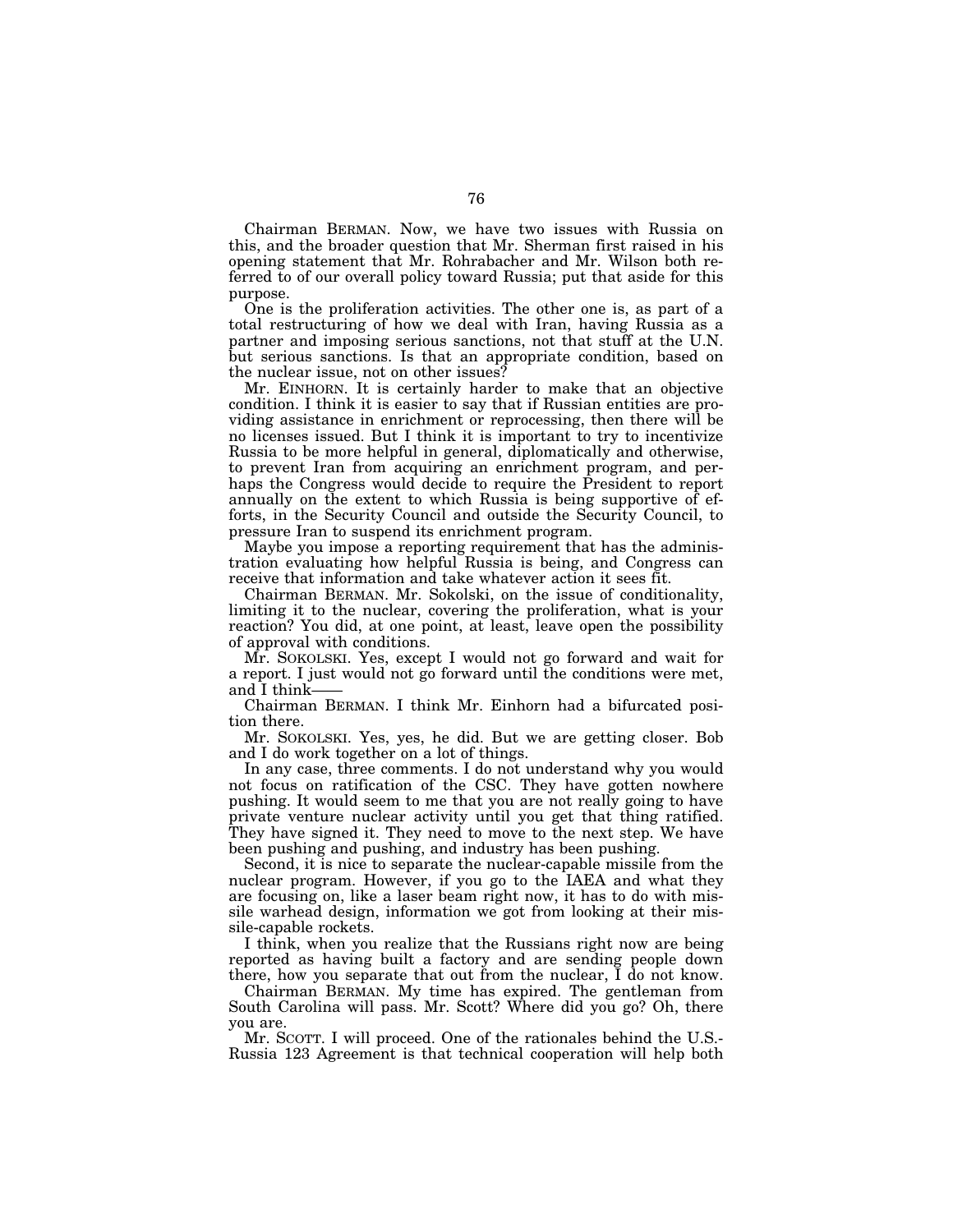Chairman BERMAN. Now, we have two issues with Russia on this, and the broader question that Mr. Sherman first raised in his opening statement that Mr. Rohrabacher and Mr. Wilson both referred to of our overall policy toward Russia; put that aside for this purpose.

One is the proliferation activities. The other one is, as part of a total restructuring of how we deal with Iran, having Russia as a partner and imposing serious sanctions, not that stuff at the U.N. but serious sanctions. Is that an appropriate condition, based on the nuclear issue, not on other issues?

Mr. EINHORN. It is certainly harder to make that an objective condition. I think it is easier to say that if Russian entities are providing assistance in enrichment or reprocessing, then there will be no licenses issued. But I think it is important to try to incentivize Russia to be more helpful in general, diplomatically and otherwise, to prevent Iran from acquiring an enrichment program, and perhaps the Congress would decide to require the President to report annually on the extent to which Russia is being supportive of efforts, in the Security Council and outside the Security Council, to pressure Iran to suspend its enrichment program.

Maybe you impose a reporting requirement that has the administration evaluating how helpful Russia is being, and Congress can receive that information and take whatever action it sees fit.

Chairman BERMAN. Mr. Sokolski, on the issue of conditionality, limiting it to the nuclear, covering the proliferation, what is your reaction? You did, at one point, at least, leave open the possibility of approval with conditions.

Mr. SOKOLSKI. Yes, except I would not go forward and wait for a report. I just would not go forward until the conditions were met, and I think——

Chairman BERMAN. I think Mr. Einhorn had a bifurcated position there.

Mr. SOKOLSKI. Yes, yes, he did. But we are getting closer. Bob and I do work together on a lot of things.

In any case, three comments. I do not understand why you would not focus on ratification of the CSC. They have gotten nowhere pushing. It would seem to me that you are not really going to have private venture nuclear activity until you get that thing ratified. They have signed it. They need to move to the next step. We have been pushing and pushing, and industry has been pushing.

Second, it is nice to separate the nuclear-capable missile from the nuclear program. However, if you go to the IAEA and what they are focusing on, like a laser beam right now, it has to do with missile warhead design, information we got from looking at their missile-capable rockets.

I think, when you realize that the Russians right now are being reported as having built a factory and are sending people down there, how you separate that out from the nuclear, I do not know.

Chairman BERMAN. My time has expired. The gentleman from South Carolina will pass. Mr. Scott? Where did you go? Oh, there you are.

Mr. SCOTT. I will proceed. One of the rationales behind the U.S.-Russia 123 Agreement is that technical cooperation will help both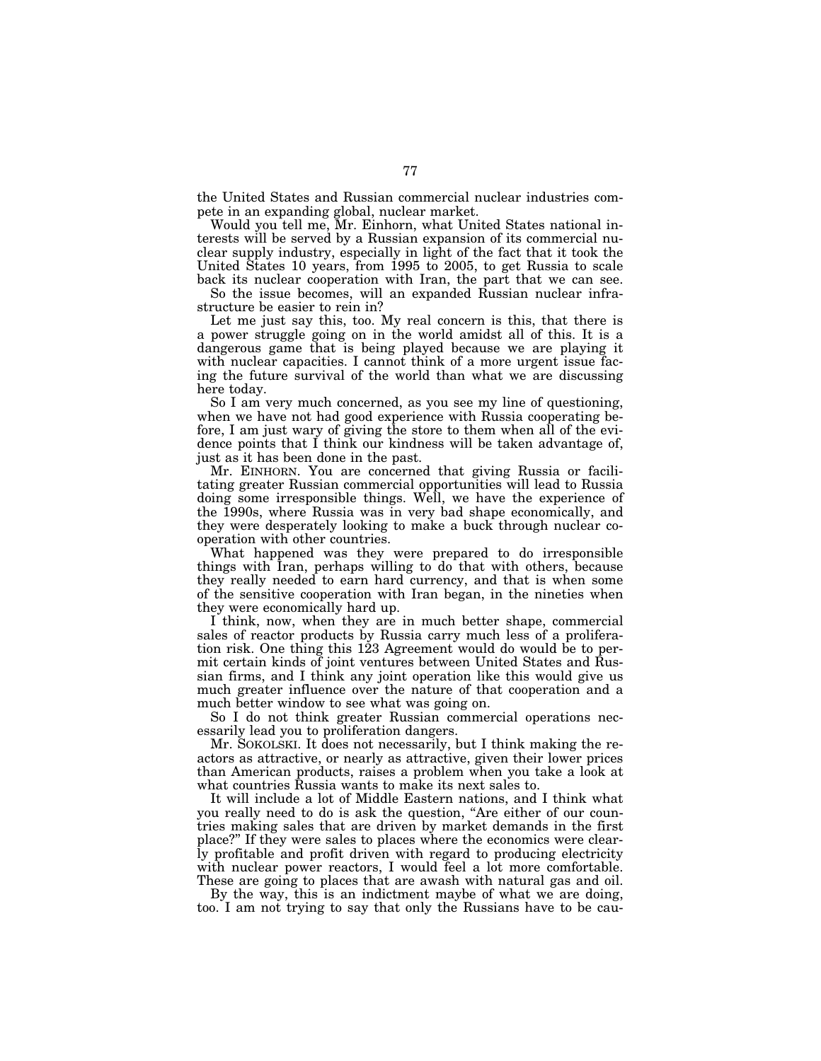the United States and Russian commercial nuclear industries compete in an expanding global, nuclear market.

Would you tell me, Mr. Einhorn, what United States national interests will be served by a Russian expansion of its commercial nuclear supply industry, especially in light of the fact that it took the United States 10 years, from 1995 to 2005, to get Russia to scale back its nuclear cooperation with Iran, the part that we can see.

So the issue becomes, will an expanded Russian nuclear infrastructure be easier to rein in?

Let me just say this, too. My real concern is this, that there is a power struggle going on in the world amidst all of this. It is a dangerous game that is being played because we are playing it with nuclear capacities. I cannot think of a more urgent issue facing the future survival of the world than what we are discussing here today.

So I am very much concerned, as you see my line of questioning, when we have not had good experience with Russia cooperating before, I am just wary of giving the store to them when all of the evidence points that I think our kindness will be taken advantage of, just as it has been done in the past.

Mr. EINHORN. You are concerned that giving Russia or facilitating greater Russian commercial opportunities will lead to Russia doing some irresponsible things. Well, we have the experience of the 1990s, where Russia was in very bad shape economically, and they were desperately looking to make a buck through nuclear cooperation with other countries.

What happened was they were prepared to do irresponsible things with Iran, perhaps willing to do that with others, because they really needed to earn hard currency, and that is when some of the sensitive cooperation with Iran began, in the nineties when they were economically hard up.

I think, now, when they are in much better shape, commercial sales of reactor products by Russia carry much less of a proliferation risk. One thing this 123 Agreement would do would be to permit certain kinds of joint ventures between United States and Russian firms, and I think any joint operation like this would give us much greater influence over the nature of that cooperation and a much better window to see what was going on.

So I do not think greater Russian commercial operations necessarily lead you to proliferation dangers.

Mr. SOKOLSKI. It does not necessarily, but I think making the reactors as attractive, or nearly as attractive, given their lower prices than American products, raises a problem when you take a look at what countries Russia wants to make its next sales to.

It will include a lot of Middle Eastern nations, and I think what you really need to do is ask the question, "Are either of our countries making sales that are driven by market demands in the first place?" If they were sales to places where the economics were clearly profitable and profit driven with regard to producing electricity with nuclear power reactors, I would feel a lot more comfortable. These are going to places that are awash with natural gas and oil.

By the way, this is an indictment maybe of what we are doing, too. I am not trying to say that only the Russians have to be cau-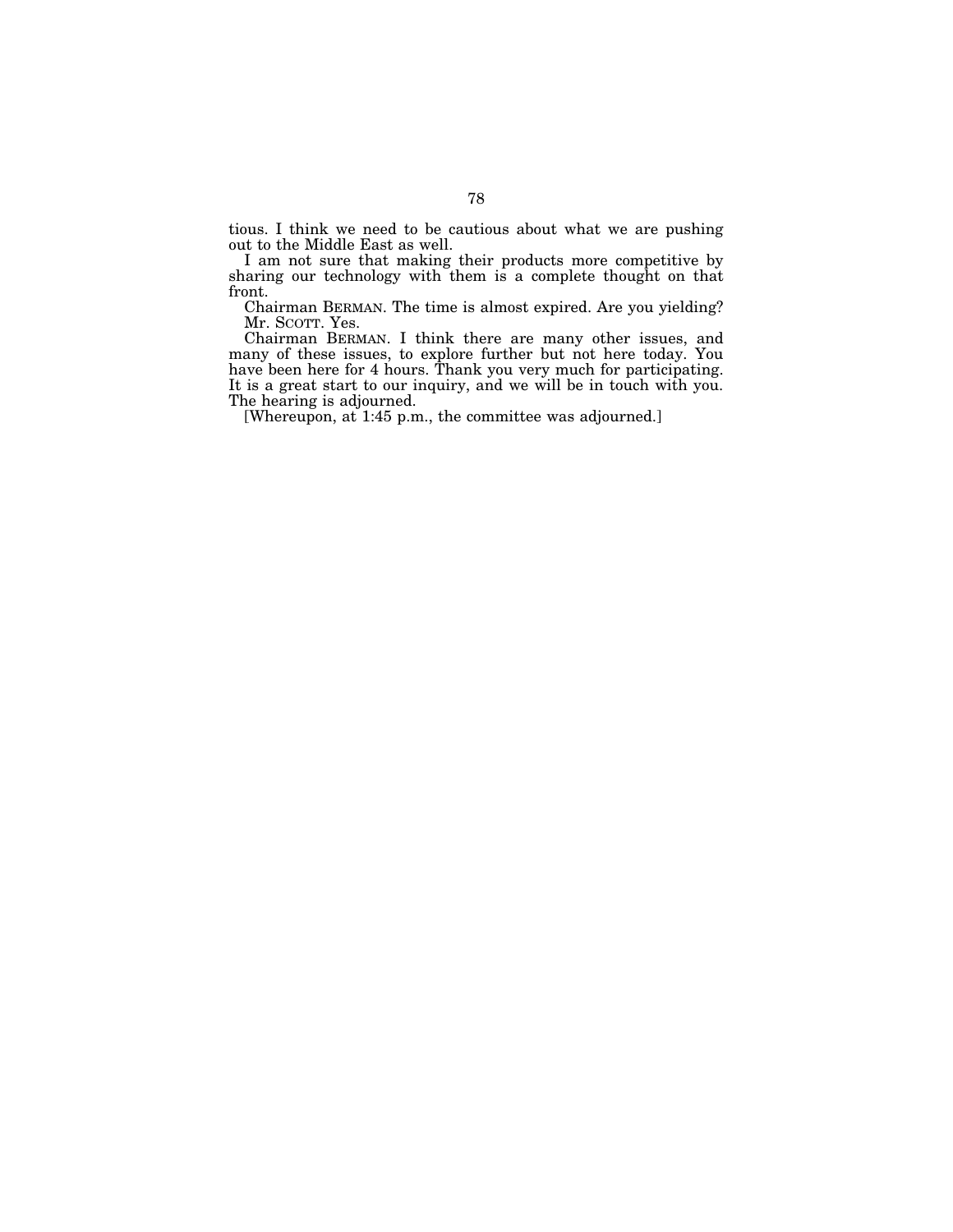tious. I think we need to be cautious about what we are pushing out to the Middle East as well.

I am not sure that making their products more competitive by sharing our technology with them is a complete thought on that front.

Chairman BERMAN. The time is almost expired. Are you yielding?

Mr. SCOTT. Yes.

Chairman BERMAN. I think there are many other issues, and many of these issues, to explore further but not here today. You have been here for 4 hours. Thank you very much for participating. It is a great start to our inquiry, and we will be in touch with you. The hearing is adjourned.

[Whereupon, at 1:45 p.m., the committee was adjourned.]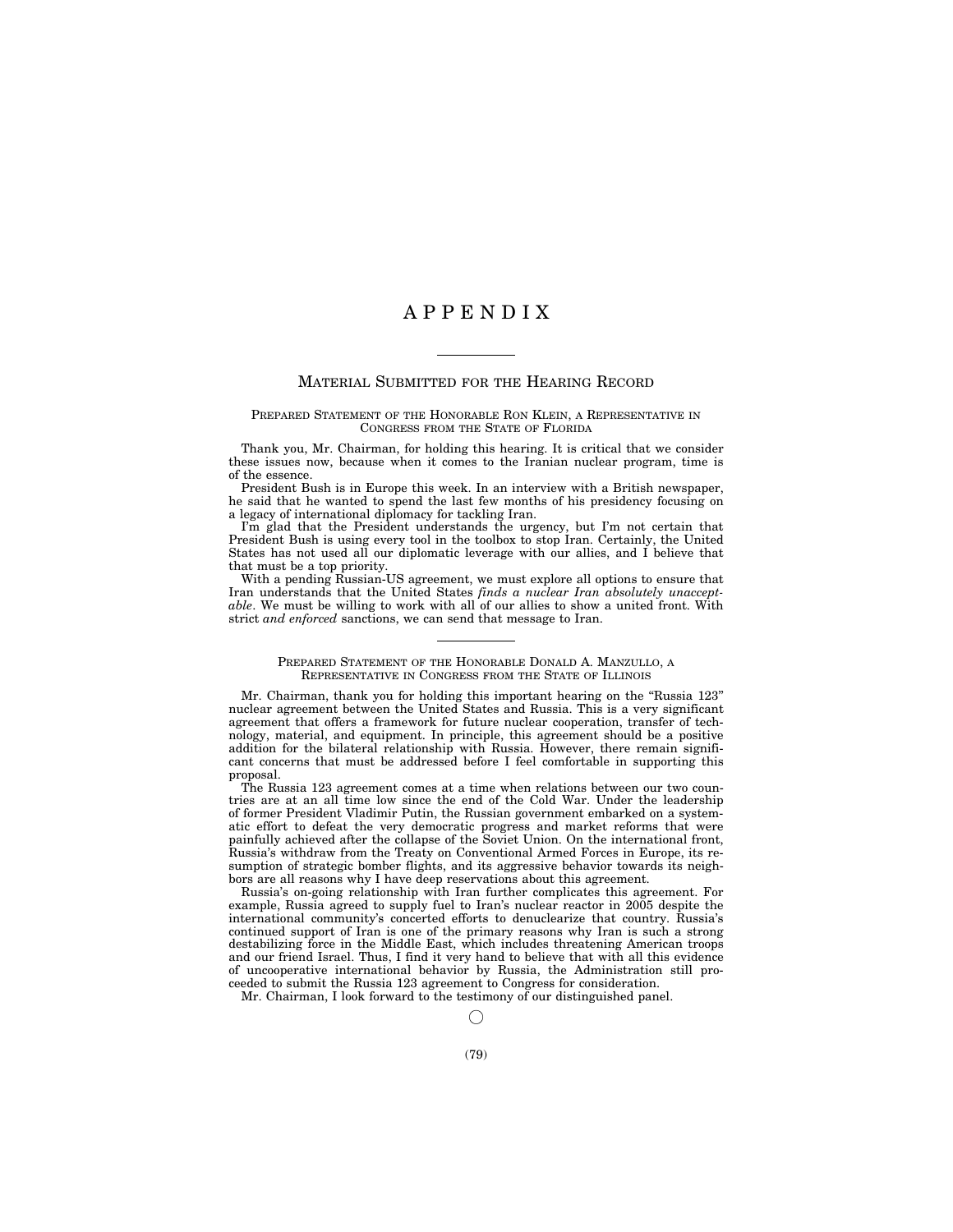# APPENDIX

## MATERIAL SUBMITTED FOR THE HEARING RECORD

### PREPARED STATEMENT OF THE HONORABLE RON KLEIN, A REPRESENTATIVE IN CONGRESS FROM THE STATE OF FLORIDA

Thank you, Mr. Chairman, for holding this hearing. It is critical that we consider these issues now, because when it comes to the Iranian nuclear program, time is of the essence.

President Bush is in Europe this week. In an interview with a British newspaper, he said that he wanted to spend the last few months of his presidency focusing on a legacy of international diplomacy for tackling Iran.

I'm glad that the President understands the urgency, but I'm not certain that President Bush is using every tool in the toolbox to stop Iran. Certainly, the United States has not used all our diplomatic leverage with our allies, and I believe that that must be a top priority.

With a pending Russian-US agreement, we must explore all options to ensure that Iran understands that the United States *finds a nuclear Iran absolutely unacceptable*. We must be willing to work with all of our allies to show a united front. With strict *and enforced* sanctions, we can send that message to Iran.

---

### PREPARED STATEMENT OF THE HONORABLE DONALD A. MANZULLO, A REPRESENTATIVE IN CONGRESS FROM THE STATE OF ILLINOIS

Mr. Chairman, thank you for holding this important hearing on the "Russia 123" nuclear agreement between the United States and Russia. This is a very significant agreement that offers a framework for future nuclear cooperation, transfer of technology, material, and equipment. In principle, this agreement should be a positive addition for the bilateral relationship with Russia. However, there remain significant concerns that must be addressed before I feel comfortable in supporting this proposal.

The Russia 123 agreement comes at a time when relations between our two countries are at an all time low since the end of the Cold War. Under the leadership of former President Vladimir Putin, the Russian government embarked on a systematic effort to defeat the very democratic progress and market reforms that were painfully achieved after the collapse of the Soviet Union. On the international front, Russia's withdraw from the Treaty on Conventional Armed Forces in Europe, its resumption of strategic bomber flights, and its aggressive behavior towards its neighbors are all reasons why I have deep reservations about this agreement.

Russia's on-going relationship with Iran further complicates this agreement. For example, Russia agreed to supply fuel to Iran's nuclear reactor in 2005 despite the international community's concerted efforts to denuclearize that country. Russia's continued support of Iran is one of the primary reasons why Iran is such a strong destabilizing force in the Middle East, which includes threatening American troops and our friend Israel. Thus, I find it very hand to believe that with all this evidence of uncooperative international behavior by Russia, the Administration still proceeded to submit the Russia 123 agreement to Congress for consideration.

Mr. Chairman, I look forward to the testimony of our distinguished panel.